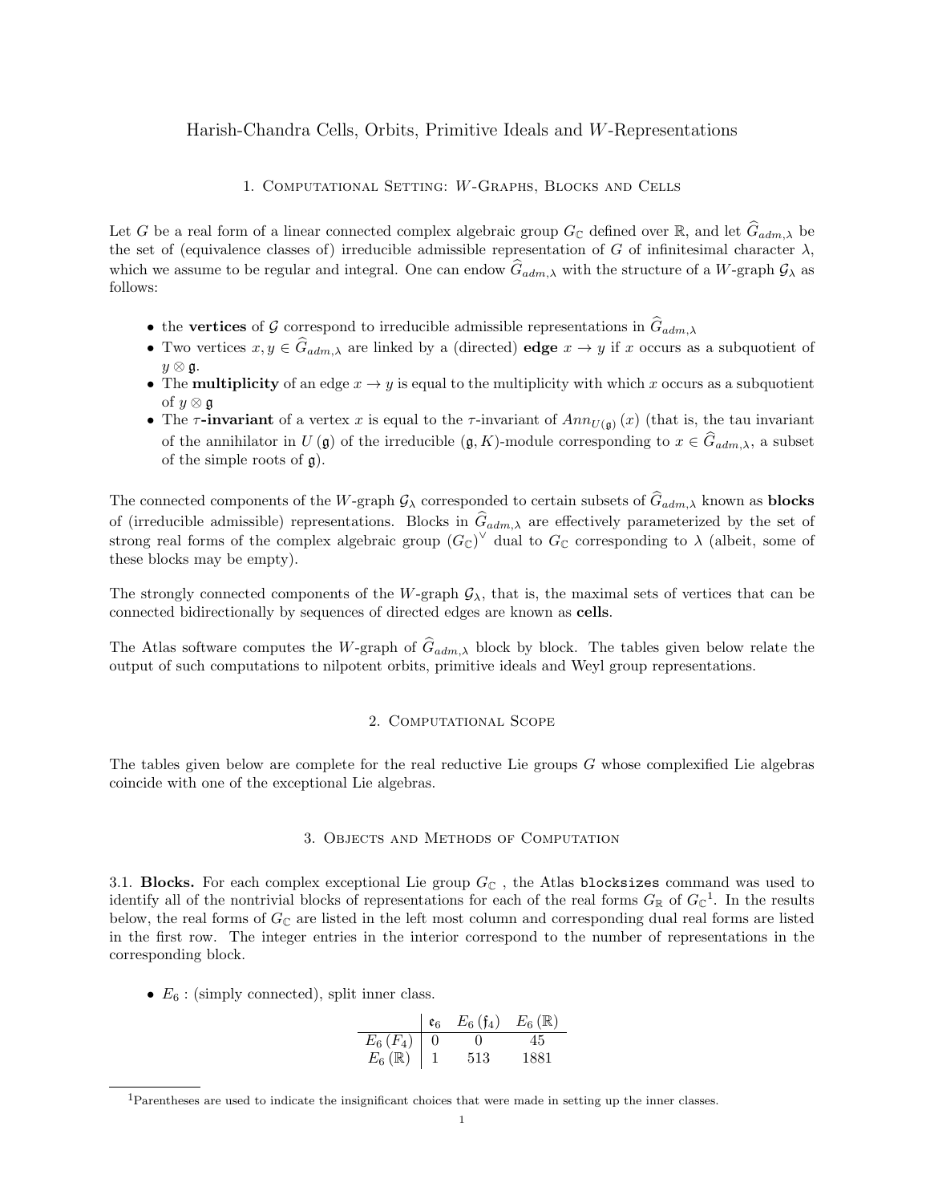# Harish-Chandra Cells, Orbits, Primitive Ideals and $W$-Representations

## 1. Computational Setting: $W$-Graphs, Blocks and Cells

Let $G$ be a real form of a linear connected complex algebraic group $G_{\mathbb{C}}$ defined over $\mathbb{R}$, and let $\widehat{G}_{adm,\lambda}$ be the set of (equivalence classes of) irreducible admissible representation of $G$ of infinitesimal character $\lambda$, which we assume to be regular and integral. One can endow $\widehat{G}_{adm,\lambda}$ with the structure of a $W$-graph $\mathcal{G}_{\lambda}$ as follows:

- the **vertices** of $\mathcal{G}$ correspond to irreducible admissible representations in $\widehat{G}_{adm,\lambda}$
- Two vertices $x, y \in \widehat{G}_{adm,\lambda}$ are linked by a (directed) **edge** $x \to y$ if $x$ occurs as a subquotient of $y \otimes \mathfrak{g}$.
- The **multiplicity** of an edge $x \to y$ is equal to the multiplicity with which $x$ occurs as a subquotient of $y \otimes \mathfrak{g}$
- The **$\tau$-invariant** of a vertex $x$ is equal to the $\tau$-invariant of $Ann_{U(\mathfrak{g})}(x)$ (that is, the tau invariant of the annihilator in $U(\mathfrak{g})$ of the irreducible $(\mathfrak{g}, K)$-module corresponding to $x \in \widehat{G}_{adm,\lambda}$, a subset of the simple roots of $\mathfrak{g}$).

The connected components of the $W$-graph $\mathcal{G}_{\lambda}$ corresponded to certain subsets of $\widehat{G}_{adm,\lambda}$ known as **blocks** of (irreducible admissible) representations. Blocks in $\widehat{G}_{adm,\lambda}$ are effectively parameterized by the set of strong real forms of the complex algebraic group $(G_{\mathbb{C}})^{\vee}$ dual to $G_{\mathbb{C}}$ corresponding to $\lambda$ (albeit, some of these blocks may be empty).

The strongly connected components of the $W$-graph $\mathcal{G}_{\lambda}$, that is, the maximal sets of vertices that can be connected bidirectionally by sequences of directed edges are known as **cells**.

The Atlas software computes the $W$-graph of $\widehat{G}_{adm,\lambda}$ block by block. The tables given below relate the output of such computations to nilpotent orbits, primitive ideals and Weyl group representations.

## 2. Computational Scope

The tables given below are complete for the real reductive Lie groups $G$ whose complexified Lie algebras coincide with one of the exceptional Lie algebras.

## 3. Objects and Methods of Computation

3.1. **Blocks.** For each complex exceptional Lie group $G_{\mathbb{C}}$, the Atlas `blocksizes` command was used to identify all of the nontrivial blocks of representations for each of the real forms $G_{\mathbb{R}}$ of $G_{\mathbb{C}}$[1]. In the results below, the real forms of $G_{\mathbb{C}}$ are listed in the left most column and corresponding dual real forms are listed in the first row. The integer entries in the interior correspond to the number of representations in the corresponding block.

- $E_6$ : (simply connected), split inner class.

| | $\mathfrak{e}_6$ | $E_6(\mathfrak{f}_4)$ | $E_6(\mathbb{R})$ |
|---|---|---|---|
| $E_6(F_4)$ | 0 | 0 | 45 |
| $E_6(\mathbb{R})$ | 1 | 513 | 1881 |

[1] Parentheses are used to indicate the insignificant choices that were made in setting up the inner classes.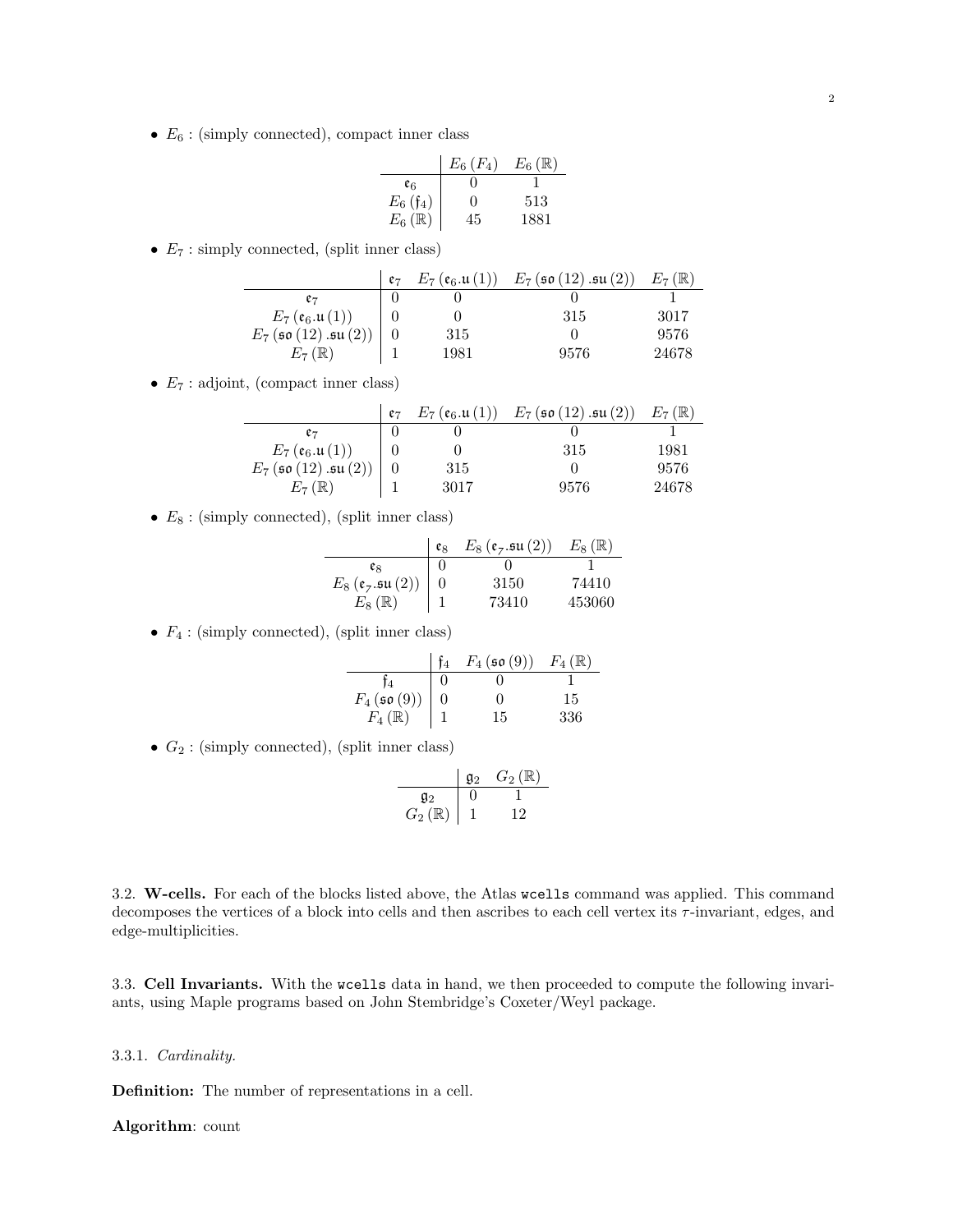- $E_6$ : (simply connected), compact inner class

| | $E_6(F_4)$ | $E_6(\mathbb{R})$ |
|---|---|---|
| $\mathfrak{e}_6$ | 0 | 1 |
| $E_6(\mathfrak{f}_4)$ | 0 | 513 |
| $E_6(\mathbb{R})$ | 45 | 1881 |

- $E_7$ : simply connected, (split inner class)

| | $\mathfrak{e}_7$ | $E_7(\mathfrak{e}_6.\mathfrak{u}(1))$ | $E_7(\mathfrak{so}(12).\mathfrak{su}(2))$ | $E_7(\mathbb{R})$ |
|---|---|---|---|---|
| $\mathfrak{e}_7$ | 0 | 0 | 0 | 1 |
| $E_7(\mathfrak{e}_6.\mathfrak{u}(1))$ | 0 | 0 | 315 | 3017 |
| $E_7(\mathfrak{so}(12).\mathfrak{su}(2))$ | 0 | 315 | 0 | 9576 |
| $E_7(\mathbb{R})$ | 1 | 1981 | 9576 | 24678 |

- $E_7$ : adjoint, (compact inner class)

| | $\mathfrak{e}_7$ | $E_7(\mathfrak{e}_6.\mathfrak{u}(1))$ | $E_7(\mathfrak{so}(12).\mathfrak{su}(2))$ | $E_7(\mathbb{R})$ |
|---|---|---|---|---|
| $\mathfrak{e}_7$ | 0 | 0 | 0 | 1 |
| $E_7(\mathfrak{e}_6.\mathfrak{u}(1))$ | 0 | 0 | 315 | 1981 |
| $E_7(\mathfrak{so}(12).\mathfrak{su}(2))$ | 0 | 315 | 0 | 9576 |
| $E_7(\mathbb{R})$ | 1 | 3017 | 9576 | 24678 |

- $E_8$ : (simply connected), (split inner class)

| | $\mathfrak{e}_8$ | $E_8(\mathfrak{e}_7.\mathfrak{su}(2))$ | $E_8(\mathbb{R})$ |
|---|---|---|---|
| $\mathfrak{e}_8$ | 0 | 0 | 1 |
| $E_8(\mathfrak{e}_7.\mathfrak{su}(2))$ | 0 | 3150 | 74410 |
| $E_8(\mathbb{R})$ | 1 | 73410 | 453060 |

- $F_4$ : (simply connected), (split inner class)

| | $\mathfrak{f}_4$ | $F_4(\mathfrak{so}(9))$ | $F_4(\mathbb{R})$ |
|---|---|---|---|
| $\mathfrak{f}_4$ | 0 | 0 | 1 |
| $F_4(\mathfrak{so}(9))$ | 0 | 0 | 15 |
| $F_4(\mathbb{R})$ | 1 | 15 | 336 |

- $G_2$ : (simply connected), (split inner class)

| | $\mathfrak{g}_2$ | $G_2(\mathbb{R})$ |
|---|---|---|
| $\mathfrak{g}_2$ | 0 | 1 |
| $G_2(\mathbb{R})$ | 1 | 12 |

3.2. **W-cells.** For each of the blocks listed above, the Atlas `wcells` command was applied. This command decomposes the vertices of a block into cells and then ascribes to each cell vertex its $\tau$-invariant, edges, and edge-multiplicities.

3.3. **Cell Invariants.** With the `wcells` data in hand, we then proceeded to compute the following invariants, using Maple programs based on John Stembridge's Coxeter/Weyl package.

3.3.1. *Cardinality.*

**Definition:** The number of representations in a cell.

**Algorithm**: count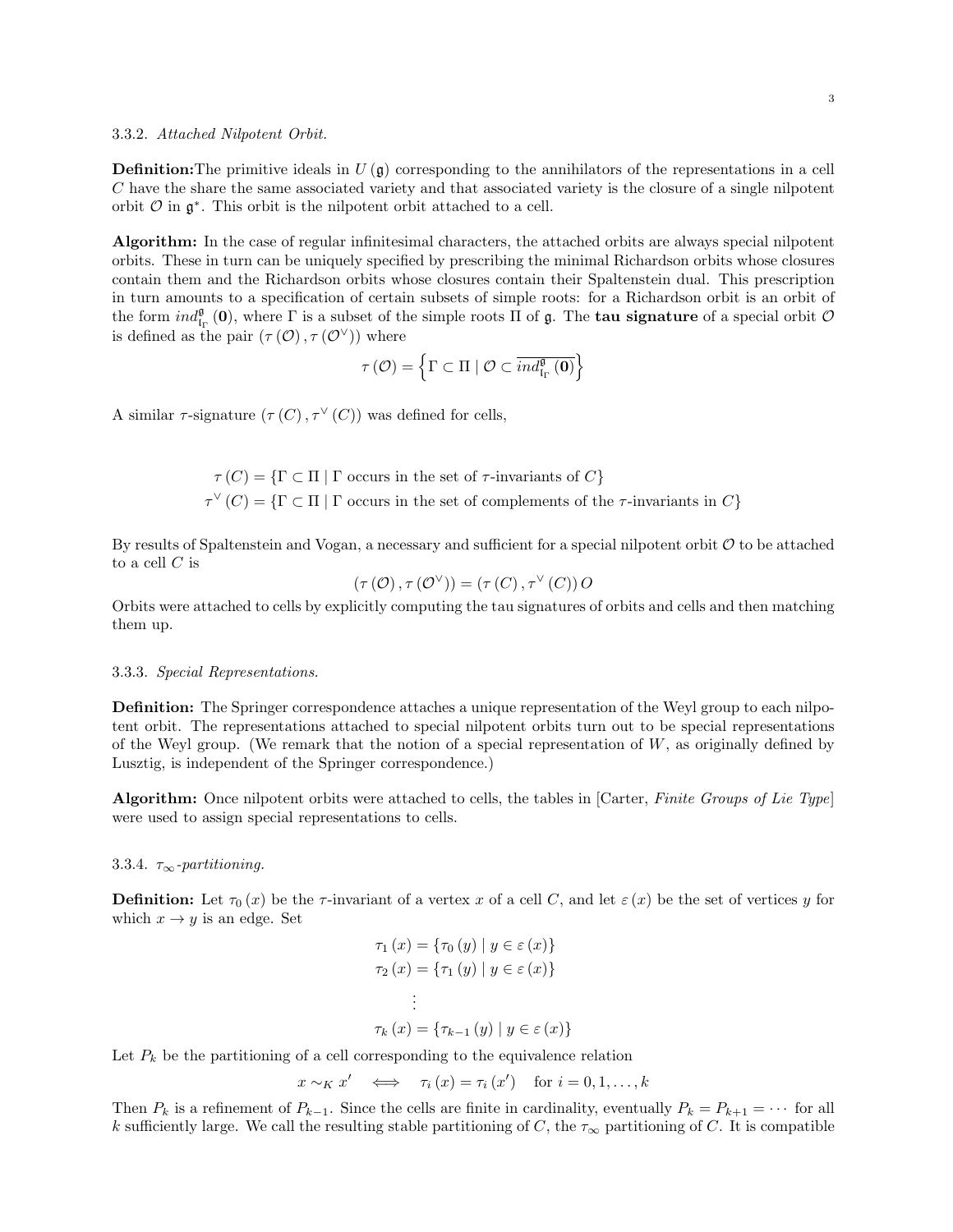#### 3.3.2. *Attached Nilpotent Orbit.*

**Definition:**The primitive ideals in $U(\mathfrak{g})$ corresponding to the annihilators of the representations in a cell $C$ have the share the same associated variety and that associated variety is the closure of a single nilpotent orbit $\mathcal{O}$ in $\mathfrak{g}^*$. This orbit is the nilpotent orbit attached to a cell.

**Algorithm:** In the case of regular infinitesimal characters, the attached orbits are always special nilpotent orbits. These in turn can be uniquely specified by prescribing the minimal Richardson orbits whose closures contain them and the Richardson orbits whose closures contain their Spaltenstein dual. This prescription in turn amounts to a specification of certain subsets of simple roots: for a Richardson orbit is an orbit of the form $ind_{\mathfrak{l}_\Gamma}^{\mathfrak{g}}(\mathbf{0})$, where $\Gamma$ is a subset of the simple roots $\Pi$ of $\mathfrak{g}$. The **tau signature** of a special orbit $\mathcal{O}$ is defined as the pair $(\tau(\mathcal{O}), \tau(\mathcal{O}^\vee))$ where

$$\tau(\mathcal{O}) = \left\{ \Gamma \subset \Pi \mid \mathcal{O} \subset \overline{ind_{\mathfrak{l}_\Gamma}^{\mathfrak{g}}(\mathbf{0})} \right\}$$

A similar $\tau$-signature $(\tau(C), \tau^\vee(C))$ was defined for cells,

$$\tau(C) = \{\Gamma \subset \Pi \mid \Gamma \text{ occurs in the set of } \tau\text{-invariants of } C\}$$
$$\tau^\vee(C) = \{\Gamma \subset \Pi \mid \Gamma \text{ occurs in the set of complements of the } \tau\text{-invariants in } C\}$$

By results of Spaltenstein and Vogan, a necessary and sufficient for a special nilpotent orbit $\mathcal{O}$ to be attached to a cell $C$ is

$$(\tau(\mathcal{O}), \tau(\mathcal{O}^\vee)) = (\tau(C), \tau^\vee(C))\, O$$

Orbits were attached to cells by explicitly computing the tau signatures of orbits and cells and then matching them up.

#### 3.3.3. *Special Representations.*

**Definition:** The Springer correspondence attaches a unique representation of the Weyl group to each nilpotent orbit. The representations attached to special nilpotent orbits turn out to be special representations of the Weyl group. (We remark that the notion of a special representation of $W$, as originally defined by Lusztig, is independent of the Springer correspondence.)

**Algorithm:** Once nilpotent orbits were attached to cells, the tables in [Carter, *Finite Groups of Lie Type*] were used to assign special representations to cells.

#### 3.3.4. $\tau_\infty$*-partitioning.*

**Definition:** Let $\tau_0(x)$ be the $\tau$-invariant of a vertex $x$ of a cell $C$, and let $\varepsilon(x)$ be the set of vertices $y$ for which $x \to y$ is an edge. Set

$$\tau_1(x) = \{\tau_0(y) \mid y \in \varepsilon(x)\}$$
$$\tau_2(x) = \{\tau_1(y) \mid y \in \varepsilon(x)\}$$
$$\vdots$$
$$\tau_k(x) = \{\tau_{k-1}(y) \mid y \in \varepsilon(x)\}$$

Let $P_k$ be the partitioning of a cell corresponding to the equivalence relation

$$x \sim_K x' \iff \tau_i(x) = \tau_i(x') \quad \text{for } i = 0, 1, \ldots, k$$

Then $P_k$ is a refinement of $P_{k-1}$. Since the cells are finite in cardinality, eventually $P_k = P_{k+1} = \cdots$ for all $k$ sufficiently large. We call the resulting stable partitioning of $C$, the $\tau_\infty$ partitioning of $C$. It is compatible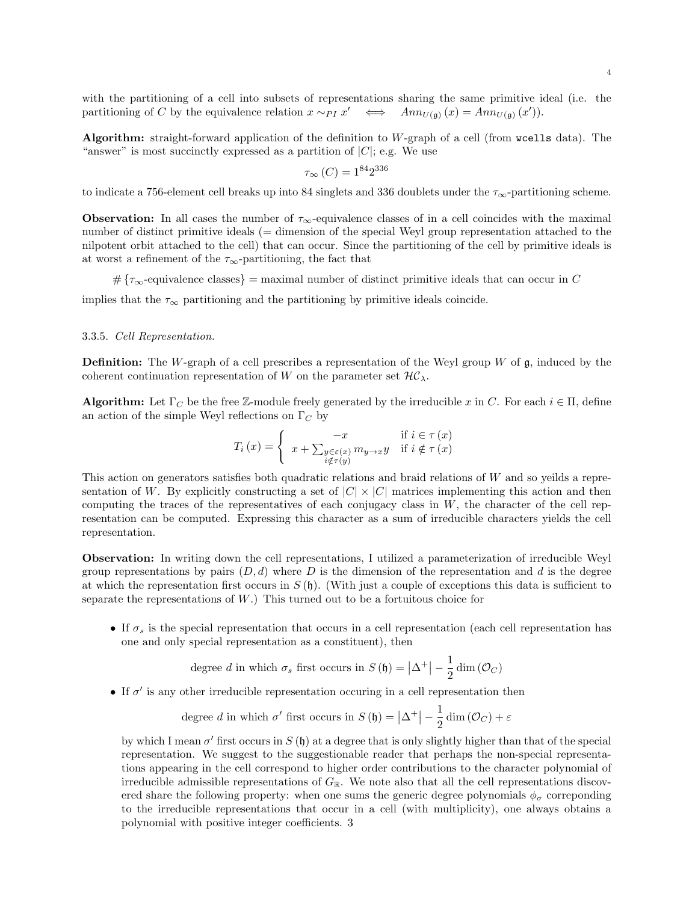with the partitioning of a cell into subsets of representations sharing the same primitive ideal (i.e. the partitioning of $C$ by the equivalence relation $x \sim_{PI} x' \iff Ann_{U(\mathfrak{g})}(x) = Ann_{U(\mathfrak{g})}(x')$).

**Algorithm:** straight-forward application of the definition to $W$-graph of a cell (from `wcells` data). The "answer" is most succinctly expressed as a partition of $|C|$; e.g. We use

$$\tau_\infty(C) = 1^{84}2^{336}$$

to indicate a 756-element cell breaks up into 84 singlets and 336 doublets under the $\tau_\infty$-partitioning scheme.

**Observation:** In all cases the number of $\tau_\infty$-equivalence classes of in a cell coincides with the maximal number of distinct primitive ideals (= dimension of the special Weyl group representation attached to the nilpotent orbit attached to the cell) that can occur. Since the partitioning of the cell by primitive ideals is at worst a refinement of the $\tau_\infty$-partitioning, the fact that

$$\#\{\tau_\infty\text{-equivalence classes}\} = \text{maximal number of distinct primitive ideals that can occur in } C$$

implies that the $\tau_\infty$ partitioning and the partitioning by primitive ideals coincide.

3.3.5. *Cell Representation.*

**Definition:** The $W$-graph of a cell prescribes a representation of the Weyl group $W$ of $\mathfrak{g}$, induced by the coherent continuation representation of $W$ on the parameter set $\mathcal{HC}_\lambda$.

**Algorithm:** Let $\Gamma_C$ be the free $\mathbb{Z}$-module freely generated by the irreducible $x$ in $C$. For each $i \in \Pi$, define an action of the simple Weyl reflections on $\Gamma_C$ by

$$T_i(x) = \begin{cases} -x & \text{if } i \in \tau(x) \\ x + \sum_{\substack{y \in \varepsilon(x) \\ i \notin \tau(y)}} m_{y \to x} y & \text{if } i \notin \tau(x) \end{cases}$$

This action on generators satisfies both quadratic relations and braid relations of $W$ and so yeilds a representation of $W$. By explicitly constructing a set of $|C| \times |C|$ matrices implementing this action and then computing the traces of the representatives of each conjugacy class in $W$, the character of the cell representation can be computed. Expressing this character as a sum of irreducible characters yields the cell representation.

**Observation:** In writing down the cell representations, I utilized a parameterization of irreducible Weyl group representations by pairs $(D, d)$ where $D$ is the dimension of the representation and $d$ is the degree at which the representation first occurs in $S(\mathfrak{h})$. (With just a couple of exceptions this data is sufficient to separate the representations of $W$.) This turned out to be a fortuitous choice for

- If $\sigma_s$ is the special representation that occurs in a cell representation (each cell representation has one and only special representation as a constituent), then

$$\text{degree } d \text{ in which } \sigma_s \text{ first occurs in } S(\mathfrak{h}) = |\Delta^+| - \frac{1}{2}\dim(\mathcal{O}_C)$$

- If $\sigma'$ is any other irreducible representation occuring in a cell representation then

$$\text{degree } d \text{ in which } \sigma' \text{ first occurs in } S(\mathfrak{h}) = |\Delta^+| - \frac{1}{2}\dim(\mathcal{O}_C) + \varepsilon$$

  by which I mean $\sigma'$ first occurs in $S(\mathfrak{h})$ at a degree that is only slightly higher than that of the special representation. We suggest to the suggestionable reader that perhaps the non-special representations appearing in the cell correspond to higher order contributions to the character polynomial of irreducible admissible representations of $G_\mathbb{R}$. We note also that all the cell representations discovered share the following property: when one sums the generic degree polynomials $\phi_\sigma$ correponding to the irreducible representations that occur in a cell (with multiplicity), one always obtains a polynomial with positive integer coefficients. 3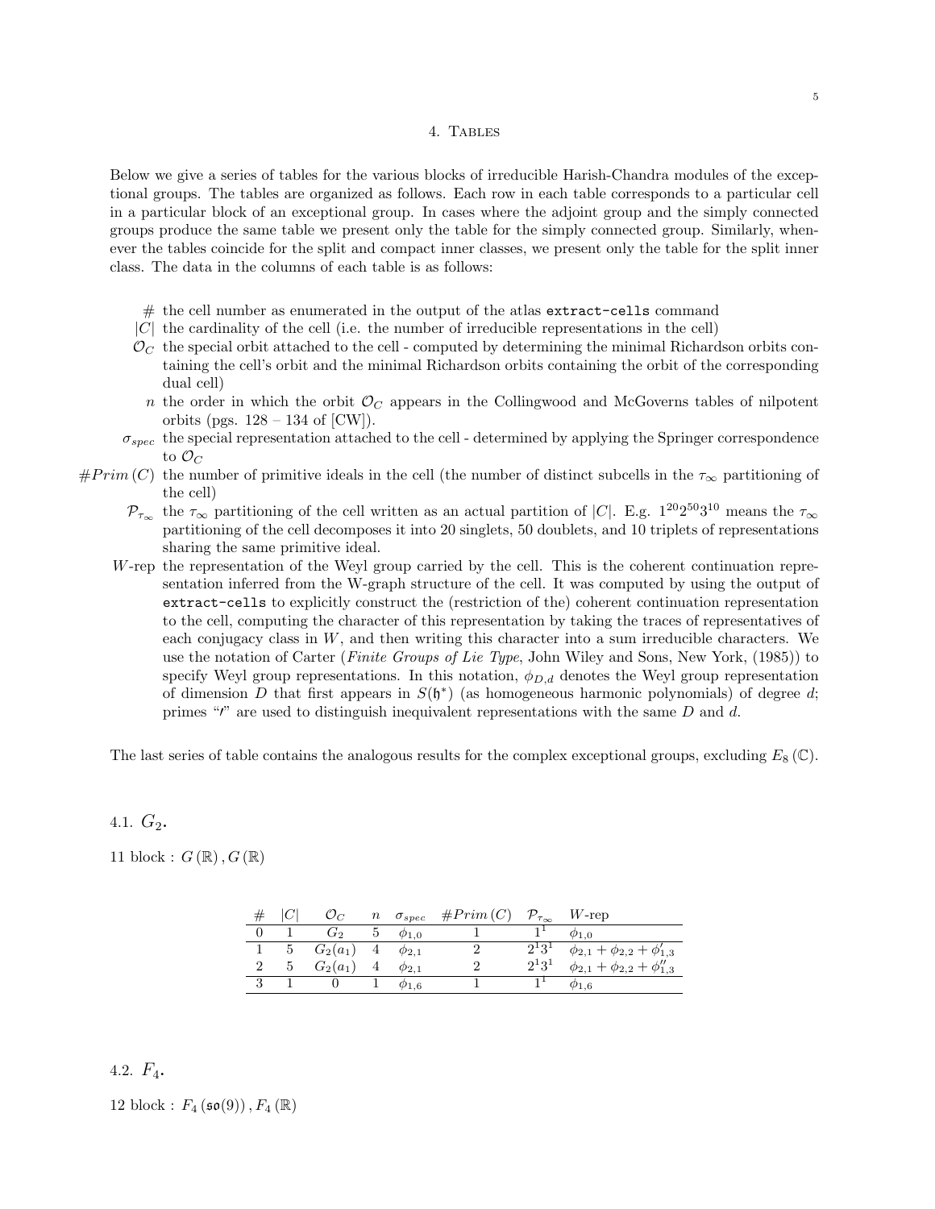## 4. Tables

Below we give a series of tables for the various blocks of irreducible Harish-Chandra modules of the exceptional groups. The tables are organized as follows. Each row in each table corresponds to a particular cell in a particular block of an exceptional group. In cases where the adjoint group and the simply connected groups produce the same table we present only the table for the simply connected group. Similarly, whenever the tables coincide for the split and compact inner classes, we present only the table for the split inner class. The data in the columns of each table is as follows:

- $\#$ the cell number as enumerated in the output of the atlas `extract-cells` command
- $|C|$ the cardinality of the cell (i.e. the number of irreducible representations in the cell)
- $\mathcal{O}_C$ the special orbit attached to the cell - computed by determining the minimal Richardson orbits containing the cell's orbit and the minimal Richardson orbits containing the orbit of the corresponding dual cell)
- $n$ the order in which the orbit $\mathcal{O}_C$ appears in the Collingwood and McGoverns tables of nilpotent orbits (pgs. 128 – 134 of [CW]).
- $\sigma_{spec}$ the special representation attached to the cell - determined by applying the Springer correspondence to $\mathcal{O}_C$
- $\#Prim\,(C)$ the number of primitive ideals in the cell (the number of distinct subcells in the $\tau_\infty$ partitioning of the cell)
- $\mathcal{P}_{\tau_\infty}$ the $\tau_\infty$ partitioning of the cell written as an actual partition of $|C|$. E.g. $1^{20}2^{50}3^{10}$ means the $\tau_\infty$ partitioning of the cell decomposes it into 20 singlets, 50 doublets, and 10 triplets of representations sharing the same primitive ideal.
- $W$-rep the representation of the Weyl group carried by the cell. This is the coherent continuation representation inferred from the W-graph structure of the cell. It was computed by using the output of `extract-cells` to explicitly construct the (restriction of the) coherent continuation representation to the cell, computing the character of this representation by taking the traces of representatives of each conjugacy class in $W$, and then writing this character into a sum irreducible characters. We use the notation of Carter (*Finite Groups of Lie Type*, John Wiley and Sons, New York, (1985)) to specify Weyl group representations. In this notation, $\phi_{D,d}$ denotes the Weyl group representation of dimension $D$ that first appears in $S(\mathfrak{h}^*)$ (as homogeneous harmonic polynomials) of degree $d$; primes "$'$" are used to distinguish inequivalent representations with the same $D$ and $d$.

The last series of table contains the analogous results for the complex exceptional groups, excluding $E_8(\mathbb{C})$.

### 4.1. $G_2$.

11 block : $G(\mathbb{R}), G(\mathbb{R})$

| $\#$ | $\lvert C\rvert$ | $\mathcal{O}_C$ | $n$ | $\sigma_{spec}$ | $\#Prim\,(C)$ | $\mathcal{P}_{\tau_\infty}$ | $W$-rep |
|---|---|---|---|---|---|---|---|
| 0 | 1 | $G_2$ | 5 | $\phi_{1,0}$ | 1 | $1^1$ | $\phi_{1,0}$ |
| 1 | 5 | $G_2(a_1)$ | 4 | $\phi_{2,1}$ | 2 | $2^13^1$ | $\phi_{2,1}+\phi_{2,2}+\phi'_{1,3}$ |
| 2 | 5 | $G_2(a_1)$ | 4 | $\phi_{2,1}$ | 2 | $2^13^1$ | $\phi_{2,1}+\phi_{2,2}+\phi''_{1,3}$ |
| 3 | 1 | 0 | 1 | $\phi_{1,6}$ | 1 | $1^1$ | $\phi_{1,6}$ |

### 4.2. $F_4$.

12 block : $F_4(\mathfrak{so}(9)), F_4(\mathbb{R})$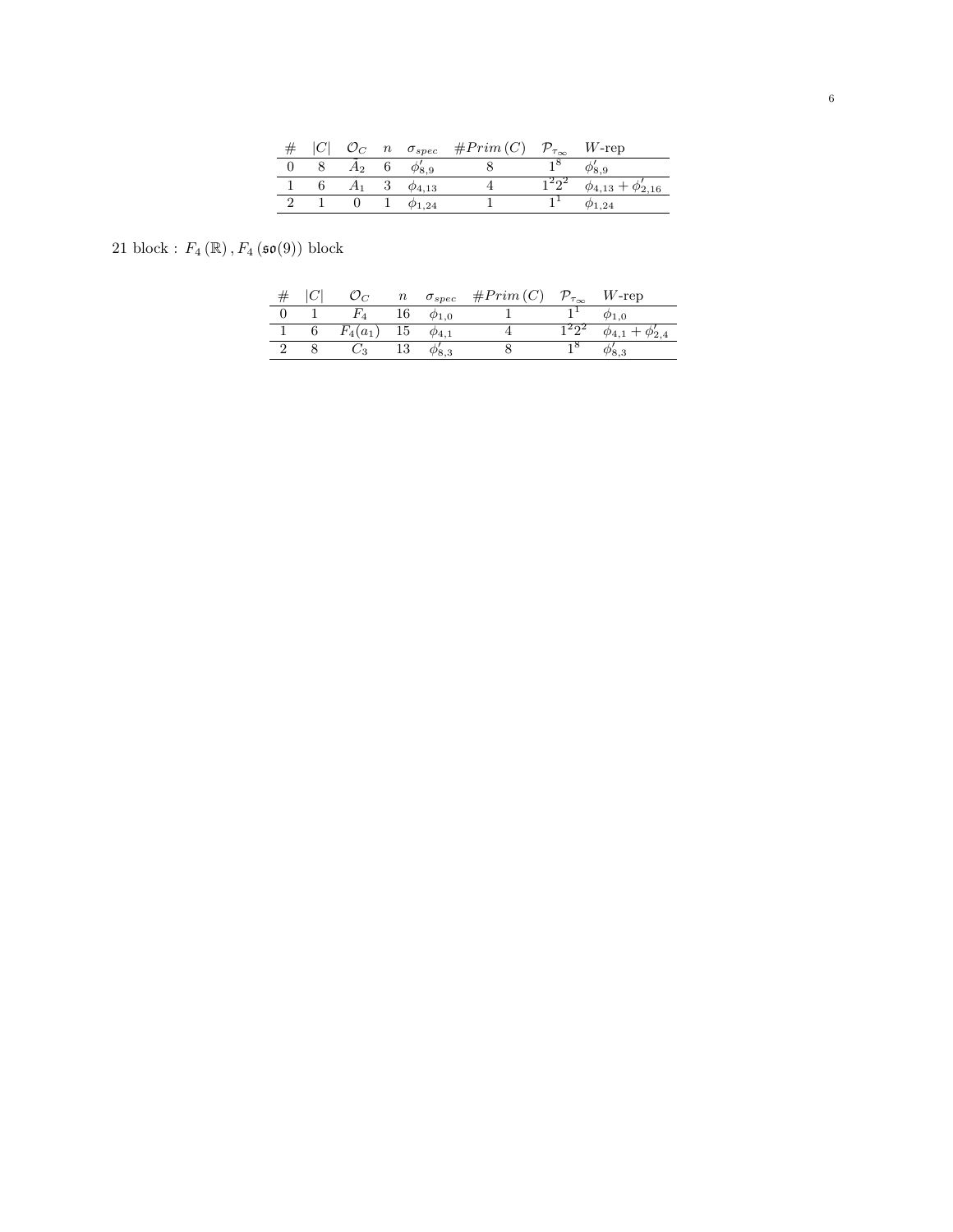| # | $\|C\|$ | $\mathcal{O}_C$ | $n$ | $\sigma_{spec}$ | $\#Prim\,(C)$ | $\mathcal{P}_{\tau_\infty}$ | $W$-rep |
|---|---|---|---|---|---|---|---|
| 0 | 8 | $\tilde{A}_2$ | 6 | $\phi'_{8,9}$ | 8 | $1^8$ | $\phi'_{8,9}$ |
| 1 | 6 | $A_1$ | 3 | $\phi_{4,13}$ | 4 | $1^2 2^2$ | $\phi_{4,13} + \phi'_{2,16}$ |
| 2 | 1 | 0 | 1 | $\phi_{1,24}$ | 1 | $1^1$ | $\phi_{1,24}$ |

21 block : $F_4\left(\mathbb{R}\right), F_4\left(\mathfrak{so}(9)\right)$ block

| # | $\|C\|$ | $\mathcal{O}_C$ | $n$ | $\sigma_{spec}$ | $\#Prim\,(C)$ | $\mathcal{P}_{\tau_\infty}$ | $W$-rep |
|---|---|---|---|---|---|---|---|
| 0 | 1 | $F_4$ | 16 | $\phi_{1,0}$ | 1 | $1^1$ | $\phi_{1,0}$ |
| 1 | 6 | $F_4(a_1)$ | 15 | $\phi_{4,1}$ | 4 | $1^2 2^2$ | $\phi_{4,1} + \phi'_{2,4}$ |
| 2 | 8 | $C_3$ | 13 | $\phi'_{8,3}$ | 8 | $1^8$ | $\phi'_{8,3}$ |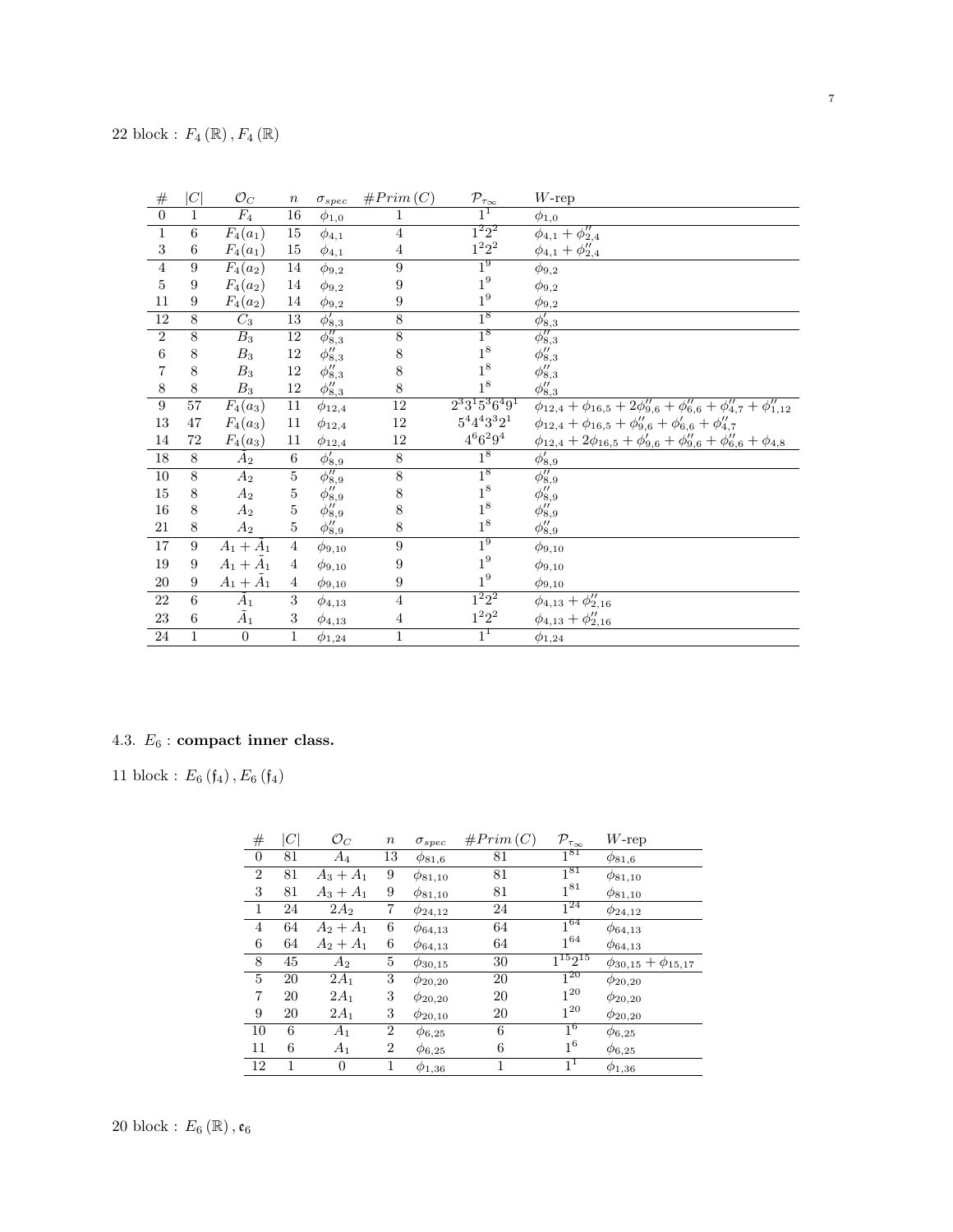22 block : $F_4(\mathbb{R}), F_4(\mathbb{R})$

| # | $\|C\|$ | $\mathcal{O}_C$ | $n$ | $\sigma_{spec}$ | $\#Prim(C)$ | $\mathcal{P}_{\tau_\infty}$ | $W$-rep |
|---|---|---|---|---|---|---|---|
| 0 | 1 | $F_4$ | 16 | $\phi_{1,0}$ | 1 | $1^1$ | $\phi_{1,0}$ |
| 1 | 6 | $F_4(a_1)$ | 15 | $\phi_{4,1}$ | 4 | $1^2 2^2$ | $\phi_{4,1} + \phi''_{2,4}$ |
| 3 | 6 | $F_4(a_1)$ | 15 | $\phi_{4,1}$ | 4 | $1^2 2^2$ | $\phi_{4,1} + \phi''_{2,4}$ |
| 4 | 9 | $F_4(a_2)$ | 14 | $\phi_{9,2}$ | 9 | $1^9$ | $\phi_{9,2}$ |
| 5 | 9 | $F_4(a_2)$ | 14 | $\phi_{9,2}$ | 9 | $1^9$ | $\phi_{9,2}$ |
| 11 | 9 | $F_4(a_2)$ | 14 | $\phi_{9,2}$ | 9 | $1^9$ | $\phi_{9,2}$ |
| 12 | 8 | $C_3$ | 13 | $\phi'_{8,3}$ | 8 | $1^8$ | $\phi'_{8,3}$ |
| 2 | 8 | $B_3$ | 12 | $\phi''_{8,3}$ | 8 | $1^8$ | $\phi''_{8,3}$ |
| 6 | 8 | $B_3$ | 12 | $\phi''_{8,3}$ | 8 | $1^8$ | $\phi''_{8,3}$ |
| 7 | 8 | $B_3$ | 12 | $\phi''_{8,3}$ | 8 | $1^8$ | $\phi''_{8,3}$ |
| 8 | 8 | $B_3$ | 12 | $\phi''_{8,3}$ | 8 | $1^8$ | $\phi''_{8,3}$ |
| 9 | 57 | $F_4(a_3)$ | 11 | $\phi_{12,4}$ | 12 | $2^3 3^1 5^3 6^4 9^1$ | $\phi_{12,4} + \phi_{16,5} + 2\phi''_{9,6} + \phi''_{6,6} + \phi''_{4,7} + \phi''_{1,12}$ |
| 13 | 47 | $F_4(a_3)$ | 11 | $\phi_{12,4}$ | 12 | $5^4 4^4 3^3 2^1$ | $\phi_{12,4} + \phi_{16,5} + \phi''_{9,6} + \phi'_{6,6} + \phi''_{4,7}$ |
| 14 | 72 | $F_4(a_3)$ | 11 | $\phi_{12,4}$ | 12 | $4^6 6^2 9^4$ | $\phi_{12,4} + 2\phi_{16,5} + \phi'_{9,6} + \phi''_{9,6} + \phi'_{6,6} + \phi_{4,8}$ |
| 18 | 8 | $\tilde{A}_2$ | 6 | $\phi'_{8,9}$ | 8 | $1^8$ | $\phi'_{8,9}$ |
| 10 | 8 | $A_2$ | 5 | $\phi''_{8,9}$ | 8 | $1^8$ | $\phi''_{8,9}$ |
| 15 | 8 | $A_2$ | 5 | $\phi''_{8,9}$ | 8 | $1^8$ | $\phi''_{8,9}$ |
| 16 | 8 | $A_2$ | 5 | $\phi''_{8,9}$ | 8 | $1^8$ | $\phi''_{8,9}$ |
| 21 | 8 | $A_2$ | 5 | $\phi''_{8,9}$ | 8 | $1^8$ | $\phi''_{8,9}$ |
| 17 | 9 | $A_1 + \tilde{A}_1$ | 4 | $\phi_{9,10}$ | 9 | $1^9$ | $\phi_{9,10}$ |
| 19 | 9 | $A_1 + \tilde{A}_1$ | 4 | $\phi_{9,10}$ | 9 | $1^9$ | $\phi_{9,10}$ |
| 20 | 9 | $A_1 + \tilde{A}_1$ | 4 | $\phi_{9,10}$ | 9 | $1^9$ | $\phi_{9,10}$ |
| 22 | 6 | $\tilde{A}_1$ | 3 | $\phi_{4,13}$ | 4 | $1^2 2^2$ | $\phi_{4,13} + \phi''_{2,16}$ |
| 23 | 6 | $\tilde{A}_1$ | 3 | $\phi_{4,13}$ | 4 | $1^2 2^2$ | $\phi_{4,13} + \phi''_{2,16}$ |
| 24 | 1 | 0 | 1 | $\phi_{1,24}$ | 1 | $1^1$ | $\phi_{1,24}$ |

### 4.3. $E_6$ : compact inner class.

11 block : $E_6(\mathfrak{f}_4), E_6(\mathfrak{f}_4)$

| # | $\|C\|$ | $\mathcal{O}_C$ | $n$ | $\sigma_{spec}$ | $\#Prim(C)$ | $\mathcal{P}_{\tau_\infty}$ | $W$-rep |
|---|---|---|---|---|---|---|---|
| 0 | 81 | $A_4$ | 13 | $\phi_{81,6}$ | 81 | $1^{81}$ | $\phi_{81,6}$ |
| 2 | 81 | $A_3 + A_1$ | 9 | $\phi_{81,10}$ | 81 | $1^{81}$ | $\phi_{81,10}$ |
| 3 | 81 | $A_3 + A_1$ | 9 | $\phi_{81,10}$ | 81 | $1^{81}$ | $\phi_{81,10}$ |
| 1 | 24 | $2A_2$ | 7 | $\phi_{24,12}$ | 24 | $1^{24}$ | $\phi_{24,12}$ |
| 4 | 64 | $A_2 + A_1$ | 6 | $\phi_{64,13}$ | 64 | $1^{64}$ | $\phi_{64,13}$ |
| 6 | 64 | $A_2 + A_1$ | 6 | $\phi_{64,13}$ | 64 | $1^{64}$ | $\phi_{64,13}$ |
| 8 | 45 | $A_2$ | 5 | $\phi_{30,15}$ | 30 | $1^{15} 2^{15}$ | $\phi_{30,15} + \phi_{15,17}$ |
| 5 | 20 | $2A_1$ | 3 | $\phi_{20,20}$ | 20 | $1^{20}$ | $\phi_{20,20}$ |
| 7 | 20 | $2A_1$ | 3 | $\phi_{20,20}$ | 20 | $1^{20}$ | $\phi_{20,20}$ |
| 9 | 20 | $2A_1$ | 3 | $\phi_{20,10}$ | 20 | $1^{20}$ | $\phi_{20,20}$ |
| 10 | 6 | $A_1$ | 2 | $\phi_{6,25}$ | 6 | $1^6$ | $\phi_{6,25}$ |
| 11 | 6 | $A_1$ | 2 | $\phi_{6,25}$ | 6 | $1^6$ | $\phi_{6,25}$ |
| 12 | 1 | 0 | 1 | $\phi_{1,36}$ | 1 | $1^1$ | $\phi_{1,36}$ |

20 block : $E_6(\mathbb{R}), \mathfrak{e}_6$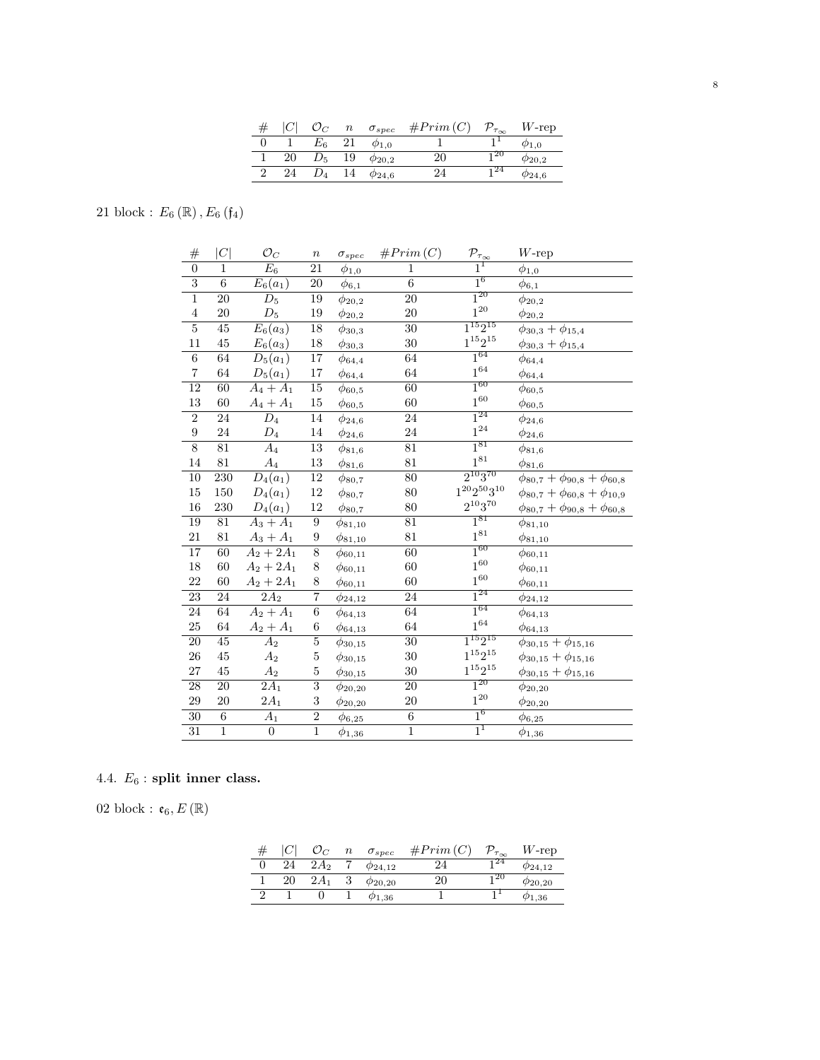| # | $\|C\|$ | $\mathcal{O}_C$ | $n$ | $\sigma_{spec}$ | $\#Prim\,(C)$ | $\mathcal{P}_{\tau_\infty}$ | $W$-rep |
|---|---|---|---|---|---|---|---|
| 0 | 1 | $E_6$ | 21 | $\phi_{1,0}$ | 1 | $1^1$ | $\phi_{1,0}$ |
| 1 | 20 | $D_5$ | 19 | $\phi_{20,2}$ | 20 | $1^{20}$ | $\phi_{20,2}$ |
| 2 | 24 | $D_4$ | 14 | $\phi_{24,6}$ | 24 | $1^{24}$ | $\phi_{24,6}$ |

21 block : $E_6\,(\mathbb{R})\,, E_6\,(\mathfrak{f}_4)$

| # | $\|C\|$ | $\mathcal{O}_C$ | $n$ | $\sigma_{spec}$ | $\#Prim\,(C)$ | $\mathcal{P}_{\tau_\infty}$ | $W$-rep |
|---|---|---|---|---|---|---|---|
| 0 | 1 | $E_6$ | 21 | $\phi_{1,0}$ | 1 | $1^1$ | $\phi_{1,0}$ |
| 3 | 6 | $E_6(a_1)$ | 20 | $\phi_{6,1}$ | 6 | $1^6$ | $\phi_{6,1}$ |
| 1 | 20 | $D_5$ | 19 | $\phi_{20,2}$ | 20 | $1^{20}$ | $\phi_{20,2}$ |
| 4 | 20 | $D_5$ | 19 | $\phi_{20,2}$ | 20 | $1^{20}$ | $\phi_{20,2}$ |
| 5 | 45 | $E_6(a_3)$ | 18 | $\phi_{30,3}$ | 30 | $1^{15}2^{15}$ | $\phi_{30,3} + \phi_{15,4}$ |
| 11 | 45 | $E_6(a_3)$ | 18 | $\phi_{30,3}$ | 30 | $1^{15}2^{15}$ | $\phi_{30,3} + \phi_{15,4}$ |
| 6 | 64 | $D_5(a_1)$ | 17 | $\phi_{64,4}$ | 64 | $1^{64}$ | $\phi_{64,4}$ |
| 7 | 64 | $D_5(a_1)$ | 17 | $\phi_{64,4}$ | 64 | $1^{64}$ | $\phi_{64,4}$ |
| 12 | 60 | $A_4 + A_1$ | 15 | $\phi_{60,5}$ | 60 | $1^{60}$ | $\phi_{60,5}$ |
| 13 | 60 | $A_4 + A_1$ | 15 | $\phi_{60,5}$ | 60 | $1^{60}$ | $\phi_{60,5}$ |
| 2 | 24 | $D_4$ | 14 | $\phi_{24,6}$ | 24 | $1^{24}$ | $\phi_{24,6}$ |
| 9 | 24 | $D_4$ | 14 | $\phi_{24,6}$ | 24 | $1^{24}$ | $\phi_{24,6}$ |
| 8 | 81 | $A_4$ | 13 | $\phi_{81,6}$ | 81 | $1^{81}$ | $\phi_{81,6}$ |
| 14 | 81 | $A_4$ | 13 | $\phi_{81,6}$ | 81 | $1^{81}$ | $\phi_{81,6}$ |
| 10 | 230 | $D_4(a_1)$ | 12 | $\phi_{80,7}$ | 80 | $2^{10}3^{70}$ | $\phi_{80,7} + \phi_{90,8} + \phi_{60,8}$ |
| 15 | 150 | $D_4(a_1)$ | 12 | $\phi_{80,7}$ | 80 | $1^{20}2^{50}3^{10}$ | $\phi_{80,7} + \phi_{60,8} + \phi_{10,9}$ |
| 16 | 230 | $D_4(a_1)$ | 12 | $\phi_{80,7}$ | 80 | $2^{10}3^{70}$ | $\phi_{80,7} + \phi_{90,8} + \phi_{60,8}$ |
| 19 | 81 | $A_3 + A_1$ | 9 | $\phi_{81,10}$ | 81 | $1^{81}$ | $\phi_{81,10}$ |
| 21 | 81 | $A_3 + A_1$ | 9 | $\phi_{81,10}$ | 81 | $1^{81}$ | $\phi_{81,10}$ |
| 17 | 60 | $A_2 + 2A_1$ | 8 | $\phi_{60,11}$ | 60 | $1^{60}$ | $\phi_{60,11}$ |
| 18 | 60 | $A_2 + 2A_1$ | 8 | $\phi_{60,11}$ | 60 | $1^{60}$ | $\phi_{60,11}$ |
| 22 | 60 | $A_2 + 2A_1$ | 8 | $\phi_{60,11}$ | 60 | $1^{60}$ | $\phi_{60,11}$ |
| 23 | 24 | $2A_2$ | 7 | $\phi_{24,12}$ | 24 | $1^{24}$ | $\phi_{24,12}$ |
| 24 | 64 | $A_2 + A_1$ | 6 | $\phi_{64,13}$ | 64 | $1^{64}$ | $\phi_{64,13}$ |
| 25 | 64 | $A_2 + A_1$ | 6 | $\phi_{64,13}$ | 64 | $1^{64}$ | $\phi_{64,13}$ |
| 20 | 45 | $A_2$ | 5 | $\phi_{30,15}$ | 30 | $1^{15}2^{15}$ | $\phi_{30,15} + \phi_{15,16}$ |
| 26 | 45 | $A_2$ | 5 | $\phi_{30,15}$ | 30 | $1^{15}2^{15}$ | $\phi_{30,15} + \phi_{15,16}$ |
| 27 | 45 | $A_2$ | 5 | $\phi_{30,15}$ | 30 | $1^{15}2^{15}$ | $\phi_{30,15} + \phi_{15,16}$ |
| 28 | 20 | $2A_1$ | 3 | $\phi_{20,20}$ | 20 | $1^{20}$ | $\phi_{20,20}$ |
| 29 | 20 | $2A_1$ | 3 | $\phi_{20,20}$ | 20 | $1^{20}$ | $\phi_{20,20}$ |
| 30 | 6 | $A_1$ | 2 | $\phi_{6,25}$ | 6 | $1^6$ | $\phi_{6,25}$ |
| 31 | 1 | 0 | 1 | $\phi_{1,36}$ | 1 | $1^1$ | $\phi_{1,36}$ |

### 4.4. $E_6$ : split inner class.

02 block : $\mathfrak{e}_6, E\,(\mathbb{R})$

| # | $\|C\|$ | $\mathcal{O}_C$ | $n$ | $\sigma_{spec}$ | $\#Prim\,(C)$ | $\mathcal{P}_{\tau_\infty}$ | $W$-rep |
|---|---|---|---|---|---|---|---|
| 0 | 24 | $2A_2$ | 7 | $\phi_{24,12}$ | 24 | $1^{24}$ | $\phi_{24,12}$ |
| 1 | 20 | $2A_1$ | 3 | $\phi_{20,20}$ | 20 | $1^{20}$ | $\phi_{20,20}$ |
| 2 | 1 | 0 | 1 | $\phi_{1,36}$ | 1 | $1^1$ | $\phi_{1,36}$ |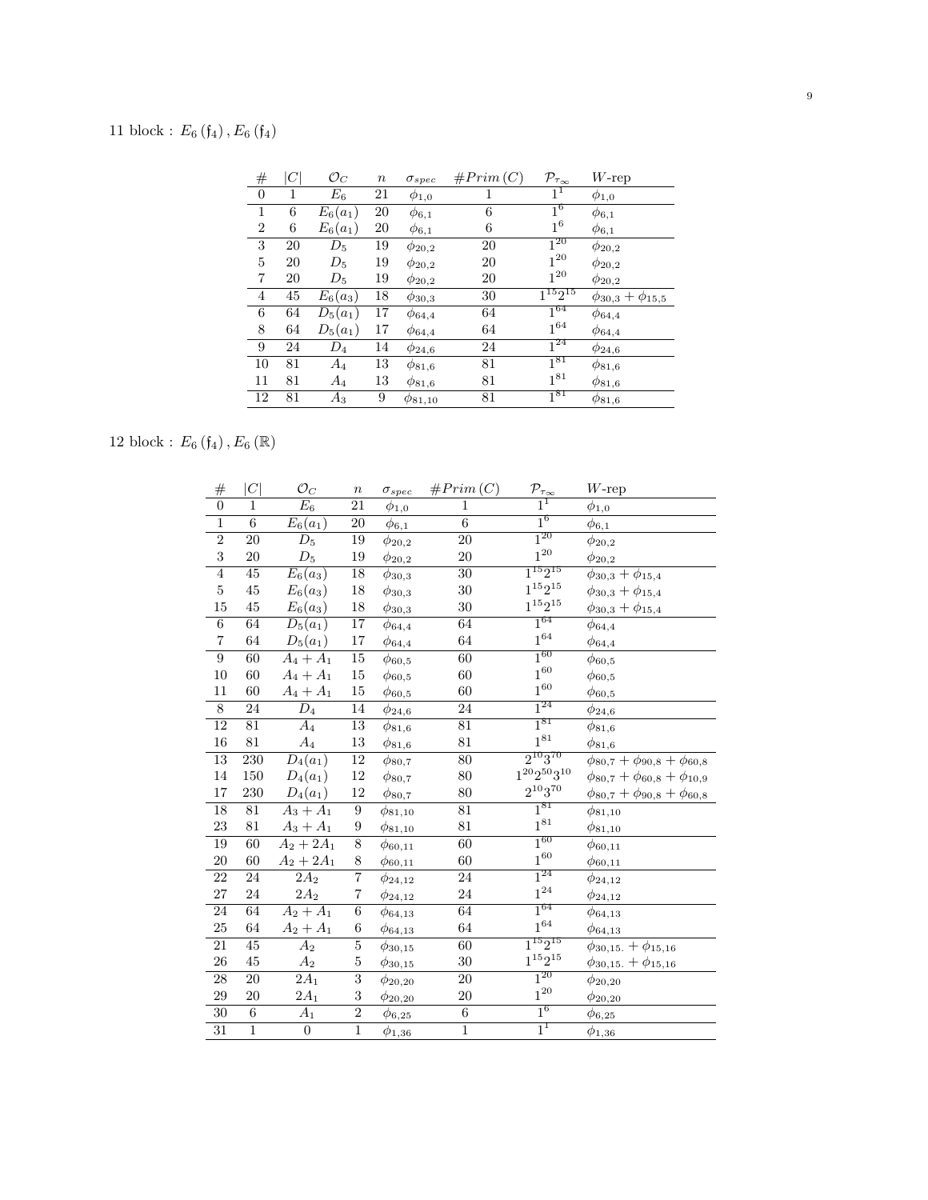11 block : $E_6(\mathfrak{f}_4), E_6(\mathfrak{f}_4)$

| # | $\|C\|$ | $\mathcal{O}_C$ | $n$ | $\sigma_{spec}$ | $\#Prim(C)$ | $\mathcal{P}_{\tau_\infty}$ | $W$-rep |
|---|---|---|---|---|---|---|---|
| 0 | 1 | $E_6$ | 21 | $\phi_{1,0}$ | 1 | $1^1$ | $\phi_{1,0}$ |
| 1 | 6 | $E_6(a_1)$ | 20 | $\phi_{6,1}$ | 6 | $1^6$ | $\phi_{6,1}$ |
| 2 | 6 | $E_6(a_1)$ | 20 | $\phi_{6,1}$ | 6 | $1^6$ | $\phi_{6,1}$ |
| 3 | 20 | $D_5$ | 19 | $\phi_{20,2}$ | 20 | $1^{20}$ | $\phi_{20,2}$ |
| 5 | 20 | $D_5$ | 19 | $\phi_{20,2}$ | 20 | $1^{20}$ | $\phi_{20,2}$ |
| 7 | 20 | $D_5$ | 19 | $\phi_{20,2}$ | 20 | $1^{20}$ | $\phi_{20,2}$ |
| 4 | 45 | $E_6(a_3)$ | 18 | $\phi_{30,3}$ | 30 | $1^{15}2^{15}$ | $\phi_{30,3}+\phi_{15,5}$ |
| 6 | 64 | $D_5(a_1)$ | 17 | $\phi_{64,4}$ | 64 | $1^{64}$ | $\phi_{64,4}$ |
| 8 | 64 | $D_5(a_1)$ | 17 | $\phi_{64,4}$ | 64 | $1^{64}$ | $\phi_{64,4}$ |
| 9 | 24 | $D_4$ | 14 | $\phi_{24,6}$ | 24 | $1^{24}$ | $\phi_{24,6}$ |
| 10 | 81 | $A_4$ | 13 | $\phi_{81,6}$ | 81 | $1^{81}$ | $\phi_{81,6}$ |
| 11 | 81 | $A_4$ | 13 | $\phi_{81,6}$ | 81 | $1^{81}$ | $\phi_{81,6}$ |
| 12 | 81 | $A_3$ | 9 | $\phi_{81,10}$ | 81 | $1^{81}$ | $\phi_{81,6}$ |

12 block : $E_6(\mathfrak{f}_4), E_6(\mathbb{R})$

| # | $\|C\|$ | $\mathcal{O}_C$ | $n$ | $\sigma_{spec}$ | $\#Prim(C)$ | $\mathcal{P}_{\tau_\infty}$ | $W$-rep |
|---|---|---|---|---|---|---|---|
| 0 | 1 | $E_6$ | 21 | $\phi_{1,0}$ | 1 | $1^1$ | $\phi_{1,0}$ |
| 1 | 6 | $E_6(a_1)$ | 20 | $\phi_{6,1}$ | 6 | $1^6$ | $\phi_{6,1}$ |
| 2 | 20 | $D_5$ | 19 | $\phi_{20,2}$ | 20 | $1^{20}$ | $\phi_{20,2}$ |
| 3 | 20 | $D_5$ | 19 | $\phi_{20,2}$ | 20 | $1^{20}$ | $\phi_{20,2}$ |
| 4 | 45 | $E_6(a_3)$ | 18 | $\phi_{30,3}$ | 30 | $1^{15}2^{15}$ | $\phi_{30,3}+\phi_{15,4}$ |
| 5 | 45 | $E_6(a_3)$ | 18 | $\phi_{30,3}$ | 30 | $1^{15}2^{15}$ | $\phi_{30,3}+\phi_{15,4}$ |
| 15 | 45 | $E_6(a_3)$ | 18 | $\phi_{30,3}$ | 30 | $1^{15}2^{15}$ | $\phi_{30,3}+\phi_{15,4}$ |
| 6 | 64 | $D_5(a_1)$ | 17 | $\phi_{64,4}$ | 64 | $1^{64}$ | $\phi_{64,4}$ |
| 7 | 64 | $D_5(a_1)$ | 17 | $\phi_{64,4}$ | 64 | $1^{64}$ | $\phi_{64,4}$ |
| 9 | 60 | $A_4+A_1$ | 15 | $\phi_{60,5}$ | 60 | $1^{60}$ | $\phi_{60,5}$ |
| 10 | 60 | $A_4+A_1$ | 15 | $\phi_{60,5}$ | 60 | $1^{60}$ | $\phi_{60,5}$ |
| 11 | 60 | $A_4+A_1$ | 15 | $\phi_{60,5}$ | 60 | $1^{60}$ | $\phi_{60,5}$ |
| 8 | 24 | $D_4$ | 14 | $\phi_{24,6}$ | 24 | $1^{24}$ | $\phi_{24,6}$ |
| 12 | 81 | $A_4$ | 13 | $\phi_{81,6}$ | 81 | $1^{81}$ | $\phi_{81,6}$ |
| 16 | 81 | $A_4$ | 13 | $\phi_{81,6}$ | 81 | $1^{81}$ | $\phi_{81,6}$ |
| 13 | 230 | $D_4(a_1)$ | 12 | $\phi_{80,7}$ | 80 | $2^{10}3^{70}$ | $\phi_{80,7}+\phi_{90,8}+\phi_{60,8}$ |
| 14 | 150 | $D_4(a_1)$ | 12 | $\phi_{80,7}$ | 80 | $1^{20}2^{50}3^{10}$ | $\phi_{80,7}+\phi_{60,8}+\phi_{10,9}$ |
| 17 | 230 | $D_4(a_1)$ | 12 | $\phi_{80,7}$ | 80 | $2^{10}3^{70}$ | $\phi_{80,7}+\phi_{90,8}+\phi_{60,8}$ |
| 18 | 81 | $A_3+A_1$ | 9 | $\phi_{81,10}$ | 81 | $1^{81}$ | $\phi_{81,10}$ |
| 23 | 81 | $A_3+A_1$ | 9 | $\phi_{81,10}$ | 81 | $1^{81}$ | $\phi_{81,10}$ |
| 19 | 60 | $A_2+2A_1$ | 8 | $\phi_{60,11}$ | 60 | $1^{60}$ | $\phi_{60,11}$ |
| 20 | 60 | $A_2+2A_1$ | 8 | $\phi_{60,11}$ | 60 | $1^{60}$ | $\phi_{60,11}$ |
| 22 | 24 | $2A_2$ | 7 | $\phi_{24,12}$ | 24 | $1^{24}$ | $\phi_{24,12}$ |
| 27 | 24 | $2A_2$ | 7 | $\phi_{24,12}$ | 24 | $1^{24}$ | $\phi_{24,12}$ |
| 24 | 64 | $A_2+A_1$ | 6 | $\phi_{64,13}$ | 64 | $1^{64}$ | $\phi_{64,13}$ |
| 25 | 64 | $A_2+A_1$ | 6 | $\phi_{64,13}$ | 64 | $1^{64}$ | $\phi_{64,13}$ |
| 21 | 45 | $A_2$ | 5 | $\phi_{30,15}$ | 60 | $1^{15}2^{15}$ | $\phi_{30,15.}+\phi_{15,16}$ |
| 26 | 45 | $A_2$ | 5 | $\phi_{30,15}$ | 30 | $1^{15}2^{15}$ | $\phi_{30,15.}+\phi_{15,16}$ |
| 28 | 20 | $2A_1$ | 3 | $\phi_{20,20}$ | 20 | $1^{20}$ | $\phi_{20,20}$ |
| 29 | 20 | $2A_1$ | 3 | $\phi_{20,20}$ | 20 | $1^{20}$ | $\phi_{20,20}$ |
| 30 | 6 | $A_1$ | 2 | $\phi_{6,25}$ | 6 | $1^6$ | $\phi_{6,25}$ |
| 31 | 1 | 0 | 1 | $\phi_{1,36}$ | 1 | $1^1$ | $\phi_{1,36}$ |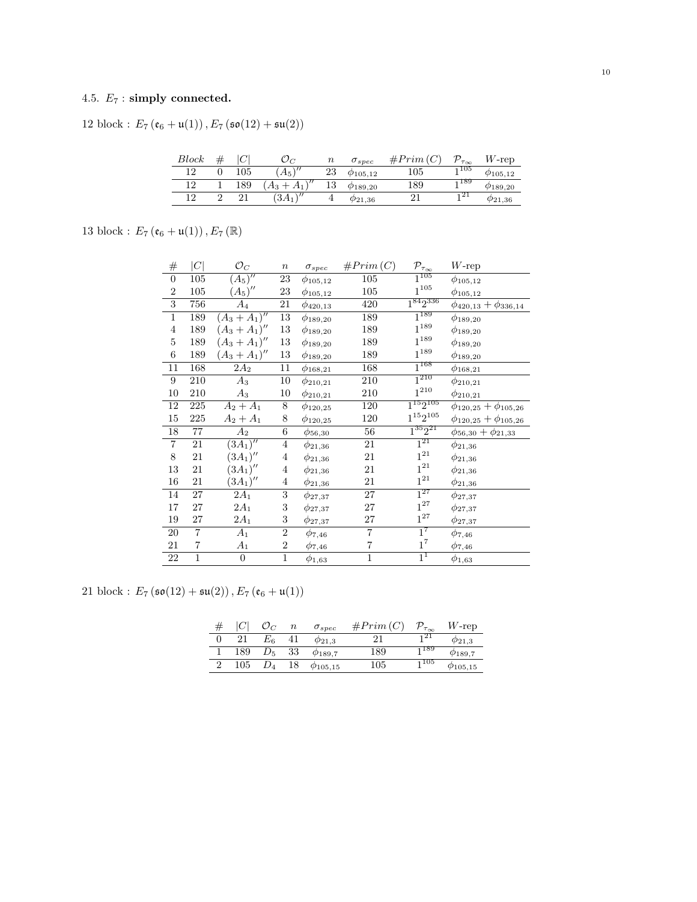### 4.5. $E_7$ : simply connected.

12 block : $E_7\left(\mathfrak{e}_6+\mathfrak{u}(1)\right), E_7\left(\mathfrak{so}(12)+\mathfrak{su}(2)\right)$

| *Block* | # | $\lvert C\rvert$ | $\mathcal{O}_C$ | $n$ | $\sigma_{spec}$ | $\#Prim\,(C)$ | $\mathcal{P}_{\tau_\infty}$ | $W$-rep |
|---|---|---|---|---|---|---|---|---|
| 12 | 0 | 105 | $(A_5)''$ | 23 | $\phi_{105,12}$ | 105 | $1^{105}$ | $\phi_{105,12}$ |
| 12 | 1 | 189 | $(A_3+A_1)''$ | 13 | $\phi_{189,20}$ | 189 | $1^{189}$ | $\phi_{189,20}$ |
| 12 | 2 | 21 | $(3A_1)''$ | 4 | $\phi_{21,36}$ | 21 | $1^{21}$ | $\phi_{21,36}$ |

13 block : $E_7\left(\mathfrak{e}_6+\mathfrak{u}(1)\right), E_7\left(\mathbb{R}\right)$

| # | $\lvert C\rvert$ | $\mathcal{O}_C$ | $n$ | $\sigma_{spec}$ | $\#Prim\,(C)$ | $\mathcal{P}_{\tau_\infty}$ | $W$-rep |
|---|---|---|---|---|---|---|---|
| 0 | 105 | $(A_5)''$ | 23 | $\phi_{105,12}$ | 105 | $1^{105}$ | $\phi_{105,12}$ |
| 2 | 105 | $(A_5)''$ | 23 | $\phi_{105,12}$ | 105 | $1^{105}$ | $\phi_{105,12}$ |
| 3 | 756 | $A_4$ | 21 | $\phi_{420,13}$ | 420 | $1^{84}2^{336}$ | $\phi_{420,13}+\phi_{336,14}$ |
| 1 | 189 | $(A_3+A_1)''$ | 13 | $\phi_{189,20}$ | 189 | $1^{189}$ | $\phi_{189,20}$ |
| 4 | 189 | $(A_3+A_1)''$ | 13 | $\phi_{189,20}$ | 189 | $1^{189}$ | $\phi_{189,20}$ |
| 5 | 189 | $(A_3+A_1)''$ | 13 | $\phi_{189,20}$ | 189 | $1^{189}$ | $\phi_{189,20}$ |
| 6 | 189 | $(A_3+A_1)''$ | 13 | $\phi_{189,20}$ | 189 | $1^{189}$ | $\phi_{189,20}$ |
| 11 | 168 | $2A_2$ | 11 | $\phi_{168,21}$ | 168 | $1^{168}$ | $\phi_{168,21}$ |
| 9 | 210 | $A_3$ | 10 | $\phi_{210,21}$ | 210 | $1^{210}$ | $\phi_{210,21}$ |
| 10 | 210 | $A_3$ | 10 | $\phi_{210,21}$ | 210 | $1^{210}$ | $\phi_{210,21}$ |
| 12 | 225 | $A_2+A_1$ | 8 | $\phi_{120,25}$ | 120 | $1^{15}2^{105}$ | $\phi_{120,25}+\phi_{105,26}$ |
| 15 | 225 | $A_2+A_1$ | 8 | $\phi_{120,25}$ | 120 | $1^{15}2^{105}$ | $\phi_{120,25}+\phi_{105,26}$ |
| 18 | 77 | $A_2$ | 6 | $\phi_{56,30}$ | 56 | $1^{35}2^{21}$ | $\phi_{56,30}+\phi_{21,33}$ |
| 7 | 21 | $(3A_1)''$ | 4 | $\phi_{21,36}$ | 21 | $1^{21}$ | $\phi_{21,36}$ |
| 8 | 21 | $(3A_1)''$ | 4 | $\phi_{21,36}$ | 21 | $1^{21}$ | $\phi_{21,36}$ |
| 13 | 21 | $(3A_1)''$ | 4 | $\phi_{21,36}$ | 21 | $1^{21}$ | $\phi_{21,36}$ |
| 16 | 21 | $(3A_1)''$ | 4 | $\phi_{21,36}$ | 21 | $1^{21}$ | $\phi_{21,36}$ |
| 14 | 27 | $2A_1$ | 3 | $\phi_{27,37}$ | 27 | $1^{27}$ | $\phi_{27,37}$ |
| 17 | 27 | $2A_1$ | 3 | $\phi_{27,37}$ | 27 | $1^{27}$ | $\phi_{27,37}$ |
| 19 | 27 | $2A_1$ | 3 | $\phi_{27,37}$ | 27 | $1^{27}$ | $\phi_{27,37}$ |
| 20 | 7 | $A_1$ | 2 | $\phi_{7,46}$ | 7 | $1^{7}$ | $\phi_{7,46}$ |
| 21 | 7 | $A_1$ | 2 | $\phi_{7,46}$ | 7 | $1^{7}$ | $\phi_{7,46}$ |
| 22 | 1 | 0 | 1 | $\phi_{1,63}$ | 1 | $1^{1}$ | $\phi_{1,63}$ |

21 block : $E_7\left(\mathfrak{so}(12)+\mathfrak{su}(2)\right), E_7\left(\mathfrak{e}_6+\mathfrak{u}(1)\right)$

| # | $\lvert C\rvert$ | $\mathcal{O}_C$ | $n$ | $\sigma_{spec}$ | $\#Prim\,(C)$ | $\mathcal{P}_{\tau_\infty}$ | $W$-rep |
|---|---|---|---|---|---|---|---|
| 0 | 21 | $E_6$ | 41 | $\phi_{21,3}$ | 21 | $1^{21}$ | $\phi_{21,3}$ |
| 1 | 189 | $D_5$ | 33 | $\phi_{189,7}$ | 189 | $1^{189}$ | $\phi_{189,7}$ |
| 2 | 105 | $D_4$ | 18 | $\phi_{105,15}$ | 105 | $1^{105}$ | $\phi_{105,15}$ |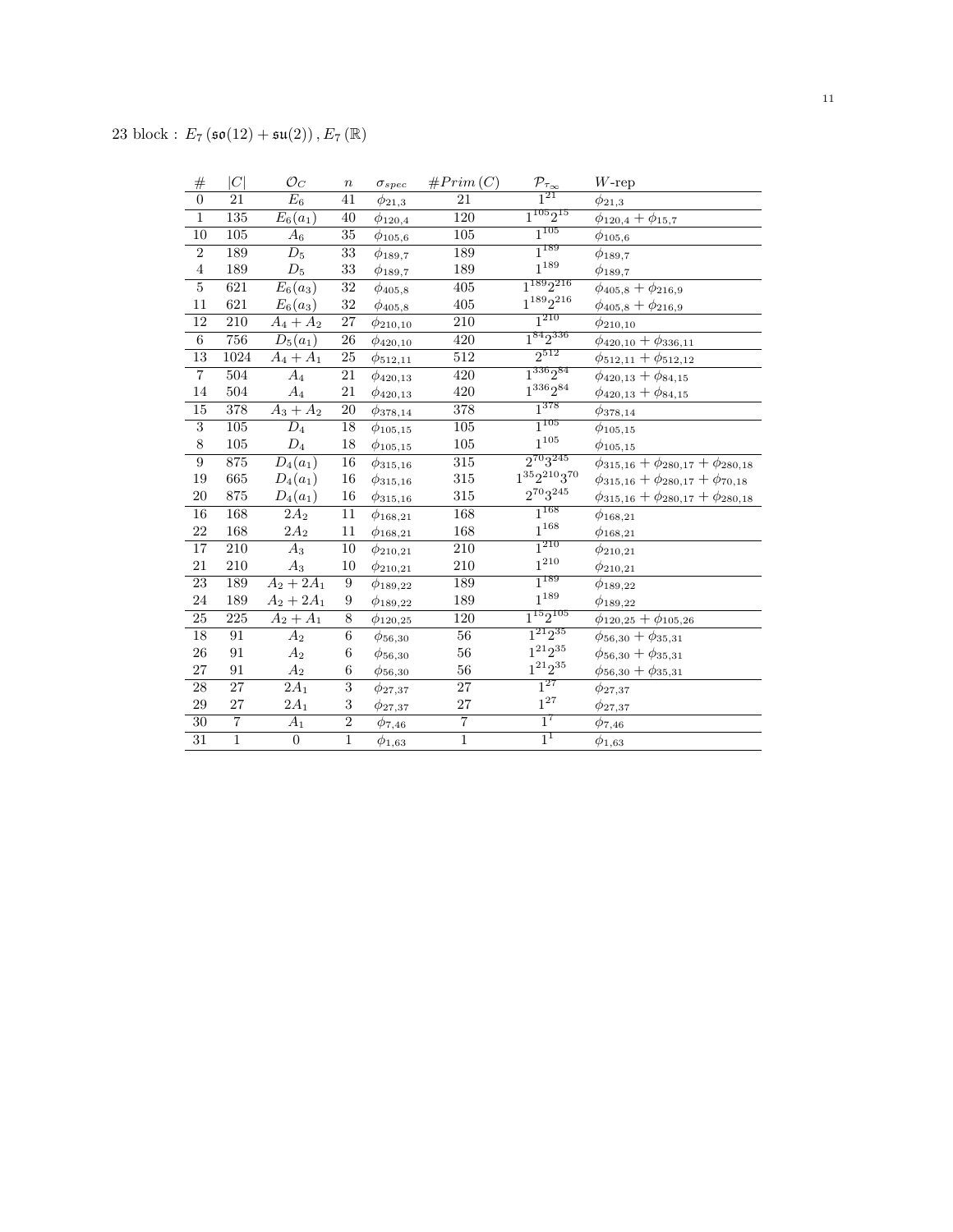23 block : $E_7\left(\mathfrak{so}(12)+\mathfrak{su}(2)\right), E_7\left(\mathbb{R}\right)$

| $\#$ | $\lvert C\rvert$ | $\mathcal{O}_C$ | $n$ | $\sigma_{spec}$ | $\#Prim\left(C\right)$ | $\mathcal{P}_{\tau_\infty}$ | $W$-rep |
|---|---|---|---|---|---|---|---|
| 0 | 21 | $E_6$ | 41 | $\phi_{21,3}$ | 21 | $1^{21}$ | $\phi_{21,3}$ |
| 1 | 135 | $E_6(a_1)$ | 40 | $\phi_{120,4}$ | 120 | $1^{105}2^{15}$ | $\phi_{120,4}+\phi_{15,7}$ |
| 10 | 105 | $A_6$ | 35 | $\phi_{105,6}$ | 105 | $1^{105}$ | $\phi_{105,6}$ |
| 2 | 189 | $D_5$ | 33 | $\phi_{189,7}$ | 189 | $1^{189}$ | $\phi_{189,7}$ |
| 4 | 189 | $D_5$ | 33 | $\phi_{189,7}$ | 189 | $1^{189}$ | $\phi_{189,7}$ |
| 5 | 621 | $E_6(a_3)$ | 32 | $\phi_{405,8}$ | 405 | $1^{189}2^{216}$ | $\phi_{405,8}+\phi_{216,9}$ |
| 11 | 621 | $E_6(a_3)$ | 32 | $\phi_{405,8}$ | 405 | $1^{189}2^{216}$ | $\phi_{405,8}+\phi_{216,9}$ |
| 12 | 210 | $A_4+A_2$ | 27 | $\phi_{210,10}$ | 210 | $1^{210}$ | $\phi_{210,10}$ |
| 6 | 756 | $D_5(a_1)$ | 26 | $\phi_{420,10}$ | 420 | $1^{84}2^{336}$ | $\phi_{420,10}+\phi_{336,11}$ |
| 13 | 1024 | $A_4+A_1$ | 25 | $\phi_{512,11}$ | 512 | $2^{512}$ | $\phi_{512,11}+\phi_{512,12}$ |
| 7 | 504 | $A_4$ | 21 | $\phi_{420,13}$ | 420 | $1^{336}2^{84}$ | $\phi_{420,13}+\phi_{84,15}$ |
| 14 | 504 | $A_4$ | 21 | $\phi_{420,13}$ | 420 | $1^{336}2^{84}$ | $\phi_{420,13}+\phi_{84,15}$ |
| 15 | 378 | $A_3+A_2$ | 20 | $\phi_{378,14}$ | 378 | $1^{378}$ | $\phi_{378,14}$ |
| 3 | 105 | $D_4$ | 18 | $\phi_{105,15}$ | 105 | $1^{105}$ | $\phi_{105,15}$ |
| 8 | 105 | $D_4$ | 18 | $\phi_{105,15}$ | 105 | $1^{105}$ | $\phi_{105,15}$ |
| 9 | 875 | $D_4(a_1)$ | 16 | $\phi_{315,16}$ | 315 | $2^{70}3^{245}$ | $\phi_{315,16}+\phi_{280,17}+\phi_{280,18}$ |
| 19 | 665 | $D_4(a_1)$ | 16 | $\phi_{315,16}$ | 315 | $1^{35}2^{210}3^{70}$ | $\phi_{315,16}+\phi_{280,17}+\phi_{70,18}$ |
| 20 | 875 | $D_4(a_1)$ | 16 | $\phi_{315,16}$ | 315 | $2^{70}3^{245}$ | $\phi_{315,16}+\phi_{280,17}+\phi_{280,18}$ |
| 16 | 168 | $2A_2$ | 11 | $\phi_{168,21}$ | 168 | $1^{168}$ | $\phi_{168,21}$ |
| 22 | 168 | $2A_2$ | 11 | $\phi_{168,21}$ | 168 | $1^{168}$ | $\phi_{168,21}$ |
| 17 | 210 | $A_3$ | 10 | $\phi_{210,21}$ | 210 | $1^{210}$ | $\phi_{210,21}$ |
| 21 | 210 | $A_3$ | 10 | $\phi_{210,21}$ | 210 | $1^{210}$ | $\phi_{210,21}$ |
| 23 | 189 | $A_2+2A_1$ | 9 | $\phi_{189,22}$ | 189 | $1^{189}$ | $\phi_{189,22}$ |
| 24 | 189 | $A_2+2A_1$ | 9 | $\phi_{189,22}$ | 189 | $1^{189}$ | $\phi_{189,22}$ |
| 25 | 225 | $A_2+A_1$ | 8 | $\phi_{120,25}$ | 120 | $1^{15}2^{105}$ | $\phi_{120,25}+\phi_{105,26}$ |
| 18 | 91 | $A_2$ | 6 | $\phi_{56,30}$ | 56 | $1^{21}2^{35}$ | $\phi_{56,30}+\phi_{35,31}$ |
| 26 | 91 | $A_2$ | 6 | $\phi_{56,30}$ | 56 | $1^{21}2^{35}$ | $\phi_{56,30}+\phi_{35,31}$ |
| 27 | 91 | $A_2$ | 6 | $\phi_{56,30}$ | 56 | $1^{21}2^{35}$ | $\phi_{56,30}+\phi_{35,31}$ |
| 28 | 27 | $2A_1$ | 3 | $\phi_{27,37}$ | 27 | $1^{27}$ | $\phi_{27,37}$ |
| 29 | 27 | $2A_1$ | 3 | $\phi_{27,37}$ | 27 | $1^{27}$ | $\phi_{27,37}$ |
| 30 | 7 | $A_1$ | 2 | $\phi_{7,46}$ | 7 | $1^{7}$ | $\phi_{7,46}$ |
| 31 | 1 | 0 | 1 | $\phi_{1,63}$ | 1 | $1^{1}$ | $\phi_{1,63}$ |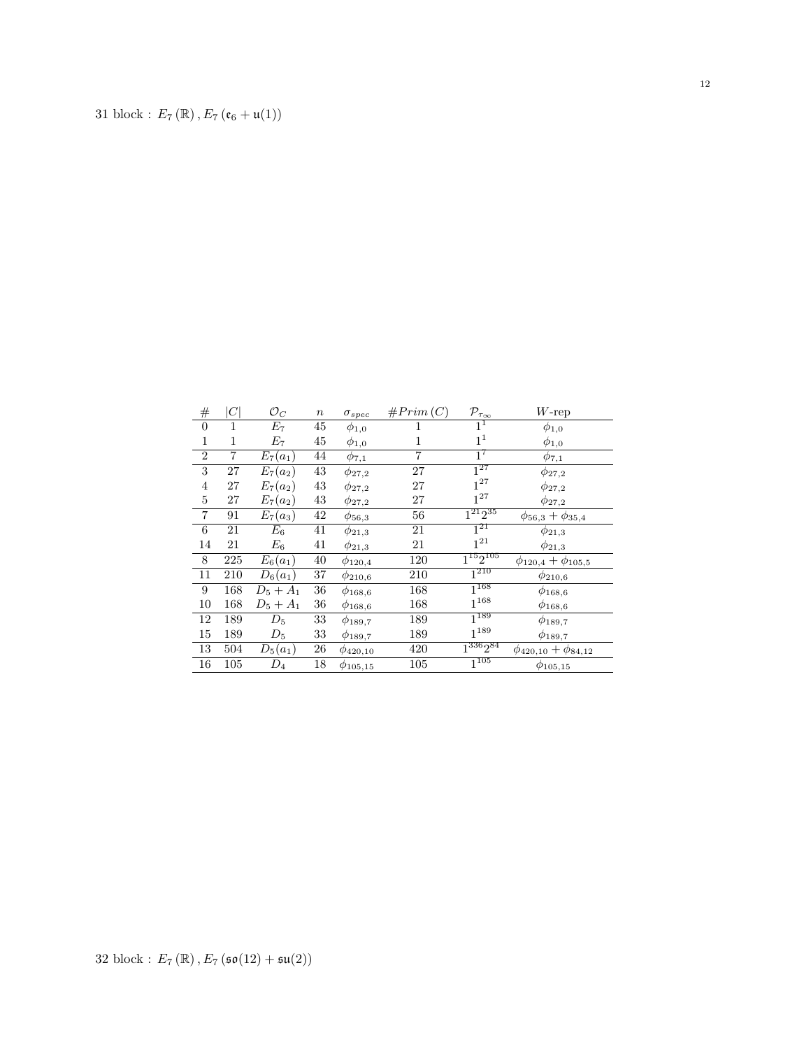31 block : $E_7(\mathbb{R}), E_7(\mathfrak{e}_6 + \mathfrak{u}(1))$

| # | $\|C\|$ | $\mathcal{O}_C$ | $n$ | $\sigma_{spec}$ | $\#Prim(C)$ | $\mathcal{P}_{\tau_\infty}$ | $W$-rep |
|---|---|---|---|---|---|---|---|
| 0 | 1 | $E_7$ | 45 | $\phi_{1,0}$ | 1 | $1^1$ | $\phi_{1,0}$ |
| 1 | 1 | $E_7$ | 45 | $\phi_{1,0}$ | 1 | $1^1$ | $\phi_{1,0}$ |
| 2 | 7 | $E_7(a_1)$ | 44 | $\phi_{7,1}$ | 7 | $1^7$ | $\phi_{7,1}$ |
| 3 | 27 | $E_7(a_2)$ | 43 | $\phi_{27,2}$ | 27 | $1^{27}$ | $\phi_{27,2}$ |
| 4 | 27 | $E_7(a_2)$ | 43 | $\phi_{27,2}$ | 27 | $1^{27}$ | $\phi_{27,2}$ |
| 5 | 27 | $E_7(a_2)$ | 43 | $\phi_{27,2}$ | 27 | $1^{27}$ | $\phi_{27,2}$ |
| 7 | 91 | $E_7(a_3)$ | 42 | $\phi_{56,3}$ | 56 | $1^{21}2^{35}$ | $\phi_{56,3} + \phi_{35,4}$ |
| 6 | 21 | $E_6$ | 41 | $\phi_{21,3}$ | 21 | $1^{21}$ | $\phi_{21,3}$ |
| 14 | 21 | $E_6$ | 41 | $\phi_{21,3}$ | 21 | $1^{21}$ | $\phi_{21,3}$ |
| 8 | 225 | $E_6(a_1)$ | 40 | $\phi_{120,4}$ | 120 | $1^{15}2^{105}$ | $\phi_{120,4} + \phi_{105,5}$ |
| 11 | 210 | $D_6(a_1)$ | 37 | $\phi_{210,6}$ | 210 | $1^{210}$ | $\phi_{210,6}$ |
| 9 | 168 | $D_5 + A_1$ | 36 | $\phi_{168,6}$ | 168 | $1^{168}$ | $\phi_{168,6}$ |
| 10 | 168 | $D_5 + A_1$ | 36 | $\phi_{168,6}$ | 168 | $1^{168}$ | $\phi_{168,6}$ |
| 12 | 189 | $D_5$ | 33 | $\phi_{189,7}$ | 189 | $1^{189}$ | $\phi_{189,7}$ |
| 15 | 189 | $D_5$ | 33 | $\phi_{189,7}$ | 189 | $1^{189}$ | $\phi_{189,7}$ |
| 13 | 504 | $D_5(a_1)$ | 26 | $\phi_{420,10}$ | 420 | $1^{336}2^{84}$ | $\phi_{420,10} + \phi_{84,12}$ |
| 16 | 105 | $D_4$ | 18 | $\phi_{105,15}$ | 105 | $1^{105}$ | $\phi_{105,15}$ |

32 block : $E_7(\mathbb{R}), E_7(\mathfrak{so}(12) + \mathfrak{su}(2))$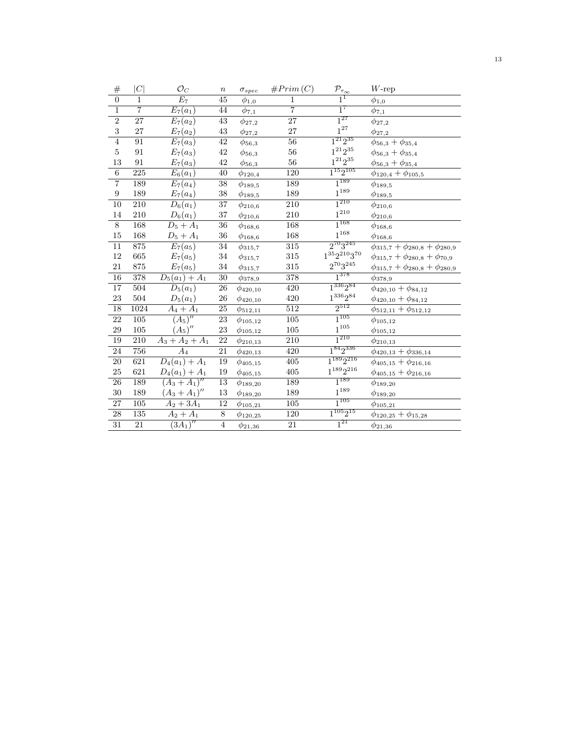| # | $\|C\|$ | $\mathcal{O}_C$ | $n$ | $\sigma_{spec}$ | $\#Prim(C)$ | $\mathcal{P}_{\tau_\infty}$ | $W$-rep |
|---|---|---|---|---|---|---|---|
| 0 | 1 | $E_7$ | 45 | $\phi_{1,0}$ | 1 | $1^1$ | $\phi_{1,0}$ |
| 1 | 7 | $E_7(a_1)$ | 44 | $\phi_{7,1}$ | 7 | $1^7$ | $\phi_{7,1}$ |
| 2 | 27 | $E_7(a_2)$ | 43 | $\phi_{27,2}$ | 27 | $1^{27}$ | $\phi_{27,2}$ |
| 3 | 27 | $E_7(a_2)$ | 43 | $\phi_{27,2}$ | 27 | $1^{27}$ | $\phi_{27,2}$ |
| 4 | 91 | $E_7(a_3)$ | 42 | $\phi_{56,3}$ | 56 | $1^{21}2^{35}$ | $\phi_{56,3} + \phi_{35,4}$ |
| 5 | 91 | $E_7(a_3)$ | 42 | $\phi_{56,3}$ | 56 | $1^{21}2^{35}$ | $\phi_{56,3} + \phi_{35,4}$ |
| 13 | 91 | $E_7(a_3)$ | 42 | $\phi_{56,3}$ | 56 | $1^{21}2^{35}$ | $\phi_{56,3} + \phi_{35,4}$ |
| 6 | 225 | $E_6(a_1)$ | 40 | $\phi_{120,4}$ | 120 | $1^{15}2^{105}$ | $\phi_{120,4} + \phi_{105,5}$ |
| 7 | 189 | $E_7(a_4)$ | 38 | $\phi_{189,5}$ | 189 | $1^{189}$ | $\phi_{189,5}$ |
| 9 | 189 | $E_7(a_4)$ | 38 | $\phi_{189,5}$ | 189 | $1^{189}$ | $\phi_{189,5}$ |
| 10 | 210 | $D_6(a_1)$ | 37 | $\phi_{210,6}$ | 210 | $1^{210}$ | $\phi_{210,6}$ |
| 14 | 210 | $D_6(a_1)$ | 37 | $\phi_{210,6}$ | 210 | $1^{210}$ | $\phi_{210,6}$ |
| 8 | 168 | $D_5 + A_1$ | 36 | $\phi_{168,6}$ | 168 | $1^{168}$ | $\phi_{168,6}$ |
| 15 | 168 | $D_5 + A_1$ | 36 | $\phi_{168,6}$ | 168 | $1^{168}$ | $\phi_{168,6}$ |
| 11 | 875 | $E_7(a_5)$ | 34 | $\phi_{315,7}$ | 315 | $2^{70}3^{245}$ | $\phi_{315,7} + \phi_{280,8} + \phi_{280,9}$ |
| 12 | 665 | $E_7(a_5)$ | 34 | $\phi_{315,7}$ | 315 | $1^{35}2^{210}3^{70}$ | $\phi_{315,7} + \phi_{280,8} + \phi_{70,9}$ |
| 21 | 875 | $E_7(a_5)$ | 34 | $\phi_{315,7}$ | 315 | $2^{70}3^{245}$ | $\phi_{315,7} + \phi_{280,8} + \phi_{280,9}$ |
| 16 | 378 | $D_5(a_1) + A_1$ | 30 | $\phi_{378,9}$ | 378 | $1^{378}$ | $\phi_{378,9}$ |
| 17 | 504 | $D_5(a_1)$ | 26 | $\phi_{420,10}$ | 420 | $1^{336}2^{84}$ | $\phi_{420,10} + \phi_{84,12}$ |
| 23 | 504 | $D_5(a_1)$ | 26 | $\phi_{420,10}$ | 420 | $1^{336}2^{84}$ | $\phi_{420,10} + \phi_{84,12}$ |
| 18 | 1024 | $A_4 + A_1$ | 25 | $\phi_{512,11}$ | 512 | $2^{512}$ | $\phi_{512,11} + \phi_{512,12}$ |
| 22 | 105 | $(A_5)''$ | 23 | $\phi_{105,12}$ | 105 | $1^{105}$ | $\phi_{105,12}$ |
| 29 | 105 | $(A_5)''$ | 23 | $\phi_{105,12}$ | 105 | $1^{105}$ | $\phi_{105,12}$ |
| 19 | 210 | $A_3 + A_2 + A_1$ | 22 | $\phi_{210,13}$ | 210 | $1^{210}$ | $\phi_{210,13}$ |
| 24 | 756 | $A_4$ | 21 | $\phi_{420,13}$ | 420 | $1^{84}2^{336}$ | $\phi_{420,13} + \phi_{336,14}$ |
| 20 | 621 | $D_4(a_1) + A_1$ | 19 | $\phi_{405,15}$ | 405 | $1^{189}2^{216}$ | $\phi_{405,15} + \phi_{216,16}$ |
| 25 | 621 | $D_4(a_1) + A_1$ | 19 | $\phi_{405,15}$ | 405 | $1^{189}2^{216}$ | $\phi_{405,15} + \phi_{216,16}$ |
| 26 | 189 | $(A_3 + A_1)''$ | 13 | $\phi_{189,20}$ | 189 | $1^{189}$ | $\phi_{189,20}$ |
| 30 | 189 | $(A_3 + A_1)''$ | 13 | $\phi_{189,20}$ | 189 | $1^{189}$ | $\phi_{189,20}$ |
| 27 | 105 | $A_2 + 3A_1$ | 12 | $\phi_{105,21}$ | 105 | $1^{105}$ | $\phi_{105,21}$ |
| 28 | 135 | $A_2 + A_1$ | 8 | $\phi_{120,25}$ | 120 | $1^{105}2^{15}$ | $\phi_{120,25} + \phi_{15,28}$ |
| 31 | 21 | $(3A_1)''$ | 4 | $\phi_{21,36}$ | 21 | $1^{21}$ | $\phi_{21,36}$ |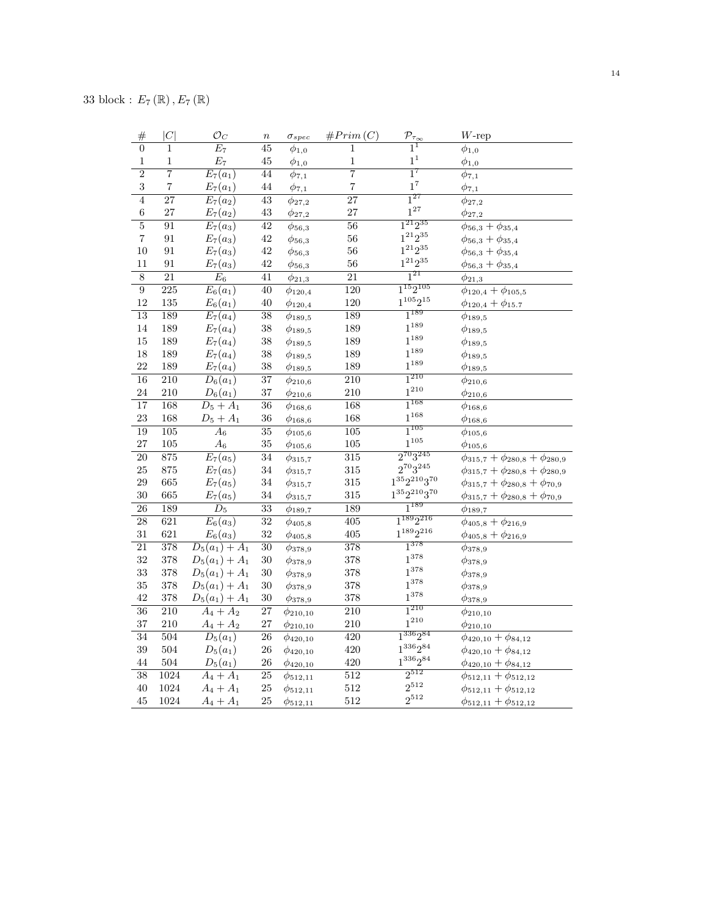33 block : $E_7(\mathbb{R}), E_7(\mathbb{R})$

| # | $\|C\|$ | $\mathcal{O}_C$ | $n$ | $\sigma_{spec}$ | $\#Prim(C)$ | $\mathcal{P}_{\tau_\infty}$ | $W$-rep |
|---|---|---|---|---|---|---|---|
| 0 | 1 | $E_7$ | 45 | $\phi_{1,0}$ | 1 | $1^1$ | $\phi_{1,0}$ |
| 1 | 1 | $E_7$ | 45 | $\phi_{1,0}$ | 1 | $1^1$ | $\phi_{1,0}$ |
| 2 | 7 | $E_7(a_1)$ | 44 | $\phi_{7,1}$ | 7 | $1^7$ | $\phi_{7,1}$ |
| 3 | 7 | $E_7(a_1)$ | 44 | $\phi_{7,1}$ | 7 | $1^7$ | $\phi_{7,1}$ |
| 4 | 27 | $E_7(a_2)$ | 43 | $\phi_{27,2}$ | 27 | $1^{27}$ | $\phi_{27,2}$ |
| 6 | 27 | $E_7(a_2)$ | 43 | $\phi_{27,2}$ | 27 | $1^{27}$ | $\phi_{27,2}$ |
| 5 | 91 | $E_7(a_3)$ | 42 | $\phi_{56,3}$ | 56 | $1^{21}2^{35}$ | $\phi_{56,3} + \phi_{35,4}$ |
| 7 | 91 | $E_7(a_3)$ | 42 | $\phi_{56,3}$ | 56 | $1^{21}2^{35}$ | $\phi_{56,3} + \phi_{35,4}$ |
| 10 | 91 | $E_7(a_3)$ | 42 | $\phi_{56,3}$ | 56 | $1^{21}2^{35}$ | $\phi_{56,3} + \phi_{35,4}$ |
| 11 | 91 | $E_7(a_3)$ | 42 | $\phi_{56,3}$ | 56 | $1^{21}2^{35}$ | $\phi_{56,3} + \phi_{35,4}$ |
| 8 | 21 | $E_6$ | 41 | $\phi_{21,3}$ | 21 | $1^{21}$ | $\phi_{21,3}$ |
| 9 | 225 | $E_6(a_1)$ | 40 | $\phi_{120,4}$ | 120 | $1^{15}2^{105}$ | $\phi_{120,4} + \phi_{105,5}$ |
| 12 | 135 | $E_6(a_1)$ | 40 | $\phi_{120,4}$ | 120 | $1^{105}2^{15}$ | $\phi_{120,4} + \phi_{15.7}$ |
| 13 | 189 | $E_7(a_4)$ | 38 | $\phi_{189,5}$ | 189 | $1^{189}$ | $\phi_{189,5}$ |
| 14 | 189 | $E_7(a_4)$ | 38 | $\phi_{189,5}$ | 189 | $1^{189}$ | $\phi_{189,5}$ |
| 15 | 189 | $E_7(a_4)$ | 38 | $\phi_{189,5}$ | 189 | $1^{189}$ | $\phi_{189,5}$ |
| 18 | 189 | $E_7(a_4)$ | 38 | $\phi_{189,5}$ | 189 | $1^{189}$ | $\phi_{189,5}$ |
| 22 | 189 | $E_7(a_4)$ | 38 | $\phi_{189,5}$ | 189 | $1^{189}$ | $\phi_{189,5}$ |
| 16 | 210 | $D_6(a_1)$ | 37 | $\phi_{210,6}$ | 210 | $1^{210}$ | $\phi_{210,6}$ |
| 24 | 210 | $D_6(a_1)$ | 37 | $\phi_{210,6}$ | 210 | $1^{210}$ | $\phi_{210,6}$ |
| 17 | 168 | $D_5 + A_1$ | 36 | $\phi_{168,6}$ | 168 | $1^{168}$ | $\phi_{168,6}$ |
| 23 | 168 | $D_5 + A_1$ | 36 | $\phi_{168,6}$ | 168 | $1^{168}$ | $\phi_{168,6}$ |
| 19 | 105 | $A_6$ | 35 | $\phi_{105,6}$ | 105 | $1^{105}$ | $\phi_{105,6}$ |
| 27 | 105 | $A_6$ | 35 | $\phi_{105,6}$ | 105 | $1^{105}$ | $\phi_{105,6}$ |
| 20 | 875 | $E_7(a_5)$ | 34 | $\phi_{315,7}$ | 315 | $2^{70}3^{245}$ | $\phi_{315,7} + \phi_{280,8} + \phi_{280,9}$ |
| 25 | 875 | $E_7(a_5)$ | 34 | $\phi_{315,7}$ | 315 | $2^{70}3^{245}$ | $\phi_{315,7} + \phi_{280,8} + \phi_{280,9}$ |
| 29 | 665 | $E_7(a_5)$ | 34 | $\phi_{315,7}$ | 315 | $1^{35}2^{210}3^{70}$ | $\phi_{315,7} + \phi_{280,8} + \phi_{70,9}$ |
| 30 | 665 | $E_7(a_5)$ | 34 | $\phi_{315,7}$ | 315 | $1^{35}2^{210}3^{70}$ | $\phi_{315,7} + \phi_{280,8} + \phi_{70,9}$ |
| 26 | 189 | $D_5$ | 33 | $\phi_{189,7}$ | 189 | $1^{189}$ | $\phi_{189,7}$ |
| 28 | 621 | $E_6(a_3)$ | 32 | $\phi_{405,8}$ | 405 | $1^{189}2^{216}$ | $\phi_{405,8} + \phi_{216,9}$ |
| 31 | 621 | $E_6(a_3)$ | 32 | $\phi_{405,8}$ | 405 | $1^{189}2^{216}$ | $\phi_{405,8} + \phi_{216,9}$ |
| 21 | 378 | $D_5(a_1) + A_1$ | 30 | $\phi_{378,9}$ | 378 | $1^{378}$ | $\phi_{378,9}$ |
| 32 | 378 | $D_5(a_1) + A_1$ | 30 | $\phi_{378,9}$ | 378 | $1^{378}$ | $\phi_{378,9}$ |
| 33 | 378 | $D_5(a_1) + A_1$ | 30 | $\phi_{378,9}$ | 378 | $1^{378}$ | $\phi_{378,9}$ |
| 35 | 378 | $D_5(a_1) + A_1$ | 30 | $\phi_{378,9}$ | 378 | $1^{378}$ | $\phi_{378,9}$ |
| 42 | 378 | $D_5(a_1) + A_1$ | 30 | $\phi_{378,9}$ | 378 | $1^{378}$ | $\phi_{378,9}$ |
| 36 | 210 | $A_4 + A_2$ | 27 | $\phi_{210,10}$ | 210 | $1^{210}$ | $\phi_{210,10}$ |
| 37 | 210 | $A_4 + A_2$ | 27 | $\phi_{210,10}$ | 210 | $1^{210}$ | $\phi_{210,10}$ |
| 34 | 504 | $D_5(a_1)$ | 26 | $\phi_{420,10}$ | 420 | $1^{336}2^{84}$ | $\phi_{420,10} + \phi_{84,12}$ |
| 39 | 504 | $D_5(a_1)$ | 26 | $\phi_{420,10}$ | 420 | $1^{336}2^{84}$ | $\phi_{420,10} + \phi_{84,12}$ |
| 44 | 504 | $D_5(a_1)$ | 26 | $\phi_{420,10}$ | 420 | $1^{336}2^{84}$ | $\phi_{420,10} + \phi_{84,12}$ |
| 38 | 1024 | $A_4 + A_1$ | 25 | $\phi_{512,11}$ | 512 | $2^{512}$ | $\phi_{512,11} + \phi_{512,12}$ |
| 40 | 1024 | $A_4 + A_1$ | 25 | $\phi_{512,11}$ | 512 | $2^{512}$ | $\phi_{512,11} + \phi_{512,12}$ |
| 45 | 1024 | $A_4 + A_1$ | 25 | $\phi_{512,11}$ | 512 | $2^{512}$ | $\phi_{512,11} + \phi_{512,12}$ |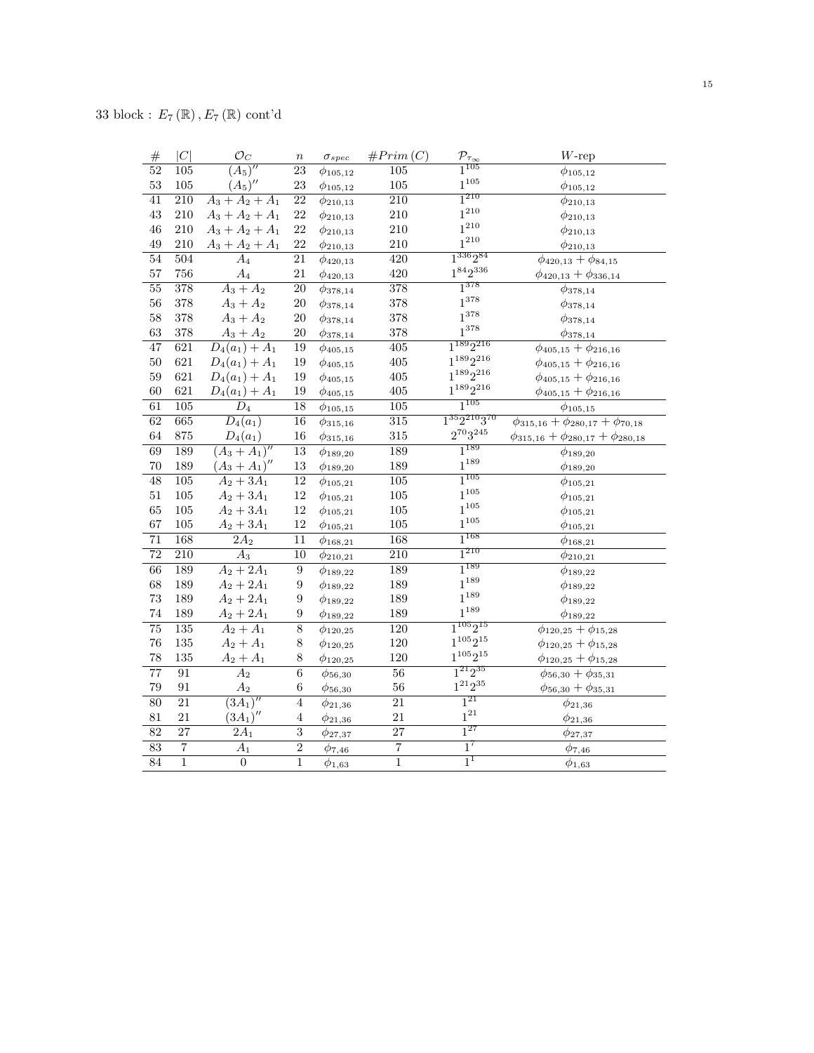33 block : $E_7(\mathbb{R}), E_7(\mathbb{R})$ cont'd

| # | $\|C\|$ | $\mathcal{O}_C$ | $n$ | $\sigma_{spec}$ | $\#Prim(C)$ | $\mathcal{P}_{\tau_\infty}$ | $W$-rep |
|---|---|---|---|---|---|---|---|
| 52 | 105 | $(A_5)''$ | 23 | $\phi_{105,12}$ | 105 | $1^{105}$ | $\phi_{105,12}$ |
| 53 | 105 | $(A_5)''$ | 23 | $\phi_{105,12}$ | 105 | $1^{105}$ | $\phi_{105,12}$ |
| 41 | 210 | $A_3+A_2+A_1$ | 22 | $\phi_{210,13}$ | 210 | $1^{210}$ | $\phi_{210,13}$ |
| 43 | 210 | $A_3+A_2+A_1$ | 22 | $\phi_{210,13}$ | 210 | $1^{210}$ | $\phi_{210,13}$ |
| 46 | 210 | $A_3+A_2+A_1$ | 22 | $\phi_{210,13}$ | 210 | $1^{210}$ | $\phi_{210,13}$ |
| 49 | 210 | $A_3+A_2+A_1$ | 22 | $\phi_{210,13}$ | 210 | $1^{210}$ | $\phi_{210,13}$ |
| 54 | 504 | $A_4$ | 21 | $\phi_{420,13}$ | 420 | $1^{336}2^{84}$ | $\phi_{420,13}+\phi_{84,15}$ |
| 57 | 756 | $A_4$ | 21 | $\phi_{420,13}$ | 420 | $1^{84}2^{336}$ | $\phi_{420,13}+\phi_{336,14}$ |
| 55 | 378 | $A_3+A_2$ | 20 | $\phi_{378,14}$ | 378 | $1^{378}$ | $\phi_{378,14}$ |
| 56 | 378 | $A_3+A_2$ | 20 | $\phi_{378,14}$ | 378 | $1^{378}$ | $\phi_{378,14}$ |
| 58 | 378 | $A_3+A_2$ | 20 | $\phi_{378,14}$ | 378 | $1^{378}$ | $\phi_{378,14}$ |
| 63 | 378 | $A_3+A_2$ | 20 | $\phi_{378,14}$ | 378 | $1^{378}$ | $\phi_{378,14}$ |
| 47 | 621 | $D_4(a_1)+A_1$ | 19 | $\phi_{405,15}$ | 405 | $1^{189}2^{216}$ | $\phi_{405,15}+\phi_{216,16}$ |
| 50 | 621 | $D_4(a_1)+A_1$ | 19 | $\phi_{405,15}$ | 405 | $1^{189}2^{216}$ | $\phi_{405,15}+\phi_{216,16}$ |
| 59 | 621 | $D_4(a_1)+A_1$ | 19 | $\phi_{405,15}$ | 405 | $1^{189}2^{216}$ | $\phi_{405,15}+\phi_{216,16}$ |
| 60 | 621 | $D_4(a_1)+A_1$ | 19 | $\phi_{405,15}$ | 405 | $1^{189}2^{216}$ | $\phi_{405,15}+\phi_{216,16}$ |
| 61 | 105 | $D_4$ | 18 | $\phi_{105,15}$ | 105 | $1^{105}$ | $\phi_{105,15}$ |
| 62 | 665 | $D_4(a_1)$ | 16 | $\phi_{315,16}$ | 315 | $1^{35}2^{210}3^{70}$ | $\phi_{315,16}+\phi_{280,17}+\phi_{70,18}$ |
| 64 | 875 | $D_4(a_1)$ | 16 | $\phi_{315,16}$ | 315 | $2^{70}3^{245}$ | $\phi_{315,16}+\phi_{280,17}+\phi_{280,18}$ |
| 69 | 189 | $(A_3+A_1)''$ | 13 | $\phi_{189,20}$ | 189 | $1^{189}$ | $\phi_{189,20}$ |
| 70 | 189 | $(A_3+A_1)''$ | 13 | $\phi_{189,20}$ | 189 | $1^{189}$ | $\phi_{189,20}$ |
| 48 | 105 | $A_2+3A_1$ | 12 | $\phi_{105,21}$ | 105 | $1^{105}$ | $\phi_{105,21}$ |
| 51 | 105 | $A_2+3A_1$ | 12 | $\phi_{105,21}$ | 105 | $1^{105}$ | $\phi_{105,21}$ |
| 65 | 105 | $A_2+3A_1$ | 12 | $\phi_{105,21}$ | 105 | $1^{105}$ | $\phi_{105,21}$ |
| 67 | 105 | $A_2+3A_1$ | 12 | $\phi_{105,21}$ | 105 | $1^{105}$ | $\phi_{105,21}$ |
| 71 | 168 | $2A_2$ | 11 | $\phi_{168,21}$ | 168 | $1^{168}$ | $\phi_{168,21}$ |
| 72 | 210 | $A_3$ | 10 | $\phi_{210,21}$ | 210 | $1^{210}$ | $\phi_{210,21}$ |
| 66 | 189 | $A_2+2A_1$ | 9 | $\phi_{189,22}$ | 189 | $1^{189}$ | $\phi_{189,22}$ |
| 68 | 189 | $A_2+2A_1$ | 9 | $\phi_{189,22}$ | 189 | $1^{189}$ | $\phi_{189,22}$ |
| 73 | 189 | $A_2+2A_1$ | 9 | $\phi_{189,22}$ | 189 | $1^{189}$ | $\phi_{189,22}$ |
| 74 | 189 | $A_2+2A_1$ | 9 | $\phi_{189,22}$ | 189 | $1^{189}$ | $\phi_{189,22}$ |
| 75 | 135 | $A_2+A_1$ | 8 | $\phi_{120,25}$ | 120 | $1^{105}2^{15}$ | $\phi_{120,25}+\phi_{15,28}$ |
| 76 | 135 | $A_2+A_1$ | 8 | $\phi_{120,25}$ | 120 | $1^{105}2^{15}$ | $\phi_{120,25}+\phi_{15,28}$ |
| 78 | 135 | $A_2+A_1$ | 8 | $\phi_{120,25}$ | 120 | $1^{105}2^{15}$ | $\phi_{120,25}+\phi_{15,28}$ |
| 77 | 91 | $A_2$ | 6 | $\phi_{56,30}$ | 56 | $1^{21}2^{35}$ | $\phi_{56,30}+\phi_{35,31}$ |
| 79 | 91 | $A_2$ | 6 | $\phi_{56,30}$ | 56 | $1^{21}2^{35}$ | $\phi_{56,30}+\phi_{35,31}$ |
| 80 | 21 | $(3A_1)''$ | 4 | $\phi_{21,36}$ | 21 | $1^{21}$ | $\phi_{21,36}$ |
| 81 | 21 | $(3A_1)''$ | 4 | $\phi_{21,36}$ | 21 | $1^{21}$ | $\phi_{21,36}$ |
| 82 | 27 | $2A_1$ | 3 | $\phi_{27,37}$ | 27 | $1^{27}$ | $\phi_{27,37}$ |
| 83 | 7 | $A_1$ | 2 | $\phi_{7,46}$ | 7 | $1^{7}$ | $\phi_{7,46}$ |
| 84 | 1 | 0 | 1 | $\phi_{1,63}$ | 1 | $1^{1}$ | $\phi_{1,63}$ |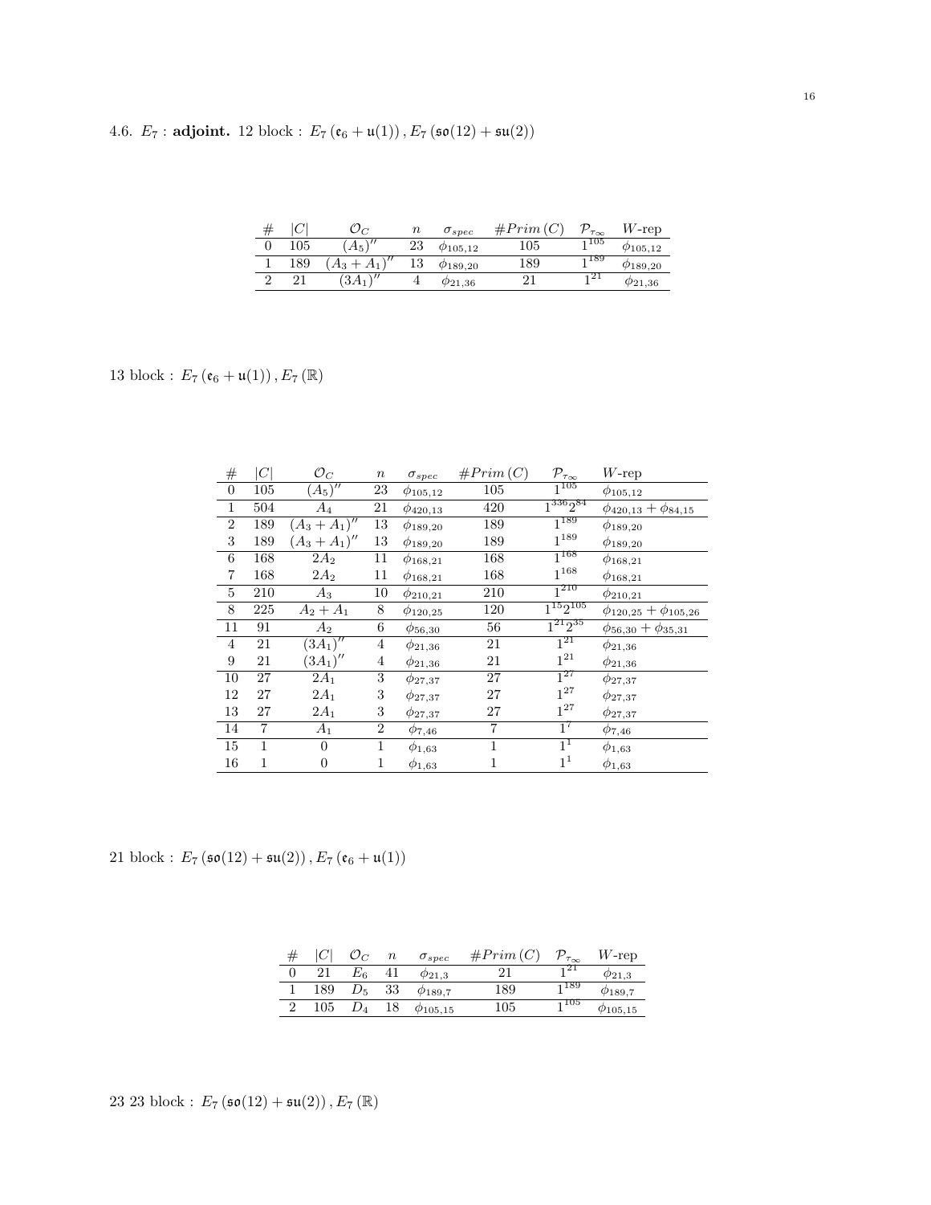4.6. $E_7$ : **adjoint.** 12 block : $E_7(\mathfrak{e}_6 + \mathfrak{u}(1)), E_7(\mathfrak{so}(12) + \mathfrak{su}(2))$

| # | $\|C\|$ | $\mathcal{O}_C$ | $n$ | $\sigma_{spec}$ | $\#Prim(C)$ | $\mathcal{P}_{\tau_\infty}$ | $W$-rep |
|---|---|---|---|---|---|---|---|
| 0 | 105 | $(A_5)''$ | 23 | $\phi_{105,12}$ | 105 | $1^{105}$ | $\phi_{105,12}$ |
| 1 | 189 | $(A_3+A_1)''$ | 13 | $\phi_{189,20}$ | 189 | $1^{189}$ | $\phi_{189,20}$ |
| 2 | 21 | $(3A_1)''$ | 4 | $\phi_{21,36}$ | 21 | $1^{21}$ | $\phi_{21,36}$ |

13 block : $E_7(\mathfrak{e}_6 + \mathfrak{u}(1)), E_7(\mathbb{R})$

| # | $\|C\|$ | $\mathcal{O}_C$ | $n$ | $\sigma_{spec}$ | $\#Prim(C)$ | $\mathcal{P}_{\tau_\infty}$ | $W$-rep |
|---|---|---|---|---|---|---|---|
| 0 | 105 | $(A_5)''$ | 23 | $\phi_{105,12}$ | 105 | $1^{105}$ | $\phi_{105,12}$ |
| 1 | 504 | $A_4$ | 21 | $\phi_{420,13}$ | 420 | $1^{336}2^{84}$ | $\phi_{420,13}+\phi_{84,15}$ |
| 2 | 189 | $(A_3+A_1)''$ | 13 | $\phi_{189,20}$ | 189 | $1^{189}$ | $\phi_{189,20}$ |
| 3 | 189 | $(A_3+A_1)''$ | 13 | $\phi_{189,20}$ | 189 | $1^{189}$ | $\phi_{189,20}$ |
| 6 | 168 | $2A_2$ | 11 | $\phi_{168,21}$ | 168 | $1^{168}$ | $\phi_{168,21}$ |
| 7 | 168 | $2A_2$ | 11 | $\phi_{168,21}$ | 168 | $1^{168}$ | $\phi_{168,21}$ |
| 5 | 210 | $A_3$ | 10 | $\phi_{210,21}$ | 210 | $1^{210}$ | $\phi_{210,21}$ |
| 8 | 225 | $A_2+A_1$ | 8 | $\phi_{120,25}$ | 120 | $1^{15}2^{105}$ | $\phi_{120,25}+\phi_{105,26}$ |
| 11 | 91 | $A_2$ | 6 | $\phi_{56,30}$ | 56 | $1^{21}2^{35}$ | $\phi_{56,30}+\phi_{35,31}$ |
| 4 | 21 | $(3A_1)''$ | 4 | $\phi_{21,36}$ | 21 | $1^{21}$ | $\phi_{21,36}$ |
| 9 | 21 | $(3A_1)''$ | 4 | $\phi_{21,36}$ | 21 | $1^{21}$ | $\phi_{21,36}$ |
| 10 | 27 | $2A_1$ | 3 | $\phi_{27,37}$ | 27 | $1^{27}$ | $\phi_{27,37}$ |
| 12 | 27 | $2A_1$ | 3 | $\phi_{27,37}$ | 27 | $1^{27}$ | $\phi_{27,37}$ |
| 13 | 27 | $2A_1$ | 3 | $\phi_{27,37}$ | 27 | $1^{27}$ | $\phi_{27,37}$ |
| 14 | 7 | $A_1$ | 2 | $\phi_{7,46}$ | 7 | $1^{7}$ | $\phi_{7,46}$ |
| 15 | 1 | 0 | 1 | $\phi_{1,63}$ | 1 | $1^{1}$ | $\phi_{1,63}$ |
| 16 | 1 | 0 | 1 | $\phi_{1,63}$ | 1 | $1^{1}$ | $\phi_{1,63}$ |

21 block : $E_7(\mathfrak{so}(12) + \mathfrak{su}(2)), E_7(\mathfrak{e}_6 + \mathfrak{u}(1))$

| # | $\|C\|$ | $\mathcal{O}_C$ | $n$ | $\sigma_{spec}$ | $\#Prim(C)$ | $\mathcal{P}_{\tau_\infty}$ | $W$-rep |
|---|---|---|---|---|---|---|---|
| 0 | 21 | $E_6$ | 41 | $\phi_{21,3}$ | 21 | $1^{21}$ | $\phi_{21,3}$ |
| 1 | 189 | $D_5$ | 33 | $\phi_{189,7}$ | 189 | $1^{189}$ | $\phi_{189,7}$ |
| 2 | 105 | $D_4$ | 18 | $\phi_{105,15}$ | 105 | $1^{105}$ | $\phi_{105,15}$ |

23 23 block : $E_7(\mathfrak{so}(12) + \mathfrak{su}(2)), E_7(\mathbb{R})$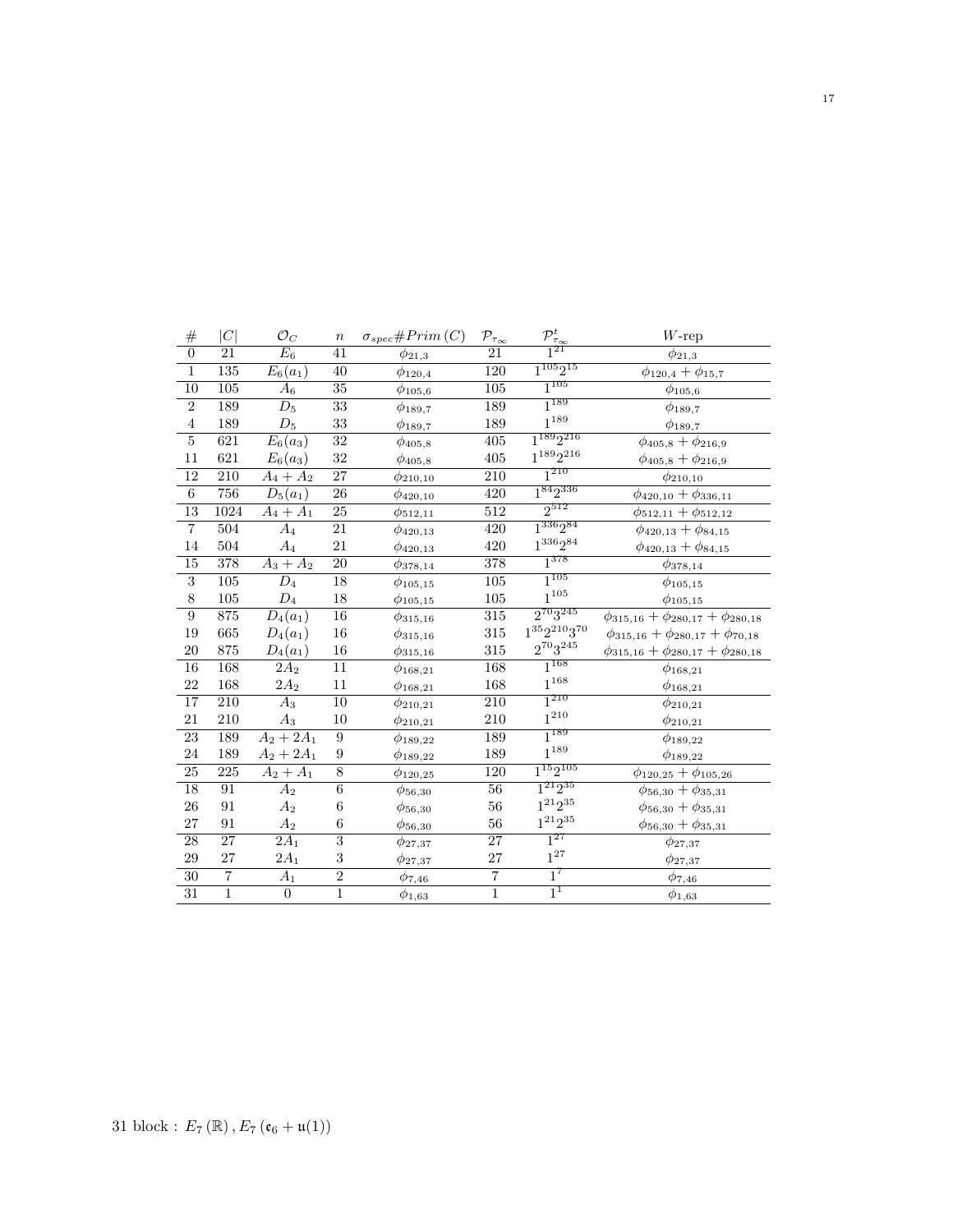| # | $\|C\|$ | $\mathcal{O}_C$ | $n$ | $\sigma_{spec}\#Prim(C)$ | $\mathcal{P}_{\tau_\infty}$ | $\mathcal{P}^t_{\tau_\infty}$ | $W$-rep |
|---|---|---|---|---|---|---|---|
| 0 | 21 | $E_6$ | 41 | $\phi_{21,3}$ | 21 | $1^{21}$ | $\phi_{21,3}$ |
| 1 | 135 | $E_6(a_1)$ | 40 | $\phi_{120,4}$ | 120 | $1^{105}2^{15}$ | $\phi_{120,4}+\phi_{15,7}$ |
| 10 | 105 | $A_6$ | 35 | $\phi_{105,6}$ | 105 | $1^{105}$ | $\phi_{105,6}$ |
| 2 | 189 | $D_5$ | 33 | $\phi_{189,7}$ | 189 | $1^{189}$ | $\phi_{189,7}$ |
| 4 | 189 | $D_5$ | 33 | $\phi_{189,7}$ | 189 | $1^{189}$ | $\phi_{189,7}$ |
| 5 | 621 | $E_6(a_3)$ | 32 | $\phi_{405,8}$ | 405 | $1^{189}2^{216}$ | $\phi_{405,8}+\phi_{216,9}$ |
| 11 | 621 | $E_6(a_3)$ | 32 | $\phi_{405,8}$ | 405 | $1^{189}2^{216}$ | $\phi_{405,8}+\phi_{216,9}$ |
| 12 | 210 | $A_4+A_2$ | 27 | $\phi_{210,10}$ | 210 | $1^{210}$ | $\phi_{210,10}$ |
| 6 | 756 | $D_5(a_1)$ | 26 | $\phi_{420,10}$ | 420 | $1^{84}2^{336}$ | $\phi_{420,10}+\phi_{336,11}$ |
| 13 | 1024 | $A_4+A_1$ | 25 | $\phi_{512,11}$ | 512 | $2^{512}$ | $\phi_{512,11}+\phi_{512,12}$ |
| 7 | 504 | $A_4$ | 21 | $\phi_{420,13}$ | 420 | $1^{336}2^{84}$ | $\phi_{420,13}+\phi_{84,15}$ |
| 14 | 504 | $A_4$ | 21 | $\phi_{420,13}$ | 420 | $1^{336}2^{84}$ | $\phi_{420,13}+\phi_{84,15}$ |
| 15 | 378 | $A_3+A_2$ | 20 | $\phi_{378,14}$ | 378 | $1^{378}$ | $\phi_{378,14}$ |
| 3 | 105 | $D_4$ | 18 | $\phi_{105,15}$ | 105 | $1^{105}$ | $\phi_{105,15}$ |
| 8 | 105 | $D_4$ | 18 | $\phi_{105,15}$ | 105 | $1^{105}$ | $\phi_{105,15}$ |
| 9 | 875 | $D_4(a_1)$ | 16 | $\phi_{315,16}$ | 315 | $2^{70}3^{245}$ | $\phi_{315,16}+\phi_{280,17}+\phi_{280,18}$ |
| 19 | 665 | $D_4(a_1)$ | 16 | $\phi_{315,16}$ | 315 | $1^{35}2^{210}3^{70}$ | $\phi_{315,16}+\phi_{280,17}+\phi_{70,18}$ |
| 20 | 875 | $D_4(a_1)$ | 16 | $\phi_{315,16}$ | 315 | $2^{70}3^{245}$ | $\phi_{315,16}+\phi_{280,17}+\phi_{280,18}$ |
| 16 | 168 | $2A_2$ | 11 | $\phi_{168,21}$ | 168 | $1^{168}$ | $\phi_{168,21}$ |
| 22 | 168 | $2A_2$ | 11 | $\phi_{168,21}$ | 168 | $1^{168}$ | $\phi_{168,21}$ |
| 17 | 210 | $A_3$ | 10 | $\phi_{210,21}$ | 210 | $1^{210}$ | $\phi_{210,21}$ |
| 21 | 210 | $A_3$ | 10 | $\phi_{210,21}$ | 210 | $1^{210}$ | $\phi_{210,21}$ |
| 23 | 189 | $A_2+2A_1$ | 9 | $\phi_{189,22}$ | 189 | $1^{189}$ | $\phi_{189,22}$ |
| 24 | 189 | $A_2+2A_1$ | 9 | $\phi_{189,22}$ | 189 | $1^{189}$ | $\phi_{189,22}$ |
| 25 | 225 | $A_2+A_1$ | 8 | $\phi_{120,25}$ | 120 | $1^{15}2^{105}$ | $\phi_{120,25}+\phi_{105,26}$ |
| 18 | 91 | $A_2$ | 6 | $\phi_{56,30}$ | 56 | $1^{21}2^{35}$ | $\phi_{56,30}+\phi_{35,31}$ |
| 26 | 91 | $A_2$ | 6 | $\phi_{56,30}$ | 56 | $1^{21}2^{35}$ | $\phi_{56,30}+\phi_{35,31}$ |
| 27 | 91 | $A_2$ | 6 | $\phi_{56,30}$ | 56 | $1^{21}2^{35}$ | $\phi_{56,30}+\phi_{35,31}$ |
| 28 | 27 | $2A_1$ | 3 | $\phi_{27,37}$ | 27 | $1^{27}$ | $\phi_{27,37}$ |
| 29 | 27 | $2A_1$ | 3 | $\phi_{27,37}$ | 27 | $1^{27}$ | $\phi_{27,37}$ |
| 30 | 7 | $A_1$ | 2 | $\phi_{7,46}$ | 7 | $1^{7}$ | $\phi_{7,46}$ |
| 31 | 1 | 0 | 1 | $\phi_{1,63}$ | 1 | $1^{1}$ | $\phi_{1,63}$ |

31 block : $E_7(\mathbb{R}), E_7(\mathfrak{e}_6+\mathfrak{u}(1))$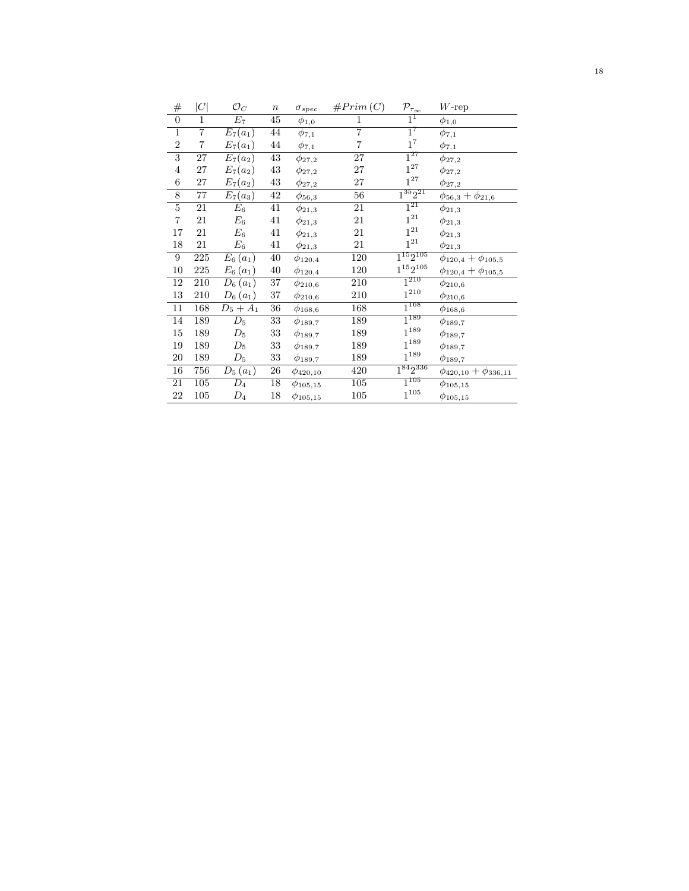| # | $\|C\|$ | $\mathcal{O}_C$ | $n$ | $\sigma_{spec}$ | $\#Prim\,(C)$ | $\mathcal{P}_{\tau_\infty}$ | $W$-rep |
|---|---|---|---|---|---|---|---|
| 0 | 1 | $E_7$ | 45 | $\phi_{1,0}$ | 1 | $1^1$ | $\phi_{1,0}$ |
| 1 | 7 | $E_7(a_1)$ | 44 | $\phi_{7,1}$ | 7 | $1^7$ | $\phi_{7,1}$ |
| 2 | 7 | $E_7(a_1)$ | 44 | $\phi_{7,1}$ | 7 | $1^7$ | $\phi_{7,1}$ |
| 3 | 27 | $E_7(a_2)$ | 43 | $\phi_{27,2}$ | 27 | $1^{27}$ | $\phi_{27,2}$ |
| 4 | 27 | $E_7(a_2)$ | 43 | $\phi_{27,2}$ | 27 | $1^{27}$ | $\phi_{27,2}$ |
| 6 | 27 | $E_7(a_2)$ | 43 | $\phi_{27,2}$ | 27 | $1^{27}$ | $\phi_{27,2}$ |
| 8 | 77 | $E_7(a_3)$ | 42 | $\phi_{56,3}$ | 56 | $1^{35}2^{21}$ | $\phi_{56,3}+\phi_{21,6}$ |
| 5 | 21 | $E_6$ | 41 | $\phi_{21,3}$ | 21 | $1^{21}$ | $\phi_{21,3}$ |
| 7 | 21 | $E_6$ | 41 | $\phi_{21,3}$ | 21 | $1^{21}$ | $\phi_{21,3}$ |
| 17 | 21 | $E_6$ | 41 | $\phi_{21,3}$ | 21 | $1^{21}$ | $\phi_{21,3}$ |
| 18 | 21 | $E_6$ | 41 | $\phi_{21,3}$ | 21 | $1^{21}$ | $\phi_{21,3}$ |
| 9 | 225 | $E_6\,(a_1)$ | 40 | $\phi_{120,4}$ | 120 | $1^{15}2^{105}$ | $\phi_{120,4}+\phi_{105,5}$ |
| 10 | 225 | $E_6\,(a_1)$ | 40 | $\phi_{120,4}$ | 120 | $1^{15}2^{105}$ | $\phi_{120,4}+\phi_{105,5}$ |
| 12 | 210 | $D_6\,(a_1)$ | 37 | $\phi_{210,6}$ | 210 | $1^{210}$ | $\phi_{210,6}$ |
| 13 | 210 | $D_6\,(a_1)$ | 37 | $\phi_{210,6}$ | 210 | $1^{210}$ | $\phi_{210,6}$ |
| 11 | 168 | $D_5+A_1$ | 36 | $\phi_{168,6}$ | 168 | $1^{168}$ | $\phi_{168,6}$ |
| 14 | 189 | $D_5$ | 33 | $\phi_{189,7}$ | 189 | $1^{189}$ | $\phi_{189,7}$ |
| 15 | 189 | $D_5$ | 33 | $\phi_{189,7}$ | 189 | $1^{189}$ | $\phi_{189,7}$ |
| 19 | 189 | $D_5$ | 33 | $\phi_{189,7}$ | 189 | $1^{189}$ | $\phi_{189,7}$ |
| 20 | 189 | $D_5$ | 33 | $\phi_{189,7}$ | 189 | $1^{189}$ | $\phi_{189,7}$ |
| 16 | 756 | $D_5\,(a_1)$ | 26 | $\phi_{420,10}$ | 420 | $1^{84}2^{336}$ | $\phi_{420,10}+\phi_{336,11}$ |
| 21 | 105 | $D_4$ | 18 | $\phi_{105,15}$ | 105 | $1^{105}$ | $\phi_{105,15}$ |
| 22 | 105 | $D_4$ | 18 | $\phi_{105,15}$ | 105 | $1^{105}$ | $\phi_{105,15}$ |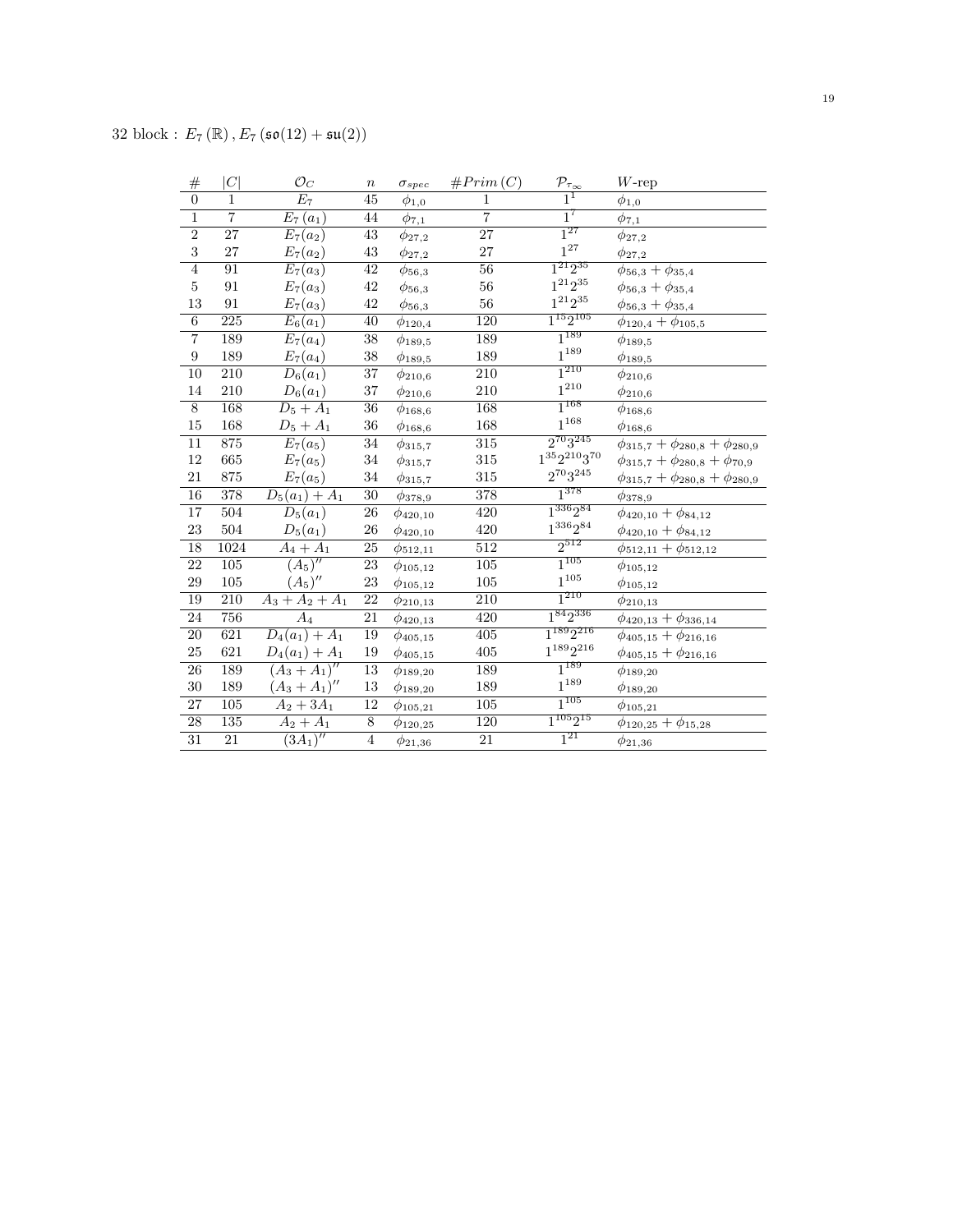32 block : $E_7(\mathbb{R}), E_7(\mathfrak{so}(12) + \mathfrak{su}(2))$

| # | $\lvert C\rvert$ | $\mathcal{O}_C$ | $n$ | $\sigma_{spec}$ | $\#Prim(C)$ | $\mathcal{P}_{\tau_\infty}$ | $W$-rep |
|---|---|---|---|---|---|---|---|
| 0 | 1 | $E_7$ | 45 | $\phi_{1,0}$ | 1 | $1^1$ | $\phi_{1,0}$ |
| 1 | 7 | $E_7(a_1)$ | 44 | $\phi_{7,1}$ | 7 | $1^7$ | $\phi_{7,1}$ |
| 2 | 27 | $E_7(a_2)$ | 43 | $\phi_{27,2}$ | 27 | $1^{27}$ | $\phi_{27,2}$ |
| 3 | 27 | $E_7(a_2)$ | 43 | $\phi_{27,2}$ | 27 | $1^{27}$ | $\phi_{27,2}$ |
| 4 | 91 | $E_7(a_3)$ | 42 | $\phi_{56,3}$ | 56 | $1^{21}2^{35}$ | $\phi_{56,3} + \phi_{35,4}$ |
| 5 | 91 | $E_7(a_3)$ | 42 | $\phi_{56,3}$ | 56 | $1^{21}2^{35}$ | $\phi_{56,3} + \phi_{35,4}$ |
| 13 | 91 | $E_7(a_3)$ | 42 | $\phi_{56,3}$ | 56 | $1^{21}2^{35}$ | $\phi_{56,3} + \phi_{35,4}$ |
| 6 | 225 | $E_6(a_1)$ | 40 | $\phi_{120,4}$ | 120 | $1^{15}2^{105}$ | $\phi_{120,4} + \phi_{105,5}$ |
| 7 | 189 | $E_7(a_4)$ | 38 | $\phi_{189,5}$ | 189 | $1^{189}$ | $\phi_{189,5}$ |
| 9 | 189 | $E_7(a_4)$ | 38 | $\phi_{189,5}$ | 189 | $1^{189}$ | $\phi_{189,5}$ |
| 10 | 210 | $D_6(a_1)$ | 37 | $\phi_{210,6}$ | 210 | $1^{210}$ | $\phi_{210,6}$ |
| 14 | 210 | $D_6(a_1)$ | 37 | $\phi_{210,6}$ | 210 | $1^{210}$ | $\phi_{210,6}$ |
| 8 | 168 | $D_5 + A_1$ | 36 | $\phi_{168,6}$ | 168 | $1^{168}$ | $\phi_{168,6}$ |
| 15 | 168 | $D_5 + A_1$ | 36 | $\phi_{168,6}$ | 168 | $1^{168}$ | $\phi_{168,6}$ |
| 11 | 875 | $E_7(a_5)$ | 34 | $\phi_{315,7}$ | 315 | $2^{70}3^{245}$ | $\phi_{315,7} + \phi_{280,8} + \phi_{280,9}$ |
| 12 | 665 | $E_7(a_5)$ | 34 | $\phi_{315,7}$ | 315 | $1^{35}2^{210}3^{70}$ | $\phi_{315,7} + \phi_{280,8} + \phi_{70,9}$ |
| 21 | 875 | $E_7(a_5)$ | 34 | $\phi_{315,7}$ | 315 | $2^{70}3^{245}$ | $\phi_{315,7} + \phi_{280,8} + \phi_{280,9}$ |
| 16 | 378 | $D_5(a_1) + A_1$ | 30 | $\phi_{378,9}$ | 378 | $1^{378}$ | $\phi_{378,9}$ |
| 17 | 504 | $D_5(a_1)$ | 26 | $\phi_{420,10}$ | 420 | $1^{336}2^{84}$ | $\phi_{420,10} + \phi_{84,12}$ |
| 23 | 504 | $D_5(a_1)$ | 26 | $\phi_{420,10}$ | 420 | $1^{336}2^{84}$ | $\phi_{420,10} + \phi_{84,12}$ |
| 18 | 1024 | $A_4 + A_1$ | 25 | $\phi_{512,11}$ | 512 | $2^{512}$ | $\phi_{512,11} + \phi_{512,12}$ |
| 22 | 105 | $(A_5)''$ | 23 | $\phi_{105,12}$ | 105 | $1^{105}$ | $\phi_{105,12}$ |
| 29 | 105 | $(A_5)''$ | 23 | $\phi_{105,12}$ | 105 | $1^{105}$ | $\phi_{105,12}$ |
| 19 | 210 | $A_3 + A_2 + A_1$ | 22 | $\phi_{210,13}$ | 210 | $1^{210}$ | $\phi_{210,13}$ |
| 24 | 756 | $A_4$ | 21 | $\phi_{420,13}$ | 420 | $1^{84}2^{336}$ | $\phi_{420,13} + \phi_{336,14}$ |
| 20 | 621 | $D_4(a_1) + A_1$ | 19 | $\phi_{405,15}$ | 405 | $1^{189}2^{216}$ | $\phi_{405,15} + \phi_{216,16}$ |
| 25 | 621 | $D_4(a_1) + A_1$ | 19 | $\phi_{405,15}$ | 405 | $1^{189}2^{216}$ | $\phi_{405,15} + \phi_{216,16}$ |
| 26 | 189 | $(A_3 + A_1)''$ | 13 | $\phi_{189,20}$ | 189 | $1^{189}$ | $\phi_{189,20}$ |
| 30 | 189 | $(A_3 + A_1)''$ | 13 | $\phi_{189,20}$ | 189 | $1^{189}$ | $\phi_{189,20}$ |
| 27 | 105 | $A_2 + 3A_1$ | 12 | $\phi_{105,21}$ | 105 | $1^{105}$ | $\phi_{105,21}$ |
| 28 | 135 | $A_2 + A_1$ | 8 | $\phi_{120,25}$ | 120 | $1^{105}2^{15}$ | $\phi_{120,25} + \phi_{15,28}$ |
| 31 | 21 | $(3A_1)''$ | 4 | $\phi_{21,36}$ | 21 | $1^{21}$ | $\phi_{21,36}$ |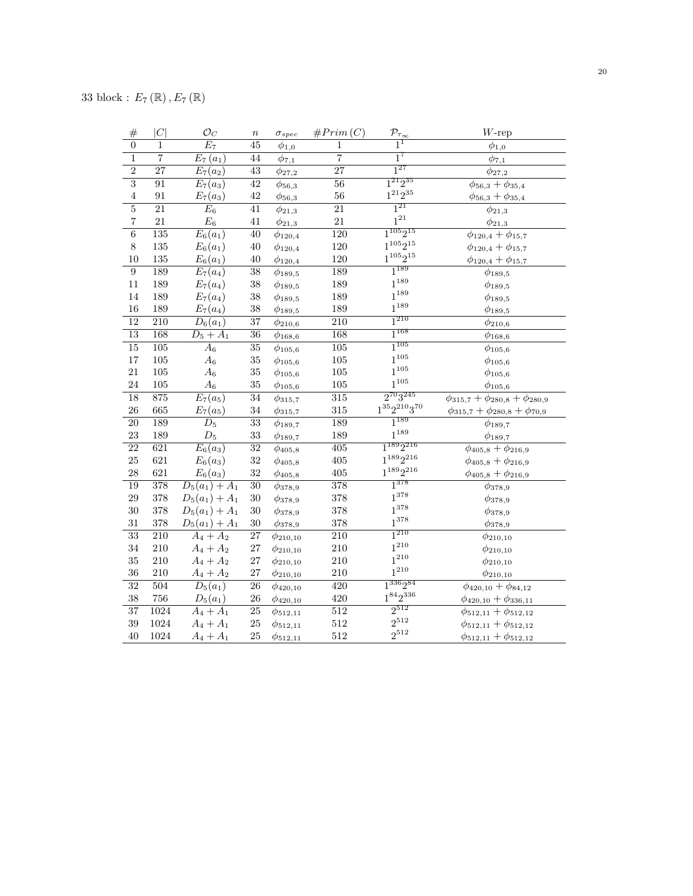33 block : $E_7(\mathbb{R}), E_7(\mathbb{R})$

| # | $\|C\|$ | $\mathcal{O}_C$ | $n$ | $\sigma_{spec}$ | $\#Prim(C)$ | $\mathcal{P}_{\tau_\infty}$ | $W$-rep |
|---|---|---|---|---|---|---|---|
| 0 | 1 | $E_7$ | 45 | $\phi_{1,0}$ | 1 | $1^1$ | $\phi_{1,0}$ |
| 1 | 7 | $E_7(a_1)$ | 44 | $\phi_{7,1}$ | 7 | $1^7$ | $\phi_{7,1}$ |
| 2 | 27 | $E_7(a_2)$ | 43 | $\phi_{27,2}$ | 27 | $1^{27}$ | $\phi_{27,2}$ |
| 3 | 91 | $E_7(a_3)$ | 42 | $\phi_{56,3}$ | 56 | $1^{21}2^{35}$ | $\phi_{56,3}+\phi_{35,4}$ |
| 4 | 91 | $E_7(a_3)$ | 42 | $\phi_{56,3}$ | 56 | $1^{21}2^{35}$ | $\phi_{56,3}+\phi_{35,4}$ |
| 5 | 21 | $E_6$ | 41 | $\phi_{21,3}$ | 21 | $1^{21}$ | $\phi_{21,3}$ |
| 7 | 21 | $E_6$ | 41 | $\phi_{21,3}$ | 21 | $1^{21}$ | $\phi_{21,3}$ |
| 6 | 135 | $E_6(a_1)$ | 40 | $\phi_{120,4}$ | 120 | $1^{105}2^{15}$ | $\phi_{120,4}+\phi_{15,7}$ |
| 8 | 135 | $E_6(a_1)$ | 40 | $\phi_{120,4}$ | 120 | $1^{105}2^{15}$ | $\phi_{120,4}+\phi_{15,7}$ |
| 10 | 135 | $E_6(a_1)$ | 40 | $\phi_{120,4}$ | 120 | $1^{105}2^{15}$ | $\phi_{120,4}+\phi_{15,7}$ |
| 9 | 189 | $E_7(a_4)$ | 38 | $\phi_{189,5}$ | 189 | $1^{189}$ | $\phi_{189,5}$ |
| 11 | 189 | $E_7(a_4)$ | 38 | $\phi_{189,5}$ | 189 | $1^{189}$ | $\phi_{189,5}$ |
| 14 | 189 | $E_7(a_4)$ | 38 | $\phi_{189,5}$ | 189 | $1^{189}$ | $\phi_{189,5}$ |
| 16 | 189 | $E_7(a_4)$ | 38 | $\phi_{189,5}$ | 189 | $1^{189}$ | $\phi_{189,5}$ |
| 12 | 210 | $D_6(a_1)$ | 37 | $\phi_{210,6}$ | 210 | $1^{210}$ | $\phi_{210,6}$ |
| 13 | 168 | $D_5+A_1$ | 36 | $\phi_{168,6}$ | 168 | $1^{168}$ | $\phi_{168,6}$ |
| 15 | 105 | $A_6$ | 35 | $\phi_{105,6}$ | 105 | $1^{105}$ | $\phi_{105,6}$ |
| 17 | 105 | $A_6$ | 35 | $\phi_{105,6}$ | 105 | $1^{105}$ | $\phi_{105,6}$ |
| 21 | 105 | $A_6$ | 35 | $\phi_{105,6}$ | 105 | $1^{105}$ | $\phi_{105,6}$ |
| 24 | 105 | $A_6$ | 35 | $\phi_{105,6}$ | 105 | $1^{105}$ | $\phi_{105,6}$ |
| 18 | 875 | $E_7(a_5)$ | 34 | $\phi_{315,7}$ | 315 | $2^{70}3^{245}$ | $\phi_{315,7}+\phi_{280,8}+\phi_{280,9}$ |
| 26 | 665 | $E_7(a_5)$ | 34 | $\phi_{315,7}$ | 315 | $1^{35}2^{210}3^{70}$ | $\phi_{315,7}+\phi_{280,8}+\phi_{70,9}$ |
| 20 | 189 | $D_5$ | 33 | $\phi_{189,7}$ | 189 | $1^{189}$ | $\phi_{189,7}$ |
| 23 | 189 | $D_5$ | 33 | $\phi_{189,7}$ | 189 | $1^{189}$ | $\phi_{189,7}$ |
| 22 | 621 | $E_6(a_3)$ | 32 | $\phi_{405,8}$ | 405 | $1^{189}2^{216}$ | $\phi_{405,8}+\phi_{216,9}$ |
| 25 | 621 | $E_6(a_3)$ | 32 | $\phi_{405,8}$ | 405 | $1^{189}2^{216}$ | $\phi_{405,8}+\phi_{216,9}$ |
| 28 | 621 | $E_6(a_3)$ | 32 | $\phi_{405,8}$ | 405 | $1^{189}2^{216}$ | $\phi_{405,8}+\phi_{216,9}$ |
| 19 | 378 | $D_5(a_1)+A_1$ | 30 | $\phi_{378,9}$ | 378 | $1^{378}$ | $\phi_{378,9}$ |
| 29 | 378 | $D_5(a_1)+A_1$ | 30 | $\phi_{378,9}$ | 378 | $1^{378}$ | $\phi_{378,9}$ |
| 30 | 378 | $D_5(a_1)+A_1$ | 30 | $\phi_{378,9}$ | 378 | $1^{378}$ | $\phi_{378,9}$ |
| 31 | 378 | $D_5(a_1)+A_1$ | 30 | $\phi_{378,9}$ | 378 | $1^{378}$ | $\phi_{378,9}$ |
| 33 | 210 | $A_4+A_2$ | 27 | $\phi_{210,10}$ | 210 | $1^{210}$ | $\phi_{210,10}$ |
| 34 | 210 | $A_4+A_2$ | 27 | $\phi_{210,10}$ | 210 | $1^{210}$ | $\phi_{210,10}$ |
| 35 | 210 | $A_4+A_2$ | 27 | $\phi_{210,10}$ | 210 | $1^{210}$ | $\phi_{210,10}$ |
| 36 | 210 | $A_4+A_2$ | 27 | $\phi_{210,10}$ | 210 | $1^{210}$ | $\phi_{210,10}$ |
| 32 | 504 | $D_5(a_1)$ | 26 | $\phi_{420,10}$ | 420 | $1^{336}2^{84}$ | $\phi_{420,10}+\phi_{84,12}$ |
| 38 | 756 | $D_5(a_1)$ | 26 | $\phi_{420,10}$ | 420 | $1^{84}2^{336}$ | $\phi_{420,10}+\phi_{336,11}$ |
| 37 | 1024 | $A_4+A_1$ | 25 | $\phi_{512,11}$ | 512 | $2^{512}$ | $\phi_{512,11}+\phi_{512,12}$ |
| 39 | 1024 | $A_4+A_1$ | 25 | $\phi_{512,11}$ | 512 | $2^{512}$ | $\phi_{512,11}+\phi_{512,12}$ |
| 40 | 1024 | $A_4+A_1$ | 25 | $\phi_{512,11}$ | 512 | $2^{512}$ | $\phi_{512,11}+\phi_{512,12}$ |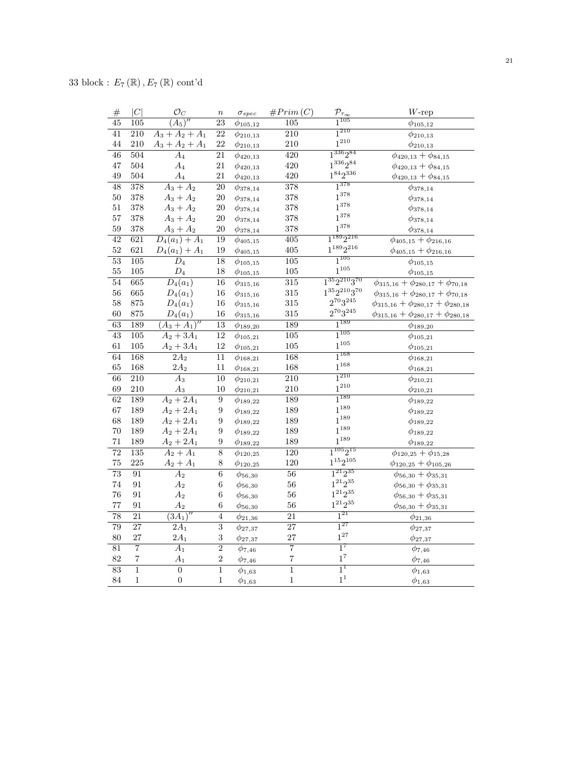33 block : $E_7(\mathbb{R}), E_7(\mathbb{R})$ cont'd

| $\#$ | $\|C\|$ | $\mathcal{O}_C$ | $n$ | $\sigma_{spec}$ | $\#Prim(C)$ | $\mathcal{P}_{\tau_\infty}$ | $W$-rep |
|---|---|---|---|---|---|---|---|
| 45 | 105 | $(A_5)''$ | 23 | $\phi_{105,12}$ | 105 | $1^{105}$ | $\phi_{105,12}$ |
| 41 | 210 | $A_3+A_2+A_1$ | 22 | $\phi_{210,13}$ | 210 | $1^{210}$ | $\phi_{210,13}$ |
| 44 | 210 | $A_3+A_2+A_1$ | 22 | $\phi_{210,13}$ | 210 | $1^{210}$ | $\phi_{210,13}$ |
| 46 | 504 | $A_4$ | 21 | $\phi_{420,13}$ | 420 | $1^{336}2^{84}$ | $\phi_{420,13}+\phi_{84,15}$ |
| 47 | 504 | $A_4$ | 21 | $\phi_{420,13}$ | 420 | $1^{336}2^{84}$ | $\phi_{420,13}+\phi_{84,15}$ |
| 49 | 504 | $A_4$ | 21 | $\phi_{420,13}$ | 420 | $1^{84}2^{336}$ | $\phi_{420,13}+\phi_{84,15}$ |
| 48 | 378 | $A_3+A_2$ | 20 | $\phi_{378,14}$ | 378 | $1^{378}$ | $\phi_{378,14}$ |
| 50 | 378 | $A_3+A_2$ | 20 | $\phi_{378,14}$ | 378 | $1^{378}$ | $\phi_{378,14}$ |
| 51 | 378 | $A_3+A_2$ | 20 | $\phi_{378,14}$ | 378 | $1^{378}$ | $\phi_{378,14}$ |
| 57 | 378 | $A_3+A_2$ | 20 | $\phi_{378,14}$ | 378 | $1^{378}$ | $\phi_{378,14}$ |
| 59 | 378 | $A_3+A_2$ | 20 | $\phi_{378,14}$ | 378 | $1^{378}$ | $\phi_{378,14}$ |
| 42 | 621 | $D_4(a_1)+A_1$ | 19 | $\phi_{405,15}$ | 405 | $1^{189}2^{216}$ | $\phi_{405,15}+\phi_{216,16}$ |
| 52 | 621 | $D_4(a_1)+A_1$ | 19 | $\phi_{405,15}$ | 405 | $1^{189}2^{216}$ | $\phi_{405,15}+\phi_{216,16}$ |
| 53 | 105 | $D_4$ | 18 | $\phi_{105,15}$ | 105 | $1^{105}$ | $\phi_{105,15}$ |
| 55 | 105 | $D_4$ | 18 | $\phi_{105,15}$ | 105 | $1^{105}$ | $\phi_{105,15}$ |
| 54 | 665 | $D_4(a_1)$ | 16 | $\phi_{315,16}$ | 315 | $1^{35}2^{210}3^{70}$ | $\phi_{315,16}+\phi_{280,17}+\phi_{70,18}$ |
| 56 | 665 | $D_4(a_1)$ | 16 | $\phi_{315,16}$ | 315 | $1^{35}2^{210}3^{70}$ | $\phi_{315,16}+\phi_{280,17}+\phi_{70,18}$ |
| 58 | 875 | $D_4(a_1)$ | 16 | $\phi_{315,16}$ | 315 | $2^{70}3^{245}$ | $\phi_{315,16}+\phi_{280,17}+\phi_{280,18}$ |
| 60 | 875 | $D_4(a_1)$ | 16 | $\phi_{315,16}$ | 315 | $2^{70}3^{245}$ | $\phi_{315,16}+\phi_{280,17}+\phi_{280,18}$ |
| 63 | 189 | $(A_3+A_1)''$ | 13 | $\phi_{189,20}$ | 189 | $1^{189}$ | $\phi_{189,20}$ |
| 43 | 105 | $A_2+3A_1$ | 12 | $\phi_{105,21}$ | 105 | $1^{105}$ | $\phi_{105,21}$ |
| 61 | 105 | $A_2+3A_1$ | 12 | $\phi_{105,21}$ | 105 | $1^{105}$ | $\phi_{105,21}$ |
| 64 | 168 | $2A_2$ | 11 | $\phi_{168,21}$ | 168 | $1^{168}$ | $\phi_{168,21}$ |
| 65 | 168 | $2A_2$ | 11 | $\phi_{168,21}$ | 168 | $1^{168}$ | $\phi_{168,21}$ |
| 66 | 210 | $A_3$ | 10 | $\phi_{210,21}$ | 210 | $1^{210}$ | $\phi_{210,21}$ |
| 69 | 210 | $A_3$ | 10 | $\phi_{210,21}$ | 210 | $1^{210}$ | $\phi_{210,21}$ |
| 62 | 189 | $A_2+2A_1$ | 9 | $\phi_{189,22}$ | 189 | $1^{189}$ | $\phi_{189,22}$ |
| 67 | 189 | $A_2+2A_1$ | 9 | $\phi_{189,22}$ | 189 | $1^{189}$ | $\phi_{189,22}$ |
| 68 | 189 | $A_2+2A_1$ | 9 | $\phi_{189,22}$ | 189 | $1^{189}$ | $\phi_{189,22}$ |
| 70 | 189 | $A_2+2A_1$ | 9 | $\phi_{189,22}$ | 189 | $1^{189}$ | $\phi_{189,22}$ |
| 71 | 189 | $A_2+2A_1$ | 9 | $\phi_{189,22}$ | 189 | $1^{189}$ | $\phi_{189,22}$ |
| 72 | 135 | $A_2+A_1$ | 8 | $\phi_{120,25}$ | 120 | $1^{105}2^{15}$ | $\phi_{120,25}+\phi_{15,28}$ |
| 75 | 225 | $A_2+A_1$ | 8 | $\phi_{120,25}$ | 120 | $1^{15}2^{105}$ | $\phi_{120,25}+\phi_{105,26}$ |
| 73 | 91 | $A_2$ | 6 | $\phi_{56,30}$ | 56 | $1^{21}2^{35}$ | $\phi_{56,30}+\phi_{35,31}$ |
| 74 | 91 | $A_2$ | 6 | $\phi_{56,30}$ | 56 | $1^{21}2^{35}$ | $\phi_{56,30}+\phi_{35,31}$ |
| 76 | 91 | $A_2$ | 6 | $\phi_{56,30}$ | 56 | $1^{21}2^{35}$ | $\phi_{56,30}+\phi_{35,31}$ |
| 77 | 91 | $A_2$ | 6 | $\phi_{56,30}$ | 56 | $1^{21}2^{35}$ | $\phi_{56,30}+\phi_{35,31}$ |
| 78 | 21 | $(3A_1)''$ | 4 | $\phi_{21,36}$ | 21 | $1^{21}$ | $\phi_{21,36}$ |
| 79 | 27 | $2A_1$ | 3 | $\phi_{27,37}$ | 27 | $1^{27}$ | $\phi_{27,37}$ |
| 80 | 27 | $2A_1$ | 3 | $\phi_{27,37}$ | 27 | $1^{27}$ | $\phi_{27,37}$ |
| 81 | 7 | $A_1$ | 2 | $\phi_{7,46}$ | 7 | $1^{7}$ | $\phi_{7,46}$ |
| 82 | 7 | $A_1$ | 2 | $\phi_{7,46}$ | 7 | $1^{7}$ | $\phi_{7,46}$ |
| 83 | 1 | 0 | 1 | $\phi_{1,63}$ | 1 | $1^{1}$ | $\phi_{1,63}$ |
| 84 | 1 | 0 | 1 | $\phi_{1,63}$ | 1 | $1^{1}$ | $\phi_{1,63}$ |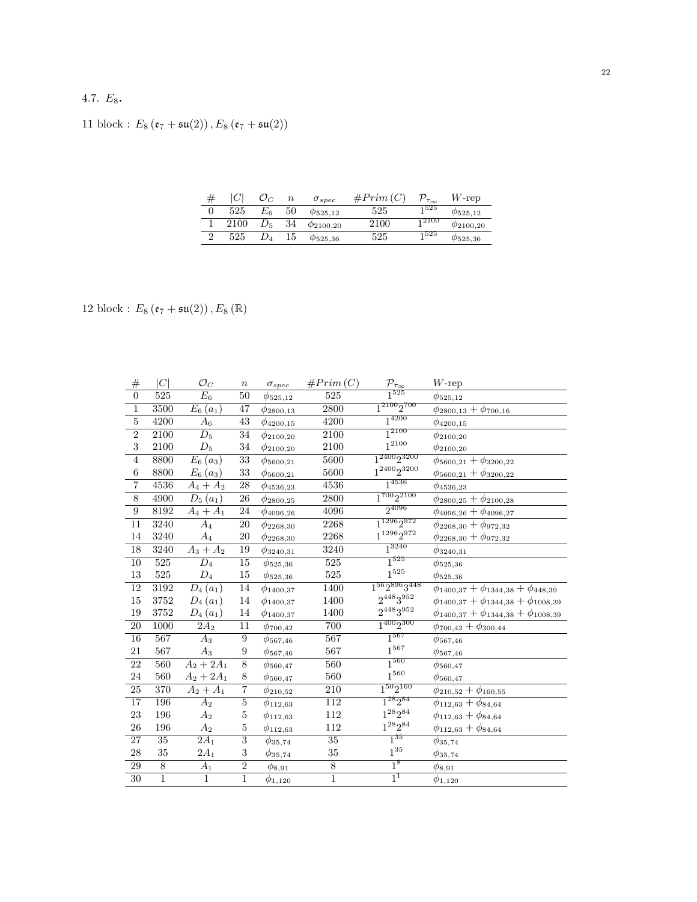### 4.7. $E_8$.

11 block : $E_8\left(\mathfrak{e}_7+\mathfrak{su}(2)\right), E_8\left(\mathfrak{e}_7+\mathfrak{su}(2)\right)$

| # | $\|C\|$ | $\mathcal{O}_C$ | $n$ | $\sigma_{spec}$ | $\#Prim(C)$ | $\mathcal{P}_{\tau_\infty}$ | $W$-rep |
|---|---|---|---|---|---|---|---|
| 0 | 525 | $E_6$ | 50 | $\phi_{525,12}$ | 525 | $1^{525}$ | $\phi_{525,12}$ |
| 1 | 2100 | $D_5$ | 34 | $\phi_{2100,20}$ | 2100 | $1^{2100}$ | $\phi_{2100,20}$ |
| 2 | 525 | $D_4$ | 15 | $\phi_{525,36}$ | 525 | $1^{525}$ | $\phi_{525,36}$ |

12 block : $E_8\left(\mathfrak{e}_7+\mathfrak{su}(2)\right), E_8\left(\mathbb{R}\right)$

| # | $\|C\|$ | $\mathcal{O}_C$ | $n$ | $\sigma_{spec}$ | $\#Prim(C)$ | $\mathcal{P}_{\tau_\infty}$ | $W$-rep |
|---|---|---|---|---|---|---|---|
| 0 | 525 | $E_6$ | 50 | $\phi_{525,12}$ | 525 | $1^{525}$ | $\phi_{525,12}$ |
| 1 | 3500 | $E_6(a_1)$ | 47 | $\phi_{2800,13}$ | 2800 | $1^{2100}2^{700}$ | $\phi_{2800,13}+\phi_{700,16}$ |
| 5 | 4200 | $A_6$ | 43 | $\phi_{4200,15}$ | 4200 | $1^{4200}$ | $\phi_{4200,15}$ |
| 2 | 2100 | $D_5$ | 34 | $\phi_{2100,20}$ | 2100 | $1^{2100}$ | $\phi_{2100,20}$ |
| 3 | 2100 | $D_5$ | 34 | $\phi_{2100,20}$ | 2100 | $1^{2100}$ | $\phi_{2100,20}$ |
| 4 | 8800 | $E_6(a_3)$ | 33 | $\phi_{5600,21}$ | 5600 | $1^{2400}2^{3200}$ | $\phi_{5600,21}+\phi_{3200,22}$ |
| 6 | 8800 | $E_6(a_3)$ | 33 | $\phi_{5600,21}$ | 5600 | $1^{2400}2^{3200}$ | $\phi_{5600,21}+\phi_{3200,22}$ |
| 7 | 4536 | $A_4+A_2$ | 28 | $\phi_{4536,23}$ | 4536 | $1^{4536}$ | $\phi_{4536,23}$ |
| 8 | 4900 | $D_5(a_1)$ | 26 | $\phi_{2800,25}$ | 2800 | $1^{700}2^{2100}$ | $\phi_{2800,25}+\phi_{2100,28}$ |
| 9 | 8192 | $A_4+A_1$ | 24 | $\phi_{4096,26}$ | 4096 | $2^{4096}$ | $\phi_{4096,26}+\phi_{4096,27}$ |
| 11 | 3240 | $A_4$ | 20 | $\phi_{2268,30}$ | 2268 | $1^{1296}2^{972}$ | $\phi_{2268,30}+\phi_{972,32}$ |
| 14 | 3240 | $A_4$ | 20 | $\phi_{2268,30}$ | 2268 | $1^{1296}2^{972}$ | $\phi_{2268,30}+\phi_{972,32}$ |
| 18 | 3240 | $A_3+A_2$ | 19 | $\phi_{3240,31}$ | 3240 | $1^{3240}$ | $\phi_{3240,31}$ |
| 10 | 525 | $D_4$ | 15 | $\phi_{525,36}$ | 525 | $1^{525}$ | $\phi_{525,36}$ |
| 13 | 525 | $D_4$ | 15 | $\phi_{525,36}$ | 525 | $1^{525}$ | $\phi_{525,36}$ |
| 12 | 3192 | $D_4(a_1)$ | 14 | $\phi_{1400,37}$ | 1400 | $1^{56}2^{896}3^{448}$ | $\phi_{1400,37}+\phi_{1344,38}+\phi_{448,39}$ |
| 15 | 3752 | $D_4(a_1)$ | 14 | $\phi_{1400,37}$ | 1400 | $2^{448}3^{952}$ | $\phi_{1400,37}+\phi_{1344,38}+\phi_{1008,39}$ |
| 19 | 3752 | $D_4(a_1)$ | 14 | $\phi_{1400,37}$ | 1400 | $2^{448}3^{952}$ | $\phi_{1400,37}+\phi_{1344,38}+\phi_{1008,39}$ |
| 20 | 1000 | $2A_2$ | 11 | $\phi_{700,42}$ | 700 | $1^{400}2^{300}$ | $\phi_{700,42}+\phi_{300,44}$ |
| 16 | 567 | $A_3$ | 9 | $\phi_{567,46}$ | 567 | $1^{567}$ | $\phi_{567,46}$ |
| 21 | 567 | $A_3$ | 9 | $\phi_{567,46}$ | 567 | $1^{567}$ | $\phi_{567,46}$ |
| 22 | 560 | $A_2+2A_1$ | 8 | $\phi_{560,47}$ | 560 | $1^{560}$ | $\phi_{560,47}$ |
| 24 | 560 | $A_2+2A_1$ | 8 | $\phi_{560,47}$ | 560 | $1^{560}$ | $\phi_{560,47}$ |
| 25 | 370 | $A_2+A_1$ | 7 | $\phi_{210,52}$ | 210 | $1^{50}2^{160}$ | $\phi_{210,52}+\phi_{160,55}$ |
| 17 | 196 | $A_2$ | 5 | $\phi_{112,63}$ | 112 | $1^{28}2^{84}$ | $\phi_{112,63}+\phi_{84,64}$ |
| 23 | 196 | $A_2$ | 5 | $\phi_{112,63}$ | 112 | $1^{28}2^{84}$ | $\phi_{112,63}+\phi_{84,64}$ |
| 26 | 196 | $A_2$ | 5 | $\phi_{112,63}$ | 112 | $1^{28}2^{84}$ | $\phi_{112,63}+\phi_{84,64}$ |
| 27 | 35 | $2A_1$ | 3 | $\phi_{35,74}$ | 35 | $1^{35}$ | $\phi_{35,74}$ |
| 28 | 35 | $2A_1$ | 3 | $\phi_{35,74}$ | 35 | $1^{35}$ | $\phi_{35,74}$ |
| 29 | 8 | $A_1$ | 2 | $\phi_{8,91}$ | 8 | $1^{8}$ | $\phi_{8,91}$ |
| 30 | 1 | 1 | 1 | $\phi_{1,120}$ | 1 | $1^{1}$ | $\phi_{1,120}$ |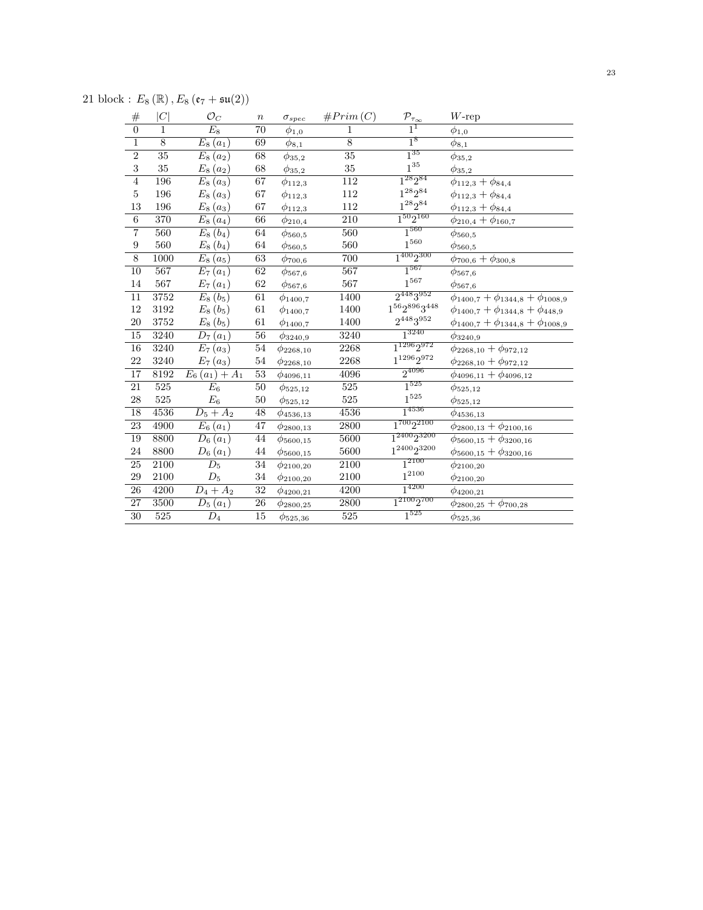21 block : $E_8(\mathbb{R}), E_8(\mathfrak{e}_7 + \mathfrak{su}(2))$

| # | $\|C\|$ | $\mathcal{O}_C$ | $n$ | $\sigma_{spec}$ | $\#Prim(C)$ | $\mathcal{P}_{\tau_\infty}$ | $W$-rep |
|---|---|---|---|---|---|---|---|
| 0 | 1 | $E_8$ | 70 | $\phi_{1,0}$ | 1 | $1^1$ | $\phi_{1,0}$ |
| 1 | 8 | $E_8(a_1)$ | 69 | $\phi_{8,1}$ | 8 | $1^8$ | $\phi_{8,1}$ |
| 2 | 35 | $E_8(a_2)$ | 68 | $\phi_{35,2}$ | 35 | $1^{35}$ | $\phi_{35,2}$ |
| 3 | 35 | $E_8(a_2)$ | 68 | $\phi_{35,2}$ | 35 | $1^{35}$ | $\phi_{35,2}$ |
| 4 | 196 | $E_8(a_3)$ | 67 | $\phi_{112,3}$ | 112 | $1^{28}2^{84}$ | $\phi_{112,3} + \phi_{84,4}$ |
| 5 | 196 | $E_8(a_3)$ | 67 | $\phi_{112,3}$ | 112 | $1^{28}2^{84}$ | $\phi_{112,3} + \phi_{84,4}$ |
| 13 | 196 | $E_8(a_3)$ | 67 | $\phi_{112,3}$ | 112 | $1^{28}2^{84}$ | $\phi_{112,3} + \phi_{84,4}$ |
| 6 | 370 | $E_8(a_4)$ | 66 | $\phi_{210,4}$ | 210 | $1^{50}2^{160}$ | $\phi_{210,4} + \phi_{160,7}$ |
| 7 | 560 | $E_8(b_4)$ | 64 | $\phi_{560,5}$ | 560 | $1^{560}$ | $\phi_{560,5}$ |
| 9 | 560 | $E_8(b_4)$ | 64 | $\phi_{560,5}$ | 560 | $1^{560}$ | $\phi_{560,5}$ |
| 8 | 1000 | $E_8(a_5)$ | 63 | $\phi_{700,6}$ | 700 | $1^{400}2^{300}$ | $\phi_{700,6} + \phi_{300,8}$ |
| 10 | 567 | $E_7(a_1)$ | 62 | $\phi_{567,6}$ | 567 | $1^{567}$ | $\phi_{567,6}$ |
| 14 | 567 | $E_7(a_1)$ | 62 | $\phi_{567,6}$ | 567 | $1^{567}$ | $\phi_{567,6}$ |
| 11 | 3752 | $E_8(b_5)$ | 61 | $\phi_{1400,7}$ | 1400 | $2^{448}3^{952}$ | $\phi_{1400,7} + \phi_{1344,8} + \phi_{1008,9}$ |
| 12 | 3192 | $E_8(b_5)$ | 61 | $\phi_{1400,7}$ | 1400 | $1^{56}2^{896}3^{448}$ | $\phi_{1400,7} + \phi_{1344,8} + \phi_{448,9}$ |
| 20 | 3752 | $E_8(b_5)$ | 61 | $\phi_{1400,7}$ | 1400 | $2^{448}3^{952}$ | $\phi_{1400,7} + \phi_{1344,8} + \phi_{1008,9}$ |
| 15 | 3240 | $D_7(a_1)$ | 56 | $\phi_{3240,9}$ | 3240 | $1^{3240}$ | $\phi_{3240,9}$ |
| 16 | 3240 | $E_7(a_3)$ | 54 | $\phi_{2268,10}$ | 2268 | $1^{1296}2^{972}$ | $\phi_{2268,10} + \phi_{972,12}$ |
| 22 | 3240 | $E_7(a_3)$ | 54 | $\phi_{2268,10}$ | 2268 | $1^{1296}2^{972}$ | $\phi_{2268,10} + \phi_{972,12}$ |
| 17 | 8192 | $E_6(a_1) + A_1$ | 53 | $\phi_{4096,11}$ | 4096 | $2^{4096}$ | $\phi_{4096,11} + \phi_{4096,12}$ |
| 21 | 525 | $E_6$ | 50 | $\phi_{525,12}$ | 525 | $1^{525}$ | $\phi_{525,12}$ |
| 28 | 525 | $E_6$ | 50 | $\phi_{525,12}$ | 525 | $1^{525}$ | $\phi_{525,12}$ |
| 18 | 4536 | $D_5 + A_2$ | 48 | $\phi_{4536,13}$ | 4536 | $1^{4536}$ | $\phi_{4536,13}$ |
| 23 | 4900 | $E_6(a_1)$ | 47 | $\phi_{2800,13}$ | 2800 | $1^{700}2^{2100}$ | $\phi_{2800,13} + \phi_{2100,16}$ |
| 19 | 8800 | $D_6(a_1)$ | 44 | $\phi_{5600,15}$ | 5600 | $1^{2400}2^{3200}$ | $\phi_{5600,15} + \phi_{3200,16}$ |
| 24 | 8800 | $D_6(a_1)$ | 44 | $\phi_{5600,15}$ | 5600 | $1^{2400}2^{3200}$ | $\phi_{5600,15} + \phi_{3200,16}$ |
| 25 | 2100 | $D_5$ | 34 | $\phi_{2100,20}$ | 2100 | $1^{2100}$ | $\phi_{2100,20}$ |
| 29 | 2100 | $D_5$ | 34 | $\phi_{2100,20}$ | 2100 | $1^{2100}$ | $\phi_{2100,20}$ |
| 26 | 4200 | $D_4 + A_2$ | 32 | $\phi_{4200,21}$ | 4200 | $1^{4200}$ | $\phi_{4200,21}$ |
| 27 | 3500 | $D_5(a_1)$ | 26 | $\phi_{2800,25}$ | 2800 | $1^{2100}2^{700}$ | $\phi_{2800,25} + \phi_{700,28}$ |
| 30 | 525 | $D_4$ | 15 | $\phi_{525,36}$ | 525 | $1^{525}$ | $\phi_{525,36}$ |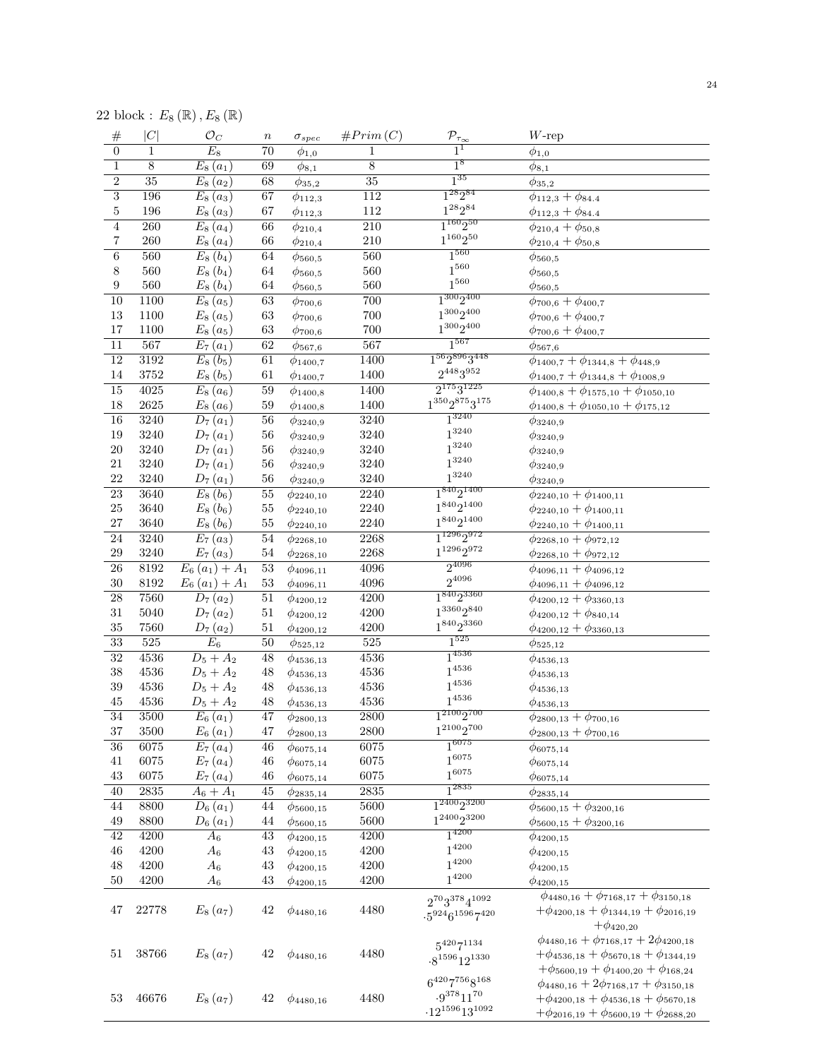22 block : $E_8(\mathbb{R}), E_8(\mathbb{R})$

| # | $\|C\|$ | $\mathcal{O}_C$ | $n$ | $\sigma_{spec}$ | $\#Prim(C)$ | $\mathcal{P}_{\tau_\infty}$ | $W$-rep |
|---|---|---|---|---|---|---|---|
| 0 | 1 | $E_8$ | 70 | $\phi_{1,0}$ | 1 | $1^1$ | $\phi_{1,0}$ |
| 1 | 8 | $E_8(a_1)$ | 69 | $\phi_{8,1}$ | 8 | $1^8$ | $\phi_{8,1}$ |
| 2 | 35 | $E_8(a_2)$ | 68 | $\phi_{35,2}$ | 35 | $1^{35}$ | $\phi_{35,2}$ |
| 3 | 196 | $E_8(a_3)$ | 67 | $\phi_{112,3}$ | 112 | $1^{28}2^{84}$ | $\phi_{112,3}+\phi_{84,4}$ |
| 5 | 196 | $E_8(a_3)$ | 67 | $\phi_{112,3}$ | 112 | $1^{28}2^{84}$ | $\phi_{112,3}+\phi_{84,4}$ |
| 4 | 260 | $E_8(a_4)$ | 66 | $\phi_{210,4}$ | 210 | $1^{160}2^{50}$ | $\phi_{210,4}+\phi_{50,8}$ |
| 7 | 260 | $E_8(a_4)$ | 66 | $\phi_{210,4}$ | 210 | $1^{160}2^{50}$ | $\phi_{210,4}+\phi_{50,8}$ |
| 6 | 560 | $E_8(b_4)$ | 64 | $\phi_{560,5}$ | 560 | $1^{560}$ | $\phi_{560,5}$ |
| 8 | 560 | $E_8(b_4)$ | 64 | $\phi_{560,5}$ | 560 | $1^{560}$ | $\phi_{560,5}$ |
| 9 | 560 | $E_8(b_4)$ | 64 | $\phi_{560,5}$ | 560 | $1^{560}$ | $\phi_{560,5}$ |
| 10 | 1100 | $E_8(a_5)$ | 63 | $\phi_{700,6}$ | 700 | $1^{300}2^{400}$ | $\phi_{700,6}+\phi_{400,7}$ |
| 13 | 1100 | $E_8(a_5)$ | 63 | $\phi_{700,6}$ | 700 | $1^{300}2^{400}$ | $\phi_{700,6}+\phi_{400,7}$ |
| 17 | 1100 | $E_8(a_5)$ | 63 | $\phi_{700,6}$ | 700 | $1^{300}2^{400}$ | $\phi_{700,6}+\phi_{400,7}$ |
| 11 | 567 | $E_7(a_1)$ | 62 | $\phi_{567,6}$ | 567 | $1^{567}$ | $\phi_{567,6}$ |
| 12 | 3192 | $E_8(b_5)$ | 61 | $\phi_{1400,7}$ | 1400 | $1^{56}2^{896}3^{448}$ | $\phi_{1400,7}+\phi_{1344,8}+\phi_{448,9}$ |
| 14 | 3752 | $E_8(b_5)$ | 61 | $\phi_{1400,7}$ | 1400 | $2^{448}3^{952}$ | $\phi_{1400,7}+\phi_{1344,8}+\phi_{1008,9}$ |
| 15 | 4025 | $E_8(a_6)$ | 59 | $\phi_{1400,8}$ | 1400 | $2^{175}3^{1225}$ | $\phi_{1400,8}+\phi_{1575,10}+\phi_{1050,10}$ |
| 18 | 2625 | $E_8(a_6)$ | 59 | $\phi_{1400,8}$ | 1400 | $1^{350}2^{875}3^{175}$ | $\phi_{1400,8}+\phi_{1050,10}+\phi_{175,12}$ |
| 16 | 3240 | $D_7(a_1)$ | 56 | $\phi_{3240,9}$ | 3240 | $1^{3240}$ | $\phi_{3240,9}$ |
| 19 | 3240 | $D_7(a_1)$ | 56 | $\phi_{3240,9}$ | 3240 | $1^{3240}$ | $\phi_{3240,9}$ |
| 20 | 3240 | $D_7(a_1)$ | 56 | $\phi_{3240,9}$ | 3240 | $1^{3240}$ | $\phi_{3240,9}$ |
| 21 | 3240 | $D_7(a_1)$ | 56 | $\phi_{3240,9}$ | 3240 | $1^{3240}$ | $\phi_{3240,9}$ |
| 22 | 3240 | $D_7(a_1)$ | 56 | $\phi_{3240,9}$ | 3240 | $1^{3240}$ | $\phi_{3240,9}$ |
| 23 | 3640 | $E_8(b_6)$ | 55 | $\phi_{2240,10}$ | 2240 | $1^{840}2^{1400}$ | $\phi_{2240,10}+\phi_{1400,11}$ |
| 25 | 3640 | $E_8(b_6)$ | 55 | $\phi_{2240,10}$ | 2240 | $1^{840}2^{1400}$ | $\phi_{2240,10}+\phi_{1400,11}$ |
| 27 | 3640 | $E_8(b_6)$ | 55 | $\phi_{2240,10}$ | 2240 | $1^{840}2^{1400}$ | $\phi_{2240,10}+\phi_{1400,11}$ |
| 24 | 3240 | $E_7(a_3)$ | 54 | $\phi_{2268,10}$ | 2268 | $1^{1296}2^{972}$ | $\phi_{2268,10}+\phi_{972,12}$ |
| 29 | 3240 | $E_7(a_3)$ | 54 | $\phi_{2268,10}$ | 2268 | $1^{1296}2^{972}$ | $\phi_{2268,10}+\phi_{972,12}$ |
| 26 | 8192 | $E_6(a_1)+A_1$ | 53 | $\phi_{4096,11}$ | 4096 | $2^{4096}$ | $\phi_{4096,11}+\phi_{4096,12}$ |
| 30 | 8192 | $E_6(a_1)+A_1$ | 53 | $\phi_{4096,11}$ | 4096 | $2^{4096}$ | $\phi_{4096,11}+\phi_{4096,12}$ |
| 28 | 7560 | $D_7(a_2)$ | 51 | $\phi_{4200,12}$ | 4200 | $1^{840}2^{3360}$ | $\phi_{4200,12}+\phi_{3360,13}$ |
| 31 | 5040 | $D_7(a_2)$ | 51 | $\phi_{4200,12}$ | 4200 | $1^{3360}2^{840}$ | $\phi_{4200,12}+\phi_{840,14}$ |
| 35 | 7560 | $D_7(a_2)$ | 51 | $\phi_{4200,12}$ | 4200 | $1^{840}2^{3360}$ | $\phi_{4200,12}+\phi_{3360,13}$ |
| 33 | 525 | $E_6$ | 50 | $\phi_{525,12}$ | 525 | $1^{525}$ | $\phi_{525,12}$ |
| 32 | 4536 | $D_5+A_2$ | 48 | $\phi_{4536,13}$ | 4536 | $1^{4536}$ | $\phi_{4536,13}$ |
| 38 | 4536 | $D_5+A_2$ | 48 | $\phi_{4536,13}$ | 4536 | $1^{4536}$ | $\phi_{4536,13}$ |
| 39 | 4536 | $D_5+A_2$ | 48 | $\phi_{4536,13}$ | 4536 | $1^{4536}$ | $\phi_{4536,13}$ |
| 45 | 4536 | $D_5+A_2$ | 48 | $\phi_{4536,13}$ | 4536 | $1^{4536}$ | $\phi_{4536,13}$ |
| 34 | 3500 | $E_6(a_1)$ | 47 | $\phi_{2800,13}$ | 2800 | $1^{2100}2^{700}$ | $\phi_{2800,13}+\phi_{700,16}$ |
| 37 | 3500 | $E_6(a_1)$ | 47 | $\phi_{2800,13}$ | 2800 | $1^{2100}2^{700}$ | $\phi_{2800,13}+\phi_{700,16}$ |
| 36 | 6075 | $E_7(a_4)$ | 46 | $\phi_{6075,14}$ | 6075 | $1^{6075}$ | $\phi_{6075,14}$ |
| 41 | 6075 | $E_7(a_4)$ | 46 | $\phi_{6075,14}$ | 6075 | $1^{6075}$ | $\phi_{6075,14}$ |
| 43 | 6075 | $E_7(a_4)$ | 46 | $\phi_{6075,14}$ | 6075 | $1^{6075}$ | $\phi_{6075,14}$ |
| 40 | 2835 | $A_6+A_1$ | 45 | $\phi_{2835,14}$ | 2835 | $1^{2835}$ | $\phi_{2835,14}$ |
| 44 | 8800 | $D_6(a_1)$ | 44 | $\phi_{5600,15}$ | 5600 | $1^{2400}2^{3200}$ | $\phi_{5600,15}+\phi_{3200,16}$ |
| 49 | 8800 | $D_6(a_1)$ | 44 | $\phi_{5600,15}$ | 5600 | $1^{2400}2^{3200}$ | $\phi_{5600,15}+\phi_{3200,16}$ |
| 42 | 4200 | $A_6$ | 43 | $\phi_{4200,15}$ | 4200 | $1^{4200}$ | $\phi_{4200,15}$ |
| 46 | 4200 | $A_6$ | 43 | $\phi_{4200,15}$ | 4200 | $1^{4200}$ | $\phi_{4200,15}$ |
| 48 | 4200 | $A_6$ | 43 | $\phi_{4200,15}$ | 4200 | $1^{4200}$ | $\phi_{4200,15}$ |
| 50 | 4200 | $A_6$ | 43 | $\phi_{4200,15}$ | 4200 | $1^{4200}$ | $\phi_{4200,15}$ |
| 47 | 22778 | $E_8(a_7)$ | 42 | $\phi_{4480,16}$ | 4480 | $2^{70}3^{378}4^{1092}\cdot 5^{924}6^{1596}7^{420}$ | $\phi_{4480,16}+\phi_{7168,17}+\phi_{3150,18}+\phi_{4200,18}+\phi_{1344,19}+\phi_{2016,19}+\phi_{420,20}$ |
| 51 | 38766 | $E_8(a_7)$ | 42 | $\phi_{4480,16}$ | 4480 | $5^{420}7^{1134}\cdot 8^{1596}12^{1330}$ | $\phi_{4480,16}+\phi_{7168,17}+2\phi_{4200,18}+\phi_{4536,18}+\phi_{5670,18}+\phi_{1344,19}+\phi_{5600,19}+\phi_{1400,20}+\phi_{168,24}$ |
| 53 | 46676 | $E_8(a_7)$ | 42 | $\phi_{4480,16}$ | 4480 | $6^{420}7^{756}8^{168}\cdot 9^{378}11^{70}\cdot 12^{1596}13^{1092}$ | $\phi_{4480,16}+2\phi_{7168,17}+\phi_{3150,18}+\phi_{4200,18}+\phi_{4536,18}+\phi_{5670,18}+\phi_{2016,19}+\phi_{5600,19}+\phi_{2688,20}$ |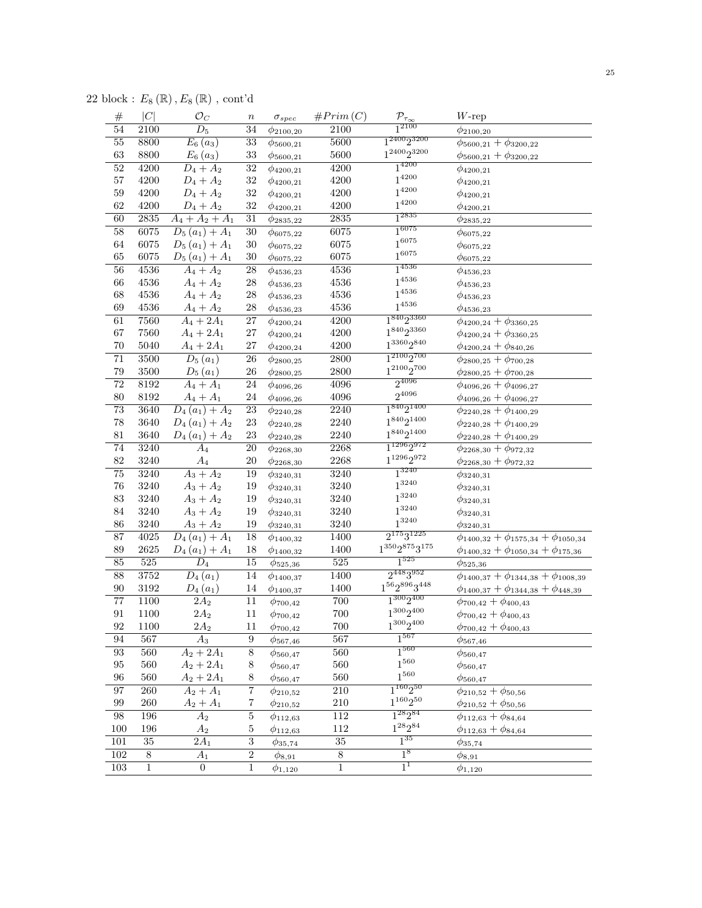22 block : $E_8(\mathbb{R}), E_8(\mathbb{R})$ , cont'd

| # | $\|C\|$ | $\mathcal{O}_C$ | $n$ | $\sigma_{spec}$ | $\#Prim(C)$ | $\mathcal{P}_{\tau_\infty}$ | $W$-rep |
|---|---|---|---|---|---|---|---|
| 54 | 2100 | $D_5$ | 34 | $\phi_{2100,20}$ | 2100 | $1^{2100}$ | $\phi_{2100,20}$ |
| 55 | 8800 | $E_6(a_3)$ | 33 | $\phi_{5600,21}$ | 5600 | $1^{2400}2^{3200}$ | $\phi_{5600,21}+\phi_{3200,22}$ |
| 63 | 8800 | $E_6(a_3)$ | 33 | $\phi_{5600,21}$ | 5600 | $1^{2400}2^{3200}$ | $\phi_{5600,21}+\phi_{3200,22}$ |
| 52 | 4200 | $D_4+A_2$ | 32 | $\phi_{4200,21}$ | 4200 | $1^{4200}$ | $\phi_{4200,21}$ |
| 57 | 4200 | $D_4+A_2$ | 32 | $\phi_{4200,21}$ | 4200 | $1^{4200}$ | $\phi_{4200,21}$ |
| 59 | 4200 | $D_4+A_2$ | 32 | $\phi_{4200,21}$ | 4200 | $1^{4200}$ | $\phi_{4200,21}$ |
| 62 | 4200 | $D_4+A_2$ | 32 | $\phi_{4200,21}$ | 4200 | $1^{4200}$ | $\phi_{4200,21}$ |
| 60 | 2835 | $A_4+A_2+A_1$ | 31 | $\phi_{2835,22}$ | 2835 | $1^{2835}$ | $\phi_{2835,22}$ |
| 58 | 6075 | $D_5(a_1)+A_1$ | 30 | $\phi_{6075,22}$ | 6075 | $1^{6075}$ | $\phi_{6075,22}$ |
| 64 | 6075 | $D_5(a_1)+A_1$ | 30 | $\phi_{6075,22}$ | 6075 | $1^{6075}$ | $\phi_{6075,22}$ |
| 65 | 6075 | $D_5(a_1)+A_1$ | 30 | $\phi_{6075,22}$ | 6075 | $1^{6075}$ | $\phi_{6075,22}$ |
| 56 | 4536 | $A_4+A_2$ | 28 | $\phi_{4536,23}$ | 4536 | $1^{4536}$ | $\phi_{4536,23}$ |
| 66 | 4536 | $A_4+A_2$ | 28 | $\phi_{4536,23}$ | 4536 | $1^{4536}$ | $\phi_{4536,23}$ |
| 68 | 4536 | $A_4+A_2$ | 28 | $\phi_{4536,23}$ | 4536 | $1^{4536}$ | $\phi_{4536,23}$ |
| 69 | 4536 | $A_4+A_2$ | 28 | $\phi_{4536,23}$ | 4536 | $1^{4536}$ | $\phi_{4536,23}$ |
| 61 | 7560 | $A_4+2A_1$ | 27 | $\phi_{4200,24}$ | 4200 | $1^{840}2^{3360}$ | $\phi_{4200,24}+\phi_{3360,25}$ |
| 67 | 7560 | $A_4+2A_1$ | 27 | $\phi_{4200,24}$ | 4200 | $1^{840}2^{3360}$ | $\phi_{4200,24}+\phi_{3360,25}$ |
| 70 | 5040 | $A_4+2A_1$ | 27 | $\phi_{4200,24}$ | 4200 | $1^{3360}2^{840}$ | $\phi_{4200,24}+\phi_{840,26}$ |
| 71 | 3500 | $D_5(a_1)$ | 26 | $\phi_{2800,25}$ | 2800 | $1^{2100}2^{700}$ | $\phi_{2800,25}+\phi_{700,28}$ |
| 79 | 3500 | $D_5(a_1)$ | 26 | $\phi_{2800,25}$ | 2800 | $1^{2100}2^{700}$ | $\phi_{2800,25}+\phi_{700,28}$ |
| 72 | 8192 | $A_4+A_1$ | 24 | $\phi_{4096,26}$ | 4096 | $2^{4096}$ | $\phi_{4096,26}+\phi_{4096,27}$ |
| 80 | 8192 | $A_4+A_1$ | 24 | $\phi_{4096,26}$ | 4096 | $2^{4096}$ | $\phi_{4096,26}+\phi_{4096,27}$ |
| 73 | 3640 | $D_4(a_1)+A_2$ | 23 | $\phi_{2240,28}$ | 2240 | $1^{840}2^{1400}$ | $\phi_{2240,28}+\phi_{1400,29}$ |
| 78 | 3640 | $D_4(a_1)+A_2$ | 23 | $\phi_{2240,28}$ | 2240 | $1^{840}2^{1400}$ | $\phi_{2240,28}+\phi_{1400,29}$ |
| 81 | 3640 | $D_4(a_1)+A_2$ | 23 | $\phi_{2240,28}$ | 2240 | $1^{840}2^{1400}$ | $\phi_{2240,28}+\phi_{1400,29}$ |
| 74 | 3240 | $A_4$ | 20 | $\phi_{2268,30}$ | 2268 | $1^{1296}2^{972}$ | $\phi_{2268,30}+\phi_{972,32}$ |
| 82 | 3240 | $A_4$ | 20 | $\phi_{2268,30}$ | 2268 | $1^{1296}2^{972}$ | $\phi_{2268,30}+\phi_{972,32}$ |
| 75 | 3240 | $A_3+A_2$ | 19 | $\phi_{3240,31}$ | 3240 | $1^{3240}$ | $\phi_{3240,31}$ |
| 76 | 3240 | $A_3+A_2$ | 19 | $\phi_{3240,31}$ | 3240 | $1^{3240}$ | $\phi_{3240,31}$ |
| 83 | 3240 | $A_3+A_2$ | 19 | $\phi_{3240,31}$ | 3240 | $1^{3240}$ | $\phi_{3240,31}$ |
| 84 | 3240 | $A_3+A_2$ | 19 | $\phi_{3240,31}$ | 3240 | $1^{3240}$ | $\phi_{3240,31}$ |
| 86 | 3240 | $A_3+A_2$ | 19 | $\phi_{3240,31}$ | 3240 | $1^{3240}$ | $\phi_{3240,31}$ |
| 87 | 4025 | $D_4(a_1)+A_1$ | 18 | $\phi_{1400,32}$ | 1400 | $2^{175}3^{1225}$ | $\phi_{1400,32}+\phi_{1575,34}+\phi_{1050,34}$ |
| 89 | 2625 | $D_4(a_1)+A_1$ | 18 | $\phi_{1400,32}$ | 1400 | $1^{350}2^{875}3^{175}$ | $\phi_{1400,32}+\phi_{1050,34}+\phi_{175,36}$ |
| 85 | 525 | $D_4$ | 15 | $\phi_{525,36}$ | 525 | $1^{525}$ | $\phi_{525,36}$ |
| 88 | 3752 | $D_4(a_1)$ | 14 | $\phi_{1400,37}$ | 1400 | $2^{448}3^{952}$ | $\phi_{1400,37}+\phi_{1344,38}+\phi_{1008,39}$ |
| 90 | 3192 | $D_4(a_1)$ | 14 | $\phi_{1400,37}$ | 1400 | $1^{56}2^{896}3^{448}$ | $\phi_{1400,37}+\phi_{1344,38}+\phi_{448,39}$ |
| 77 | 1100 | $2A_2$ | 11 | $\phi_{700,42}$ | 700 | $1^{300}2^{400}$ | $\phi_{700,42}+\phi_{400,43}$ |
| 91 | 1100 | $2A_2$ | 11 | $\phi_{700,42}$ | 700 | $1^{300}2^{400}$ | $\phi_{700,42}+\phi_{400,43}$ |
| 92 | 1100 | $2A_2$ | 11 | $\phi_{700,42}$ | 700 | $1^{300}2^{400}$ | $\phi_{700,42}+\phi_{400,43}$ |
| 94 | 567 | $A_3$ | 9 | $\phi_{567,46}$ | 567 | $1^{567}$ | $\phi_{567,46}$ |
| 93 | 560 | $A_2+2A_1$ | 8 | $\phi_{560,47}$ | 560 | $1^{560}$ | $\phi_{560,47}$ |
| 95 | 560 | $A_2+2A_1$ | 8 | $\phi_{560,47}$ | 560 | $1^{560}$ | $\phi_{560,47}$ |
| 96 | 560 | $A_2+2A_1$ | 8 | $\phi_{560,47}$ | 560 | $1^{560}$ | $\phi_{560,47}$ |
| 97 | 260 | $A_2+A_1$ | 7 | $\phi_{210,52}$ | 210 | $1^{160}2^{50}$ | $\phi_{210,52}+\phi_{50,56}$ |
| 99 | 260 | $A_2+A_1$ | 7 | $\phi_{210,52}$ | 210 | $1^{160}2^{50}$ | $\phi_{210,52}+\phi_{50,56}$ |
| 98 | 196 | $A_2$ | 5 | $\phi_{112,63}$ | 112 | $1^{28}2^{84}$ | $\phi_{112,63}+\phi_{84,64}$ |
| 100 | 196 | $A_2$ | 5 | $\phi_{112,63}$ | 112 | $1^{28}2^{84}$ | $\phi_{112,63}+\phi_{84,64}$ |
| 101 | 35 | $2A_1$ | 3 | $\phi_{35,74}$ | 35 | $1^{35}$ | $\phi_{35,74}$ |
| 102 | 8 | $A_1$ | 2 | $\phi_{8,91}$ | 8 | $1^{8}$ | $\phi_{8,91}$ |
| 103 | 1 | 0 | 1 | $\phi_{1,120}$ | 1 | $1^{1}$ | $\phi_{1,120}$ |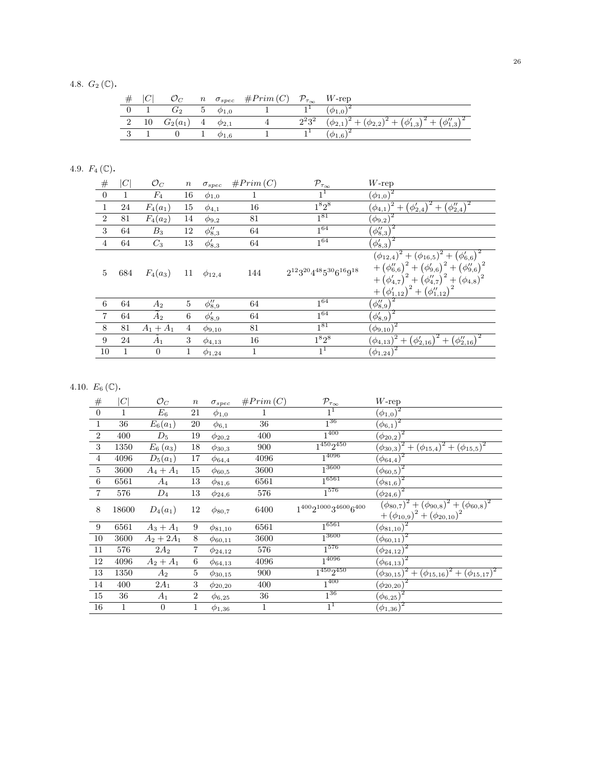### 4.8. $G_2(\mathbb{C})$.

| # | $\|C\|$ | $\mathcal{O}_C$ | $n$ | $\sigma_{spec}$ | $\#Prim\,(C)$ | $\mathcal{P}_{\tau_\infty}$ | $W$-rep |
|---|---|---|---|---|---|---|---|
| 0 | 1 | $G_2$ | 5 | $\phi_{1,0}$ | 1 | $1^1$ | $(\phi_{1,0})^2$ |
| 2 | 10 | $G_2(a_1)$ | 4 | $\phi_{2,1}$ | 4 | $2^2 3^2$ | $(\phi_{2,1})^2 + (\phi_{2,2})^2 + (\phi'_{1,3})^2 + (\phi''_{1,3})^2$ |
| 3 | 1 | 0 | 1 | $\phi_{1,6}$ | 1 | $1^1$ | $(\phi_{1,6})^2$ |

### 4.9. $F_4(\mathbb{C})$.

| # | $\|C\|$ | $\mathcal{O}_C$ | $n$ | $\sigma_{spec}$ | $\#Prim\,(C)$ | $\mathcal{P}_{\tau_\infty}$ | $W$-rep |
|---|---|---|---|---|---|---|---|
| 0 | 1 | $F_4$ | 16 | $\phi_{1,0}$ | 1 | $1^1$ | $(\phi_{1,0})^2$ |
| 1 | 24 | $F_4(a_1)$ | 15 | $\phi_{4,1}$ | 16 | $1^8 2^8$ | $(\phi_{4,1})^2 + (\phi'_{2,4})^2 + (\phi''_{2,4})^2$ |
| 2 | 81 | $F_4(a_2)$ | 14 | $\phi_{9,2}$ | 81 | $1^{81}$ | $(\phi_{9,2})^2$ |
| 3 | 64 | $B_3$ | 12 | $\phi''_{8,3}$ | 64 | $1^{64}$ | $(\phi''_{8,3})^2$ |
| 4 | 64 | $C_3$ | 13 | $\phi'_{8,3}$ | 64 | $1^{64}$ | $(\phi'_{8,3})^2$ |
| 5 | 684 | $F_4(a_3)$ | 11 | $\phi_{12,4}$ | 144 | $2^{12} 3^{20} 4^{48} 5^{30} 6^{16} 9^{18}$ | $(\phi_{12,4})^2 + (\phi_{16,5})^2 + (\phi'_{6,6})^2 + (\phi''_{6,6})^2 + (\phi'_{9,6})^2 + (\phi''_{9,6})^2 + (\phi'_{4,7})^2 + (\phi''_{4,7})^2 + (\phi_{4,8})^2 + (\phi'_{1,12})^2 + (\phi''_{1,12})^2$ |
| 6 | 64 | $A_2$ | 5 | $\phi''_{8,9}$ | 64 | $1^{64}$ | $(\phi''_{8,9})^2$ |
| 7 | 64 | $\tilde{A}_2$ | 6 | $\phi'_{8,9}$ | 64 | $1^{64}$ | $(\phi'_{8,9})^2$ |
| 8 | 81 | $A_1 + A_1$ | 4 | $\phi_{9,10}$ | 81 | $1^{81}$ | $(\phi_{9,10})^2$ |
| 9 | 24 | $\tilde{A}_1$ | 3 | $\phi_{4,13}$ | 16 | $1^8 2^8$ | $(\phi_{4,13})^2 + (\phi'_{2,16})^2 + (\phi''_{2,16})^2$ |
| 10 | 1 | 0 | 1 | $\phi_{1,24}$ | 1 | $1^1$ | $(\phi_{1,24})^2$ |

### 4.10. $E_6(\mathbb{C})$.

| # | $\|C\|$ | $\mathcal{O}_C$ | $n$ | $\sigma_{spec}$ | $\#Prim\,(C)$ | $\mathcal{P}_{\tau_\infty}$ | $W$-rep |
|---|---|---|---|---|---|---|---|
| 0 | 1 | $E_6$ | 21 | $\phi_{1,0}$ | 1 | $1^1$ | $(\phi_{1,0})^2$ |
| 1 | 36 | $E_6(a_1)$ | 20 | $\phi_{6,1}$ | 36 | $1^{36}$ | $(\phi_{6,1})^2$ |
| 2 | 400 | $D_5$ | 19 | $\phi_{20,2}$ | 400 | $1^{400}$ | $(\phi_{20,2})^2$ |
| 3 | 1350 | $E_6(a_3)$ | 18 | $\phi_{30,3}$ | 900 | $1^{450} 2^{450}$ | $(\phi_{30,3})^2 + (\phi_{15,4})^2 + (\phi_{15,5})^2$ |
| 4 | 4096 | $D_5(a_1)$ | 17 | $\phi_{64,4}$ | 4096 | $1^{4096}$ | $(\phi_{64,4})^2$ |
| 5 | 3600 | $A_4 + A_1$ | 15 | $\phi_{60,5}$ | 3600 | $1^{3600}$ | $(\phi_{60,5})^2$ |
| 6 | 6561 | $A_4$ | 13 | $\phi_{81,6}$ | 6561 | $1^{6561}$ | $(\phi_{81,6})^2$ |
| 7 | 576 | $D_4$ | 13 | $\phi_{24,6}$ | 576 | $1^{576}$ | $(\phi_{24,6})^2$ |
| 8 | 18600 | $D_4(a_1)$ | 12 | $\phi_{80,7}$ | 6400 | $1^{400} 2^{1000} 3^{4600} 6^{400}$ | $(\phi_{80,7})^2 + (\phi_{90,8})^2 + (\phi_{60,8})^2 + (\phi_{10,9})^2 + (\phi_{20,10})^2$ |
| 9 | 6561 | $A_3 + A_1$ | 9 | $\phi_{81,10}$ | 6561 | $1^{6561}$ | $(\phi_{81,10})^2$ |
| 10 | 3600 | $A_2 + 2A_1$ | 8 | $\phi_{60,11}$ | 3600 | $1^{3600}$ | $(\phi_{60,11})^2$ |
| 11 | 576 | $2A_2$ | 7 | $\phi_{24,12}$ | 576 | $1^{576}$ | $(\phi_{24,12})^2$ |
| 12 | 4096 | $A_2 + A_1$ | 6 | $\phi_{64,13}$ | 4096 | $1^{4096}$ | $(\phi_{64,13})^2$ |
| 13 | 1350 | $A_2$ | 5 | $\phi_{30,15}$ | 900 | $1^{450} 2^{450}$ | $(\phi_{30,15})^2 + (\phi_{15,16})^2 + (\phi_{15,17})^2$ |
| 14 | 400 | $2A_1$ | 3 | $\phi_{20,20}$ | 400 | $1^{400}$ | $(\phi_{20,20})^2$ |
| 15 | 36 | $A_1$ | 2 | $\phi_{6,25}$ | 36 | $1^{36}$ | $(\phi_{6,25})^2$ |
| 16 | 1 | 0 | 1 | $\phi_{1,36}$ | 1 | $1^1$ | $(\phi_{1,36})^2$ |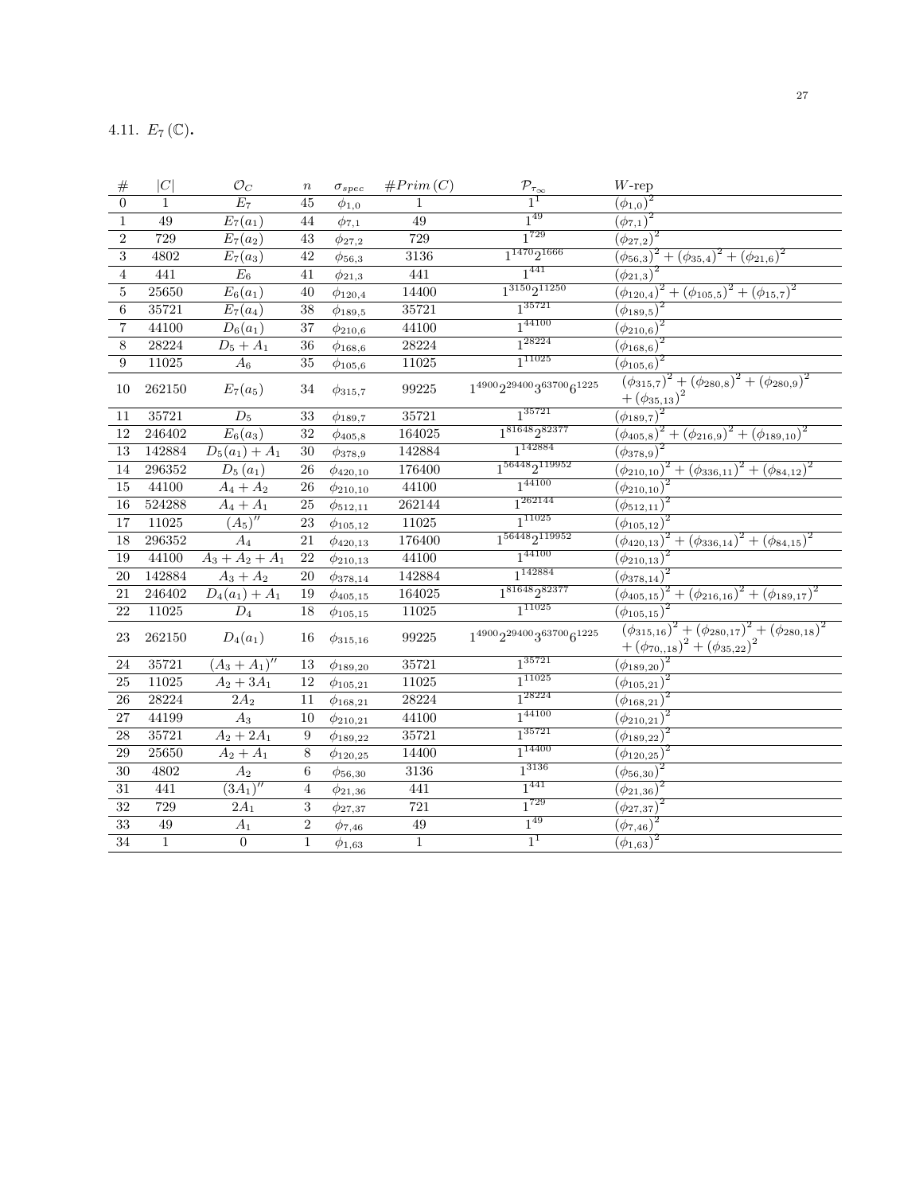## 4.11. $E_7(\mathbb{C})$.

| # | $\|C\|$ | $\mathcal{O}_C$ | $n$ | $\sigma_{spec}$ | $\#Prim(C)$ | $\mathcal{P}_{\tau_\infty}$ | $W$-rep |
|---|---|---|---|---|---|---|---|
| 0 | 1 | $E_7$ | 45 | $\phi_{1,0}$ | 1 | $1^1$ | $(\phi_{1,0})^2$ |
| 1 | 49 | $E_7(a_1)$ | 44 | $\phi_{7,1}$ | 49 | $1^{49}$ | $(\phi_{7,1})^2$ |
| 2 | 729 | $E_7(a_2)$ | 43 | $\phi_{27,2}$ | 729 | $1^{729}$ | $(\phi_{27,2})^2$ |
| 3 | 4802 | $E_7(a_3)$ | 42 | $\phi_{56,3}$ | 3136 | $1^{1470}2^{1666}$ | $(\phi_{56,3})^2 + (\phi_{35,4})^2 + (\phi_{21,6})^2$ |
| 4 | 441 | $E_6$ | 41 | $\phi_{21,3}$ | 441 | $1^{441}$ | $(\phi_{21,3})^2$ |
| 5 | 25650 | $E_6(a_1)$ | 40 | $\phi_{120,4}$ | 14400 | $1^{3150}2^{11250}$ | $(\phi_{120,4})^2 + (\phi_{105,5})^2 + (\phi_{15,7})^2$ |
| 6 | 35721 | $E_7(a_4)$ | 38 | $\phi_{189,5}$ | 35721 | $1^{35721}$ | $(\phi_{189,5})^2$ |
| 7 | 44100 | $D_6(a_1)$ | 37 | $\phi_{210,6}$ | 44100 | $1^{44100}$ | $(\phi_{210,6})^2$ |
| 8 | 28224 | $D_5 + A_1$ | 36 | $\phi_{168,6}$ | 28224 | $1^{28224}$ | $(\phi_{168,6})^2$ |
| 9 | 11025 | $A_6$ | 35 | $\phi_{105,6}$ | 11025 | $1^{11025}$ | $(\phi_{105,6})^2$ |
| 10 | 262150 | $E_7(a_5)$ | 34 | $\phi_{315,7}$ | 99225 | $1^{4900}2^{29400}3^{63700}6^{1225}$ | $(\phi_{315,7})^2 + (\phi_{280,8})^2 + (\phi_{280,9})^2 + (\phi_{35,13})^2$ |
| 11 | 35721 | $D_5$ | 33 | $\phi_{189,7}$ | 35721 | $1^{35721}$ | $(\phi_{189,7})^2$ |
| 12 | 246402 | $E_6(a_3)$ | 32 | $\phi_{405,8}$ | 164025 | $1^{81648}2^{82377}$ | $(\phi_{405,8})^2 + (\phi_{216,9})^2 + (\phi_{189,10})^2$ |
| 13 | 142884 | $D_5(a_1) + A_1$ | 30 | $\phi_{378,9}$ | 142884 | $1^{142884}$ | $(\phi_{378,9})^2$ |
| 14 | 296352 | $D_5(a_1)$ | 26 | $\phi_{420,10}$ | 176400 | $1^{56448}2^{119952}$ | $(\phi_{210,10})^2 + (\phi_{336,11})^2 + (\phi_{84,12})^2$ |
| 15 | 44100 | $A_4 + A_2$ | 26 | $\phi_{210,10}$ | 44100 | $1^{44100}$ | $(\phi_{210,10})^2$ |
| 16 | 524288 | $A_4 + A_1$ | 25 | $\phi_{512,11}$ | 262144 | $1^{262144}$ | $(\phi_{512,11})^2$ |
| 17 | 11025 | $(A_5)''$ | 23 | $\phi_{105,12}$ | 11025 | $1^{11025}$ | $(\phi_{105,12})^2$ |
| 18 | 296352 | $A_4$ | 21 | $\phi_{420,13}$ | 176400 | $1^{56448}2^{119952}$ | $(\phi_{420,13})^2 + (\phi_{336,14})^2 + (\phi_{84,15})^2$ |
| 19 | 44100 | $A_3 + A_2 + A_1$ | 22 | $\phi_{210,13}$ | 44100 | $1^{44100}$ | $(\phi_{210,13})^2$ |
| 20 | 142884 | $A_3 + A_2$ | 20 | $\phi_{378,14}$ | 142884 | $1^{142884}$ | $(\phi_{378,14})^2$ |
| 21 | 246402 | $D_4(a_1) + A_1$ | 19 | $\phi_{405,15}$ | 164025 | $1^{81648}2^{82377}$ | $(\phi_{405,15})^2 + (\phi_{216,16})^2 + (\phi_{189,17})^2$ |
| 22 | 11025 | $D_4$ | 18 | $\phi_{105,15}$ | 11025 | $1^{11025}$ | $(\phi_{105,15})^2$ |
| 23 | 262150 | $D_4(a_1)$ | 16 | $\phi_{315,16}$ | 99225 | $1^{4900}2^{29400}3^{63700}6^{1225}$ | $(\phi_{315,16})^2 + (\phi_{280,17})^2 + (\phi_{280,18})^2 + (\phi_{70,,18})^2 + (\phi_{35,22})^2$ |
| 24 | 35721 | $(A_3 + A_1)''$ | 13 | $\phi_{189,20}$ | 35721 | $1^{35721}$ | $(\phi_{189,20})^2$ |
| 25 | 11025 | $A_2 + 3A_1$ | 12 | $\phi_{105,21}$ | 11025 | $1^{11025}$ | $(\phi_{105,21})^2$ |
| 26 | 28224 | $2A_2$ | 11 | $\phi_{168,21}$ | 28224 | $1^{28224}$ | $(\phi_{168,21})^2$ |
| 27 | 44199 | $A_3$ | 10 | $\phi_{210,21}$ | 44100 | $1^{44100}$ | $(\phi_{210,21})^2$ |
| 28 | 35721 | $A_2 + 2A_1$ | 9 | $\phi_{189,22}$ | 35721 | $1^{35721}$ | $(\phi_{189,22})^2$ |
| 29 | 25650 | $A_2 + A_1$ | 8 | $\phi_{120,25}$ | 14400 | $1^{14400}$ | $(\phi_{120,25})^2$ |
| 30 | 4802 | $A_2$ | 6 | $\phi_{56,30}$ | 3136 | $1^{3136}$ | $(\phi_{56,30})^2$ |
| 31 | 441 | $(3A_1)''$ | 4 | $\phi_{21,36}$ | 441 | $1^{441}$ | $(\phi_{21,36})^2$ |
| 32 | 729 | $2A_1$ | 3 | $\phi_{27,37}$ | 721 | $1^{729}$ | $(\phi_{27,37})^2$ |
| 33 | 49 | $A_1$ | 2 | $\phi_{7,46}$ | 49 | $1^{49}$ | $(\phi_{7,46})^2$ |
| 34 | 1 | 0 | 1 | $\phi_{1,63}$ | 1 | $1^1$ | $(\phi_{1,63})^2$ |